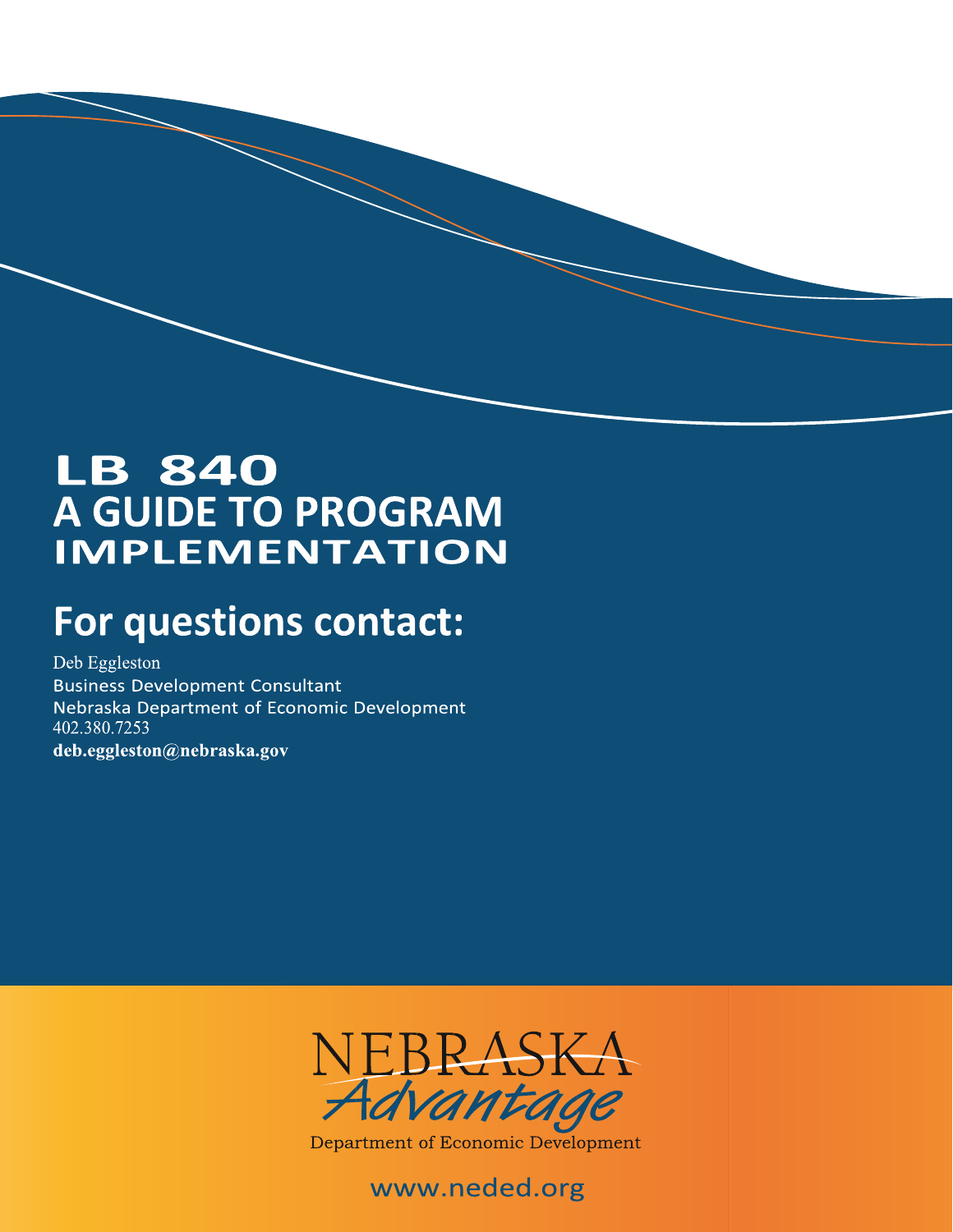# LB 840
# A GUIDE TO PROGRAM IMPLEMENTATION

## For questions contact:

Deb Eggleston
Business Development Consultant
Nebraska Department of Economic Development
402.380.7253
**deb.eggleston@nebraska.gov**

NEBRASKA
*Advantage*
Department of Economic Development

www.neded.org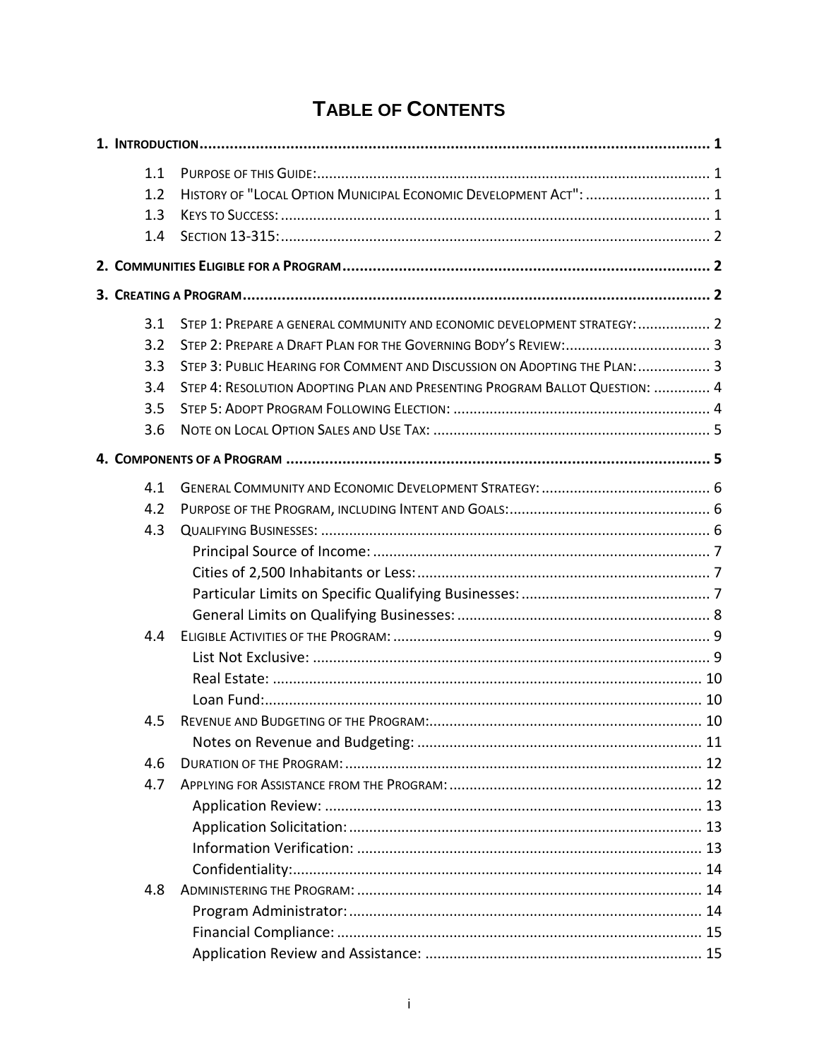# TABLE OF CONTENTS

**1. INTRODUCTION ..... 1**

- 1.1 PURPOSE OF THIS GUIDE: ..... 1
- 1.2 HISTORY OF "LOCAL OPTION MUNICIPAL ECONOMIC DEVELOPMENT ACT": ..... 1
- 1.3 KEYS TO SUCCESS: ..... 1
- 1.4 SECTION 13-315: ..... 2

**2. COMMUNITIES ELIGIBLE FOR A PROGRAM ..... 2**

**3. CREATING A PROGRAM ..... 2**

- 3.1 STEP 1: PREPARE A GENERAL COMMUNITY AND ECONOMIC DEVELOPMENT STRATEGY: ..... 2
- 3.2 STEP 2: PREPARE A DRAFT PLAN FOR THE GOVERNING BODY'S REVIEW: ..... 3
- 3.3 STEP 3: PUBLIC HEARING FOR COMMENT AND DISCUSSION ON ADOPTING THE PLAN: ..... 3
- 3.4 STEP 4: RESOLUTION ADOPTING PLAN AND PRESENTING PROGRAM BALLOT QUESTION: ..... 4
- 3.5 STEP 5: ADOPT PROGRAM FOLLOWING ELECTION: ..... 4
- 3.6 NOTE ON LOCAL OPTION SALES AND USE TAX: ..... 5

**4. COMPONENTS OF A PROGRAM ..... 5**

- 4.1 GENERAL COMMUNITY AND ECONOMIC DEVELOPMENT STRATEGY: ..... 6
- 4.2 PURPOSE OF THE PROGRAM, INCLUDING INTENT AND GOALS: ..... 6
- 4.3 QUALIFYING BUSINESSES: ..... 6
  - Principal Source of Income: ..... 7
  - Cities of 2,500 Inhabitants or Less: ..... 7
  - Particular Limits on Specific Qualifying Businesses: ..... 7
  - General Limits on Qualifying Businesses: ..... 8
- 4.4 ELIGIBLE ACTIVITIES OF THE PROGRAM: ..... 9
  - List Not Exclusive: ..... 9
  - Real Estate: ..... 10
  - Loan Fund: ..... 10
- 4.5 REVENUE AND BUDGETING OF THE PROGRAM: ..... 10
  - Notes on Revenue and Budgeting: ..... 11
- 4.6 DURATION OF THE PROGRAM: ..... 12
- 4.7 APPLYING FOR ASSISTANCE FROM THE PROGRAM: ..... 12
  - Application Review: ..... 13
  - Application Solicitation: ..... 13
  - Information Verification: ..... 13
  - Confidentiality: ..... 14
- 4.8 ADMINISTERING THE PROGRAM: ..... 14
  - Program Administrator: ..... 14
  - Financial Compliance: ..... 15
  - Application Review and Assistance: ..... 15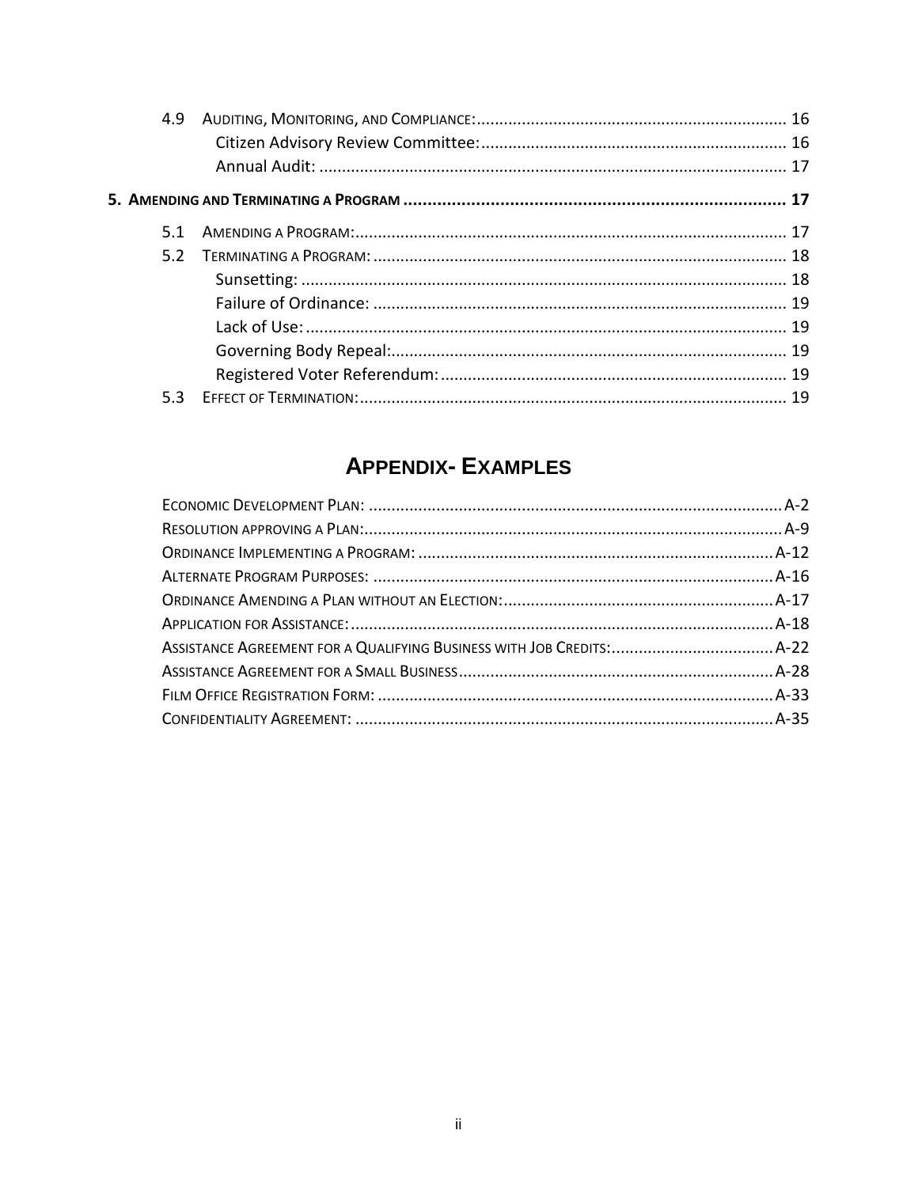4.9 AUDITING, MONITORING, AND COMPLIANCE: .................... 16
    Citizen Advisory Review Committee: .................... 16
    Annual Audit: .................... 17

**5. AMENDING AND TERMINATING A PROGRAM .................... 17**

5.1 AMENDING A PROGRAM: .................... 17
5.2 TERMINATING A PROGRAM: .................... 18
    Sunsetting: .................... 18
    Failure of Ordinance: .................... 19
    Lack of Use: .................... 19
    Governing Body Repeal: .................... 19
    Registered Voter Referendum: .................... 19
5.3 EFFECT OF TERMINATION: .................... 19

## APPENDIX- EXAMPLES

ECONOMIC DEVELOPMENT PLAN: .................... A-2
RESOLUTION APPROVING A PLAN: .................... A-9
ORDINANCE IMPLEMENTING A PROGRAM: .................... A-12
ALTERNATE PROGRAM PURPOSES: .................... A-16
ORDINANCE AMENDING A PLAN WITHOUT AN ELECTION: .................... A-17
APPLICATION FOR ASSISTANCE: .................... A-18
ASSISTANCE AGREEMENT FOR A QUALIFYING BUSINESS WITH JOB CREDITS: .................... A-22
ASSISTANCE AGREEMENT FOR A SMALL BUSINESS .................... A-28
FILM OFFICE REGISTRATION FORM: .................... A-33
CONFIDENTIALITY AGREEMENT: .................... A-35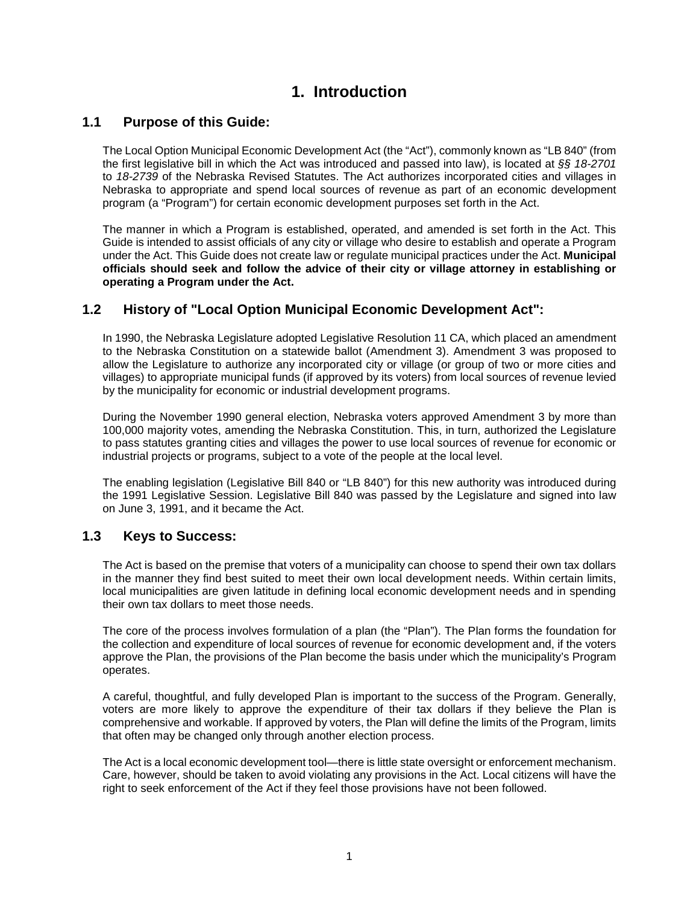# 1. Introduction

## 1.1 Purpose of this Guide:

The Local Option Municipal Economic Development Act (the "Act"), commonly known as "LB 840" (from the first legislative bill in which the Act was introduced and passed into law), is located at *§§ 18-2701* to *18-2739* of the Nebraska Revised Statutes. The Act authorizes incorporated cities and villages in Nebraska to appropriate and spend local sources of revenue as part of an economic development program (a "Program") for certain economic development purposes set forth in the Act.

The manner in which a Program is established, operated, and amended is set forth in the Act. This Guide is intended to assist officials of any city or village who desire to establish and operate a Program under the Act. This Guide does not create law or regulate municipal practices under the Act. **Municipal officials should seek and follow the advice of their city or village attorney in establishing or operating a Program under the Act.**

## 1.2 History of "Local Option Municipal Economic Development Act":

In 1990, the Nebraska Legislature adopted Legislative Resolution 11 CA, which placed an amendment to the Nebraska Constitution on a statewide ballot (Amendment 3). Amendment 3 was proposed to allow the Legislature to authorize any incorporated city or village (or group of two or more cities and villages) to appropriate municipal funds (if approved by its voters) from local sources of revenue levied by the municipality for economic or industrial development programs.

During the November 1990 general election, Nebraska voters approved Amendment 3 by more than 100,000 majority votes, amending the Nebraska Constitution. This, in turn, authorized the Legislature to pass statutes granting cities and villages the power to use local sources of revenue for economic or industrial projects or programs, subject to a vote of the people at the local level.

The enabling legislation (Legislative Bill 840 or "LB 840") for this new authority was introduced during the 1991 Legislative Session. Legislative Bill 840 was passed by the Legislature and signed into law on June 3, 1991, and it became the Act.

## 1.3 Keys to Success:

The Act is based on the premise that voters of a municipality can choose to spend their own tax dollars in the manner they find best suited to meet their own local development needs. Within certain limits, local municipalities are given latitude in defining local economic development needs and in spending their own tax dollars to meet those needs.

The core of the process involves formulation of a plan (the "Plan"). The Plan forms the foundation for the collection and expenditure of local sources of revenue for economic development and, if the voters approve the Plan, the provisions of the Plan become the basis under which the municipality's Program operates.

A careful, thoughtful, and fully developed Plan is important to the success of the Program. Generally, voters are more likely to approve the expenditure of their tax dollars if they believe the Plan is comprehensive and workable. If approved by voters, the Plan will define the limits of the Program, limits that often may be changed only through another election process.

The Act is a local economic development tool—there is little state oversight or enforcement mechanism. Care, however, should be taken to avoid violating any provisions in the Act. Local citizens will have the right to seek enforcement of the Act if they feel those provisions have not been followed.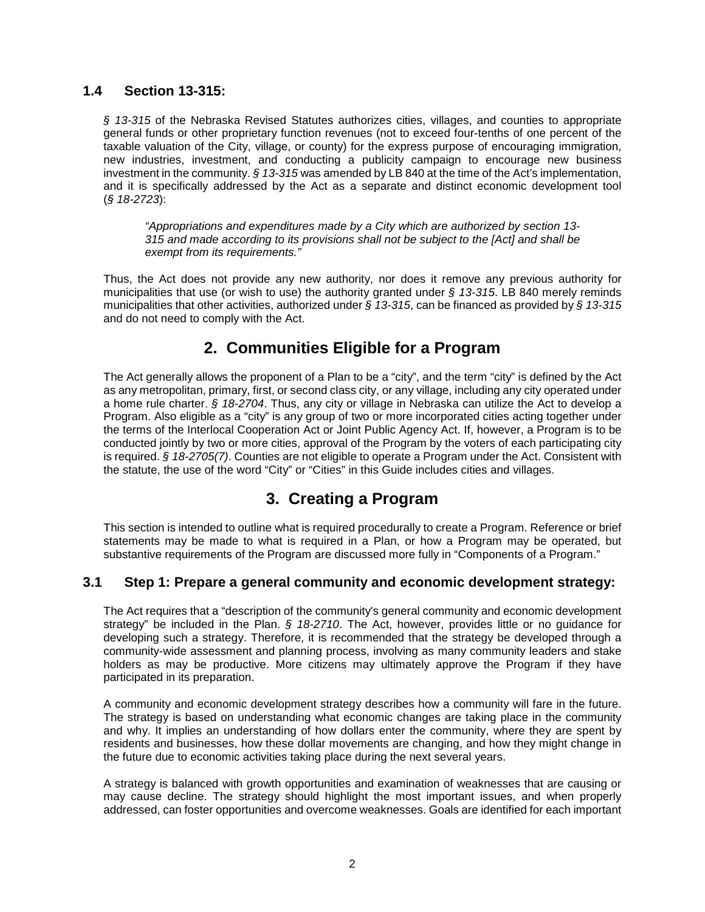### 1.4 Section 13-315:

*§ 13-315* of the Nebraska Revised Statutes authorizes cities, villages, and counties to appropriate general funds or other proprietary function revenues (not to exceed four-tenths of one percent of the taxable valuation of the City, village, or county) for the express purpose of encouraging immigration, new industries, investment, and conducting a publicity campaign to encourage new business investment in the community. *§ 13-315* was amended by LB 840 at the time of the Act's implementation, and it is specifically addressed by the Act as a separate and distinct economic development tool (*§ 18-2723*):

> *"Appropriations and expenditures made by a City which are authorized by section 13-315 and made according to its provisions shall not be subject to the [Act] and shall be exempt from its requirements."*

Thus, the Act does not provide any new authority, nor does it remove any previous authority for municipalities that use (or wish to use) the authority granted under *§ 13-315*. LB 840 merely reminds municipalities that other activities, authorized under *§ 13-315*, can be financed as provided by *§ 13-315* and do not need to comply with the Act.

## 2. Communities Eligible for a Program

The Act generally allows the proponent of a Plan to be a "city", and the term "city" is defined by the Act as any metropolitan, primary, first, or second class city, or any village, including any city operated under a home rule charter. *§ 18-2704*. Thus, any city or village in Nebraska can utilize the Act to develop a Program. Also eligible as a "city" is any group of two or more incorporated cities acting together under the terms of the Interlocal Cooperation Act or Joint Public Agency Act. If, however, a Program is to be conducted jointly by two or more cities, approval of the Program by the voters of each participating city is required. *§ 18-2705(7)*. Counties are not eligible to operate a Program under the Act. Consistent with the statute, the use of the word "City" or "Cities" in this Guide includes cities and villages.

## 3. Creating a Program

This section is intended to outline what is required procedurally to create a Program. Reference or brief statements may be made to what is required in a Plan, or how a Program may be operated, but substantive requirements of the Program are discussed more fully in "Components of a Program."

### 3.1 Step 1: Prepare a general community and economic development strategy:

The Act requires that a "description of the community's general community and economic development strategy" be included in the Plan. *§ 18-2710*. The Act, however, provides little or no guidance for developing such a strategy. Therefore, it is recommended that the strategy be developed through a community-wide assessment and planning process, involving as many community leaders and stake holders as may be productive. More citizens may ultimately approve the Program if they have participated in its preparation.

A community and economic development strategy describes how a community will fare in the future. The strategy is based on understanding what economic changes are taking place in the community and why. It implies an understanding of how dollars enter the community, where they are spent by residents and businesses, how these dollar movements are changing, and how they might change in the future due to economic activities taking place during the next several years.

A strategy is balanced with growth opportunities and examination of weaknesses that are causing or may cause decline. The strategy should highlight the most important issues, and when properly addressed, can foster opportunities and overcome weaknesses. Goals are identified for each important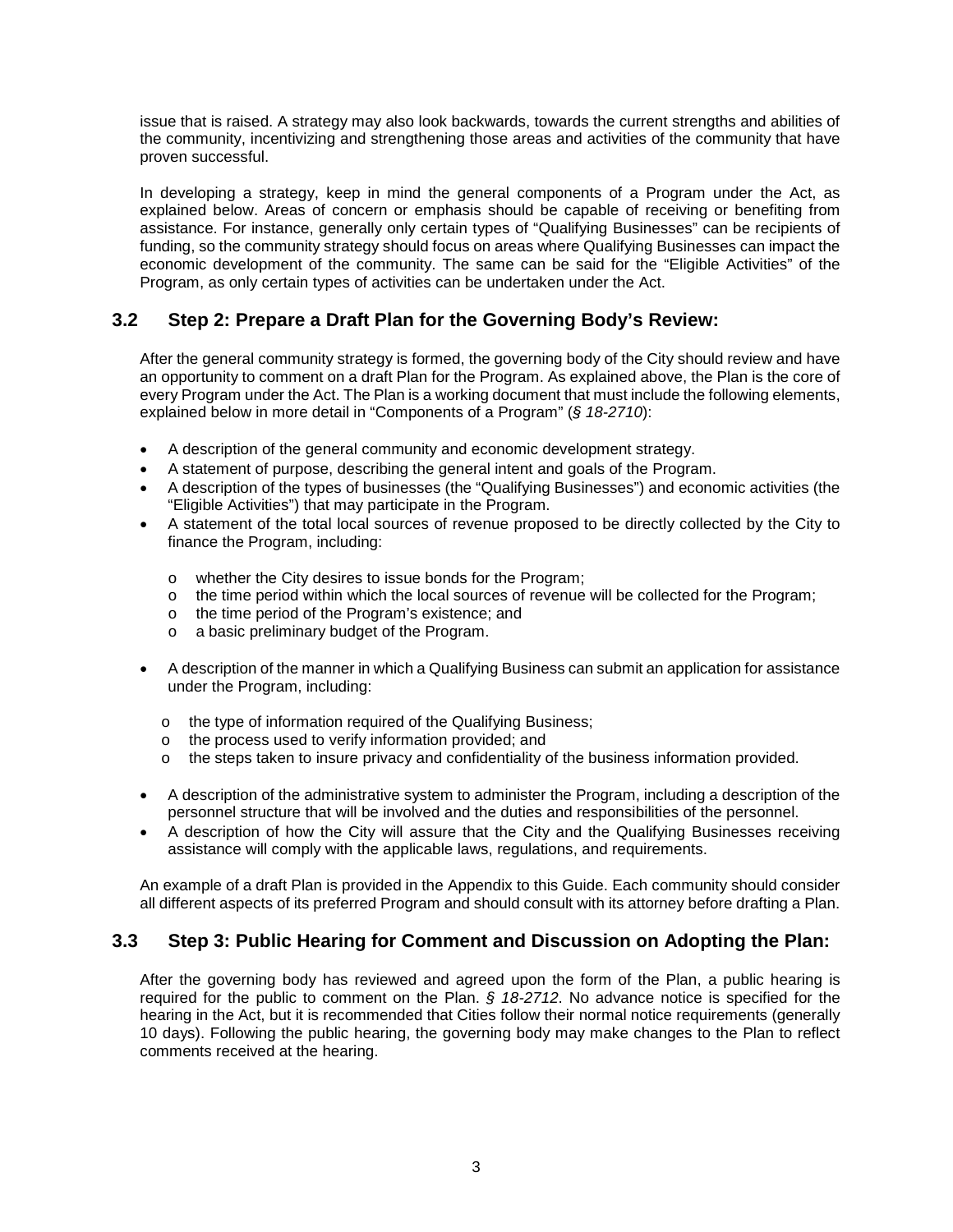issue that is raised. A strategy may also look backwards, towards the current strengths and abilities of the community, incentivizing and strengthening those areas and activities of the community that have proven successful.

In developing a strategy, keep in mind the general components of a Program under the Act, as explained below. Areas of concern or emphasis should be capable of receiving or benefiting from assistance. For instance, generally only certain types of "Qualifying Businesses" can be recipients of funding, so the community strategy should focus on areas where Qualifying Businesses can impact the economic development of the community. The same can be said for the "Eligible Activities" of the Program, as only certain types of activities can be undertaken under the Act.

## 3.2 Step 2: Prepare a Draft Plan for the Governing Body's Review:

After the general community strategy is formed, the governing body of the City should review and have an opportunity to comment on a draft Plan for the Program. As explained above, the Plan is the core of every Program under the Act. The Plan is a working document that must include the following elements, explained below in more detail in "Components of a Program" (*§ 18-2710*):

- A description of the general community and economic development strategy.
- A statement of purpose, describing the general intent and goals of the Program.
- A description of the types of businesses (the "Qualifying Businesses") and economic activities (the "Eligible Activities") that may participate in the Program.
- A statement of the total local sources of revenue proposed to be directly collected by the City to finance the Program, including:
  - whether the City desires to issue bonds for the Program;
  - the time period within which the local sources of revenue will be collected for the Program;
  - the time period of the Program's existence; and
  - a basic preliminary budget of the Program.
- A description of the manner in which a Qualifying Business can submit an application for assistance under the Program, including:
  - the type of information required of the Qualifying Business;
  - the process used to verify information provided; and
  - the steps taken to insure privacy and confidentiality of the business information provided.
- A description of the administrative system to administer the Program, including a description of the personnel structure that will be involved and the duties and responsibilities of the personnel.
- A description of how the City will assure that the City and the Qualifying Businesses receiving assistance will comply with the applicable laws, regulations, and requirements.

An example of a draft Plan is provided in the Appendix to this Guide. Each community should consider all different aspects of its preferred Program and should consult with its attorney before drafting a Plan.

## 3.3 Step 3: Public Hearing for Comment and Discussion on Adopting the Plan:

After the governing body has reviewed and agreed upon the form of the Plan, a public hearing is required for the public to comment on the Plan. *§ 18-2712*. No advance notice is specified for the hearing in the Act, but it is recommended that Cities follow their normal notice requirements (generally 10 days). Following the public hearing, the governing body may make changes to the Plan to reflect comments received at the hearing.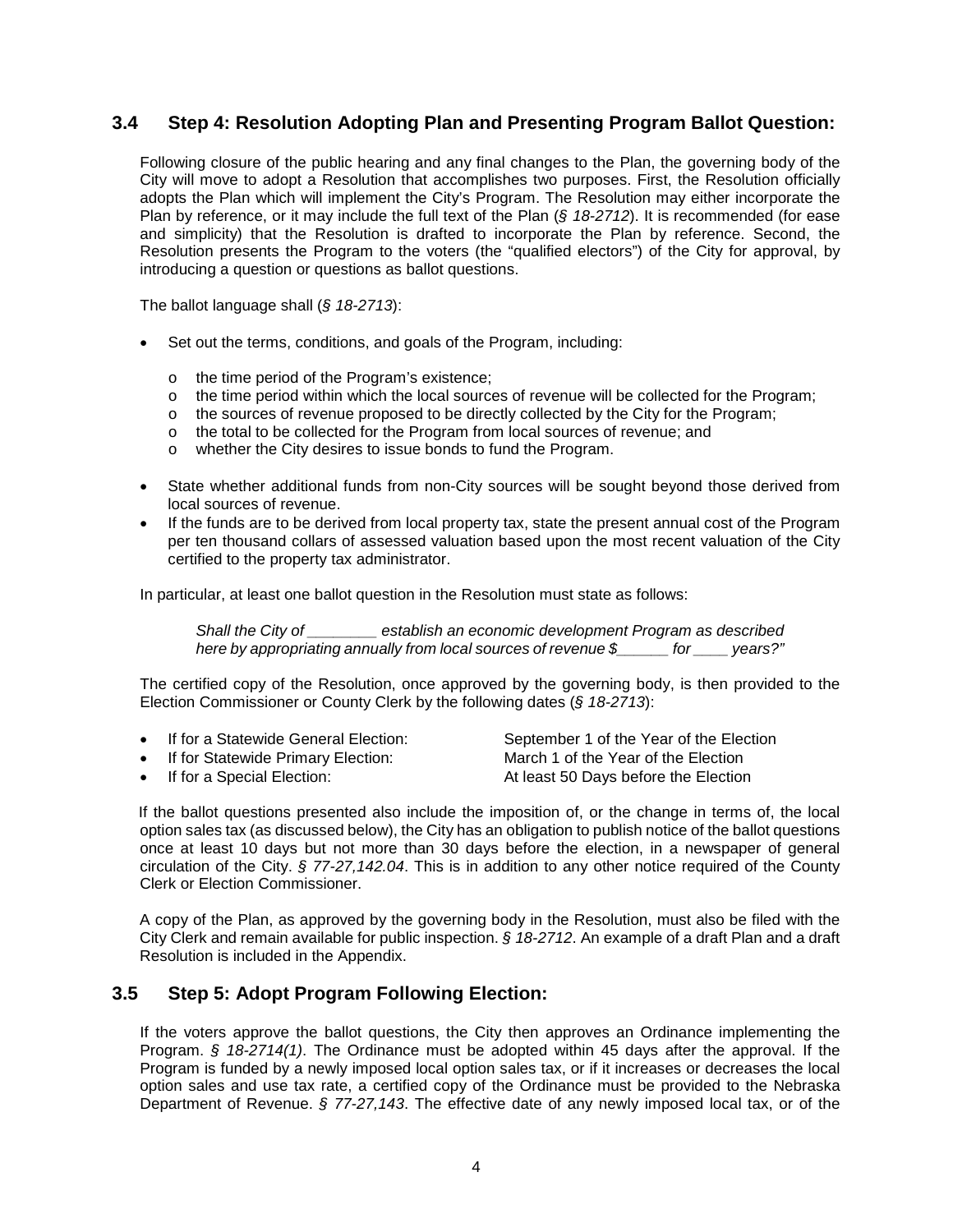## 3.4 Step 4: Resolution Adopting Plan and Presenting Program Ballot Question:

Following closure of the public hearing and any final changes to the Plan, the governing body of the City will move to adopt a Resolution that accomplishes two purposes. First, the Resolution officially adopts the Plan which will implement the City's Program. The Resolution may either incorporate the Plan by reference, or it may include the full text of the Plan (*§ 18-2712*). It is recommended (for ease and simplicity) that the Resolution is drafted to incorporate the Plan by reference. Second, the Resolution presents the Program to the voters (the "qualified electors") of the City for approval, by introducing a question or questions as ballot questions.

The ballot language shall (*§ 18-2713*):

- Set out the terms, conditions, and goals of the Program, including:
  - the time period of the Program's existence;
  - the time period within which the local sources of revenue will be collected for the Program;
  - the sources of revenue proposed to be directly collected by the City for the Program;
  - the total to be collected for the Program from local sources of revenue; and
  - whether the City desires to issue bonds to fund the Program.
- State whether additional funds from non-City sources will be sought beyond those derived from local sources of revenue.
- If the funds are to be derived from local property tax, state the present annual cost of the Program per ten thousand collars of assessed valuation based upon the most recent valuation of the City certified to the property tax administrator.

In particular, at least one ballot question in the Resolution must state as follows:

> *Shall the City of ________ establish an economic development Program as described here by appropriating annually from local sources of revenue $______ for ____ years?"*

The certified copy of the Resolution, once approved by the governing body, is then provided to the Election Commissioner or County Clerk by the following dates (*§ 18-2713*):

- If for a Statewide General Election: September 1 of the Year of the Election
- If for Statewide Primary Election: March 1 of the Year of the Election
- If for a Special Election: At least 50 Days before the Election

If the ballot questions presented also include the imposition of, or the change in terms of, the local option sales tax (as discussed below), the City has an obligation to publish notice of the ballot questions once at least 10 days but not more than 30 days before the election, in a newspaper of general circulation of the City. *§ 77-27,142.04*. This is in addition to any other notice required of the County Clerk or Election Commissioner.

A copy of the Plan, as approved by the governing body in the Resolution, must also be filed with the City Clerk and remain available for public inspection. *§ 18-2712*. An example of a draft Plan and a draft Resolution is included in the Appendix.

## 3.5 Step 5: Adopt Program Following Election:

If the voters approve the ballot questions, the City then approves an Ordinance implementing the Program. *§ 18-2714(1)*. The Ordinance must be adopted within 45 days after the approval. If the Program is funded by a newly imposed local option sales tax, or if it increases or decreases the local option sales and use tax rate, a certified copy of the Ordinance must be provided to the Nebraska Department of Revenue. *§ 77-27,143*. The effective date of any newly imposed local tax, or of the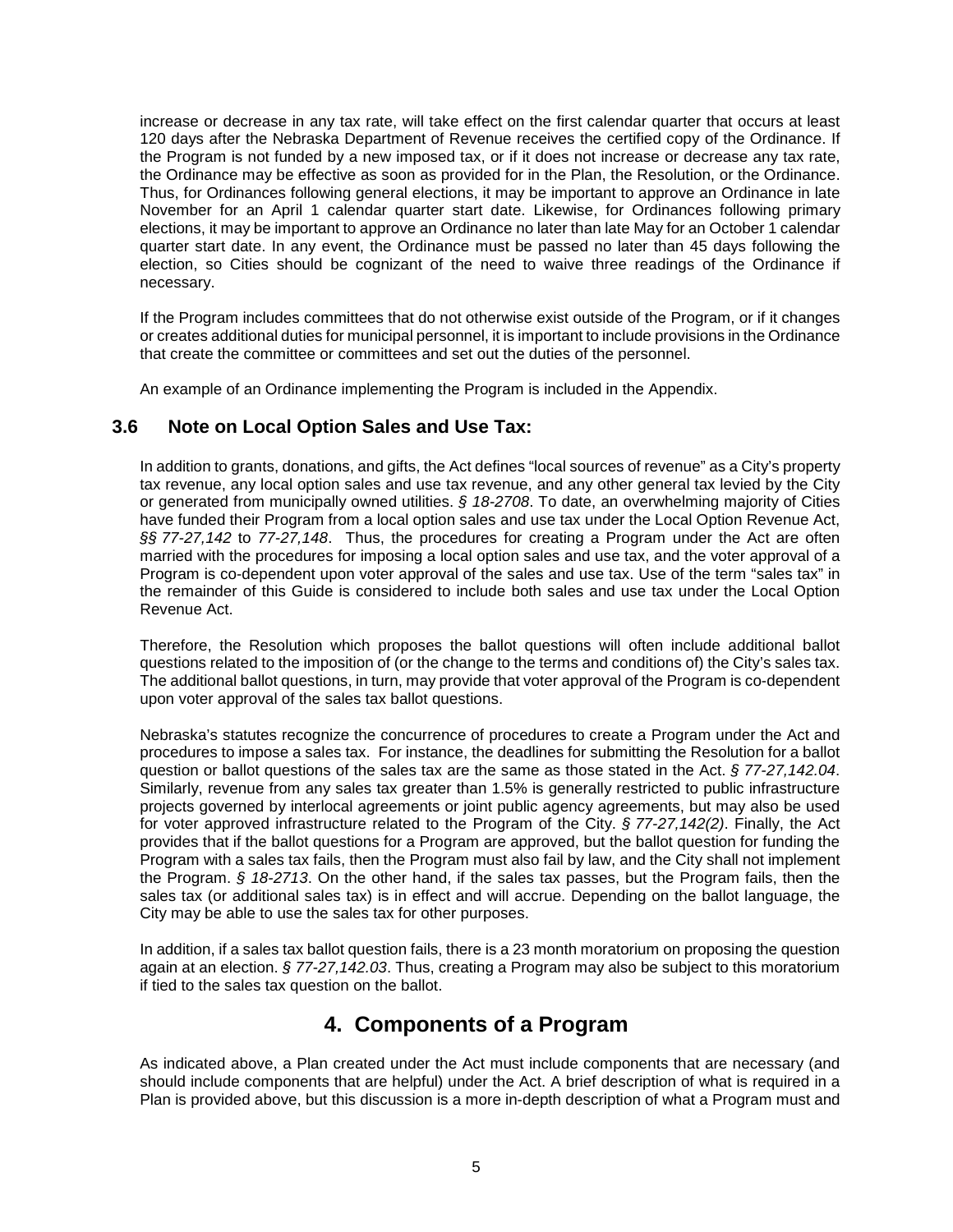increase or decrease in any tax rate, will take effect on the first calendar quarter that occurs at least 120 days after the Nebraska Department of Revenue receives the certified copy of the Ordinance. If the Program is not funded by a new imposed tax, or if it does not increase or decrease any tax rate, the Ordinance may be effective as soon as provided for in the Plan, the Resolution, or the Ordinance. Thus, for Ordinances following general elections, it may be important to approve an Ordinance in late November for an April 1 calendar quarter start date. Likewise, for Ordinances following primary elections, it may be important to approve an Ordinance no later than late May for an October 1 calendar quarter start date. In any event, the Ordinance must be passed no later than 45 days following the election, so Cities should be cognizant of the need to waive three readings of the Ordinance if necessary.

If the Program includes committees that do not otherwise exist outside of the Program, or if it changes or creates additional duties for municipal personnel, it is important to include provisions in the Ordinance that create the committee or committees and set out the duties of the personnel.

An example of an Ordinance implementing the Program is included in the Appendix.

### 3.6 Note on Local Option Sales and Use Tax:

In addition to grants, donations, and gifts, the Act defines "local sources of revenue" as a City's property tax revenue, any local option sales and use tax revenue, and any other general tax levied by the City or generated from municipally owned utilities. *§ 18-2708*. To date, an overwhelming majority of Cities have funded their Program from a local option sales and use tax under the Local Option Revenue Act, *§§ 77-27,142* to *77-27,148*. Thus, the procedures for creating a Program under the Act are often married with the procedures for imposing a local option sales and use tax, and the voter approval of a Program is co-dependent upon voter approval of the sales and use tax. Use of the term "sales tax" in the remainder of this Guide is considered to include both sales and use tax under the Local Option Revenue Act.

Therefore, the Resolution which proposes the ballot questions will often include additional ballot questions related to the imposition of (or the change to the terms and conditions of) the City's sales tax. The additional ballot questions, in turn, may provide that voter approval of the Program is co-dependent upon voter approval of the sales tax ballot questions.

Nebraska's statutes recognize the concurrence of procedures to create a Program under the Act and procedures to impose a sales tax. For instance, the deadlines for submitting the Resolution for a ballot question or ballot questions of the sales tax are the same as those stated in the Act. *§ 77-27,142.04*. Similarly, revenue from any sales tax greater than 1.5% is generally restricted to public infrastructure projects governed by interlocal agreements or joint public agency agreements, but may also be used for voter approved infrastructure related to the Program of the City. *§ 77-27,142(2)*. Finally, the Act provides that if the ballot questions for a Program are approved, but the ballot question for funding the Program with a sales tax fails, then the Program must also fail by law, and the City shall not implement the Program. *§ 18-2713*. On the other hand, if the sales tax passes, but the Program fails, then the sales tax (or additional sales tax) is in effect and will accrue. Depending on the ballot language, the City may be able to use the sales tax for other purposes.

In addition, if a sales tax ballot question fails, there is a 23 month moratorium on proposing the question again at an election. *§ 77-27,142.03*. Thus, creating a Program may also be subject to this moratorium if tied to the sales tax question on the ballot.

## 4. Components of a Program

As indicated above, a Plan created under the Act must include components that are necessary (and should include components that are helpful) under the Act. A brief description of what is required in a Plan is provided above, but this discussion is a more in-depth description of what a Program must and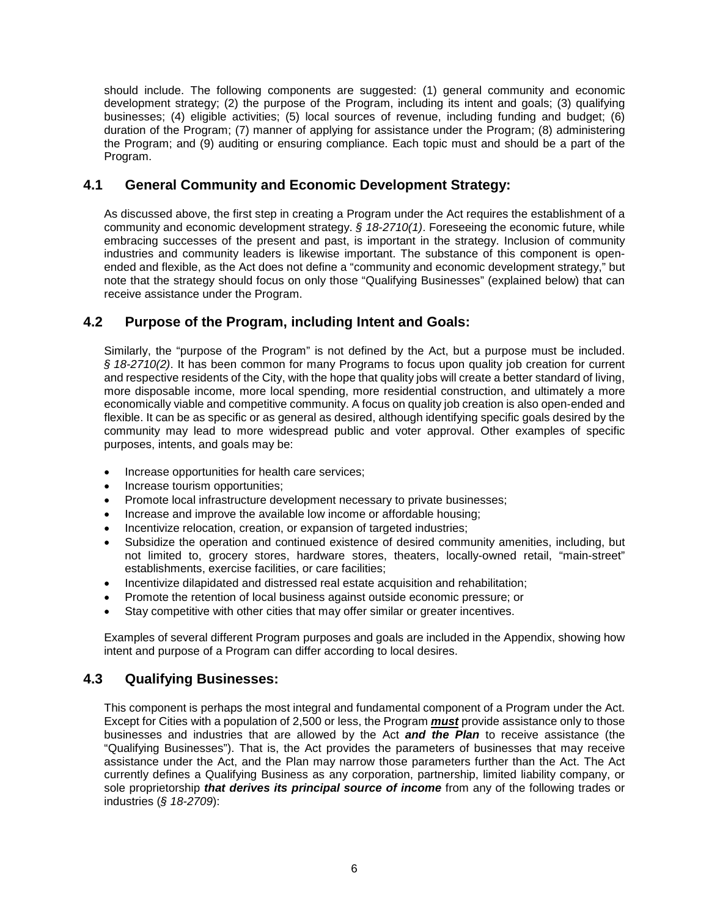should include. The following components are suggested: (1) general community and economic development strategy; (2) the purpose of the Program, including its intent and goals; (3) qualifying businesses; (4) eligible activities; (5) local sources of revenue, including funding and budget; (6) duration of the Program; (7) manner of applying for assistance under the Program; (8) administering the Program; and (9) auditing or ensuring compliance. Each topic must and should be a part of the Program.

## 4.1 General Community and Economic Development Strategy:

As discussed above, the first step in creating a Program under the Act requires the establishment of a community and economic development strategy. *§ 18-2710(1)*. Foreseeing the economic future, while embracing successes of the present and past, is important in the strategy. Inclusion of community industries and community leaders is likewise important. The substance of this component is open-ended and flexible, as the Act does not define a "community and economic development strategy," but note that the strategy should focus on only those "Qualifying Businesses" (explained below) that can receive assistance under the Program.

## 4.2 Purpose of the Program, including Intent and Goals:

Similarly, the "purpose of the Program" is not defined by the Act, but a purpose must be included. *§ 18-2710(2)*. It has been common for many Programs to focus upon quality job creation for current and respective residents of the City, with the hope that quality jobs will create a better standard of living, more disposable income, more local spending, more residential construction, and ultimately a more economically viable and competitive community. A focus on quality job creation is also open-ended and flexible. It can be as specific or as general as desired, although identifying specific goals desired by the community may lead to more widespread public and voter approval. Other examples of specific purposes, intents, and goals may be:

- Increase opportunities for health care services;
- Increase tourism opportunities;
- Promote local infrastructure development necessary to private businesses;
- Increase and improve the available low income or affordable housing;
- Incentivize relocation, creation, or expansion of targeted industries;
- Subsidize the operation and continued existence of desired community amenities, including, but not limited to, grocery stores, hardware stores, theaters, locally-owned retail, "main-street" establishments, exercise facilities, or care facilities;
- Incentivize dilapidated and distressed real estate acquisition and rehabilitation;
- Promote the retention of local business against outside economic pressure; or
- Stay competitive with other cities that may offer similar or greater incentives.

Examples of several different Program purposes and goals are included in the Appendix, showing how intent and purpose of a Program can differ according to local desires.

## 4.3 Qualifying Businesses:

This component is perhaps the most integral and fundamental component of a Program under the Act. Except for Cities with a population of 2,500 or less, the Program ***must*** provide assistance only to those businesses and industries that are allowed by the Act ***and the Plan*** to receive assistance (the "Qualifying Businesses"). That is, the Act provides the parameters of businesses that may receive assistance under the Act, and the Plan may narrow those parameters further than the Act. The Act currently defines a Qualifying Business as any corporation, partnership, limited liability company, or sole proprietorship ***that derives its principal source of income*** from any of the following trades or industries (*§ 18-2709*):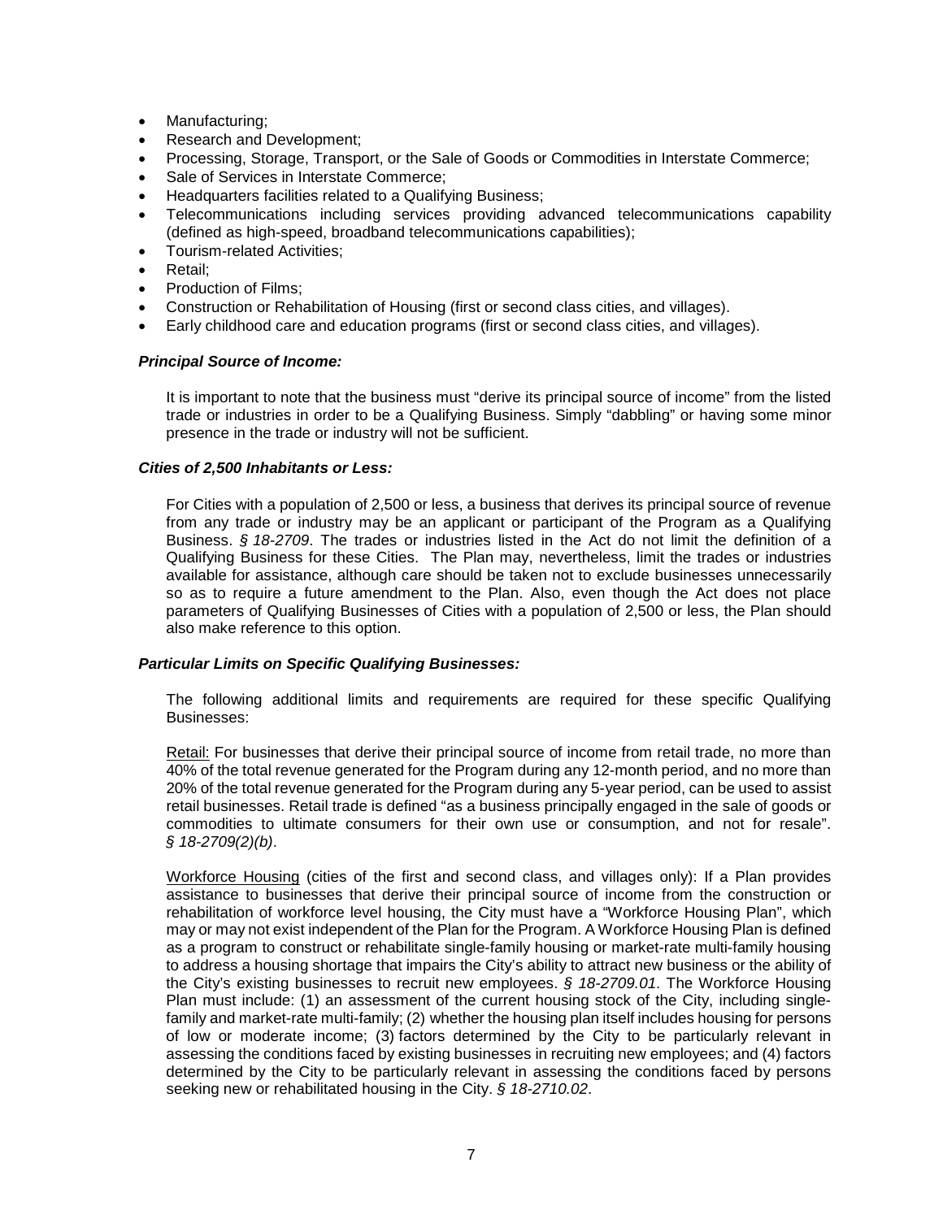- Manufacturing;
- Research and Development;
- Processing, Storage, Transport, or the Sale of Goods or Commodities in Interstate Commerce;
- Sale of Services in Interstate Commerce;
- Headquarters facilities related to a Qualifying Business;
- Telecommunications including services providing advanced telecommunications capability (defined as high-speed, broadband telecommunications capabilities);
- Tourism-related Activities;
- Retail;
- Production of Films;
- Construction or Rehabilitation of Housing (first or second class cities, and villages).
- Early childhood care and education programs (first or second class cities, and villages).

***Principal Source of Income:***

It is important to note that the business must "derive its principal source of income" from the listed trade or industries in order to be a Qualifying Business. Simply "dabbling" or having some minor presence in the trade or industry will not be sufficient.

***Cities of 2,500 Inhabitants or Less:***

For Cities with a population of 2,500 or less, a business that derives its principal source of revenue from any trade or industry may be an applicant or participant of the Program as a Qualifying Business. *§ 18-2709*. The trades or industries listed in the Act do not limit the definition of a Qualifying Business for these Cities. The Plan may, nevertheless, limit the trades or industries available for assistance, although care should be taken not to exclude businesses unnecessarily so as to require a future amendment to the Plan. Also, even though the Act does not place parameters of Qualifying Businesses of Cities with a population of 2,500 or less, the Plan should also make reference to this option.

***Particular Limits on Specific Qualifying Businesses:***

The following additional limits and requirements are required for these specific Qualifying Businesses:

<u>Retail:</u> For businesses that derive their principal source of income from retail trade, no more than 40% of the total revenue generated for the Program during any 12-month period, and no more than 20% of the total revenue generated for the Program during any 5-year period, can be used to assist retail businesses. Retail trade is defined "as a business principally engaged in the sale of goods or commodities to ultimate consumers for their own use or consumption, and not for resale". *§ 18-2709(2)(b)*.

<u>Workforce Housing</u> (cities of the first and second class, and villages only): If a Plan provides assistance to businesses that derive their principal source of income from the construction or rehabilitation of workforce level housing, the City must have a "Workforce Housing Plan", which may or may not exist independent of the Plan for the Program. A Workforce Housing Plan is defined as a program to construct or rehabilitate single-family housing or market-rate multi-family housing to address a housing shortage that impairs the City's ability to attract new business or the ability of the City's existing businesses to recruit new employees. *§ 18-2709.01*. The Workforce Housing Plan must include: (1) an assessment of the current housing stock of the City, including single-family and market-rate multi-family; (2) whether the housing plan itself includes housing for persons of low or moderate income; (3) factors determined by the City to be particularly relevant in assessing the conditions faced by existing businesses in recruiting new employees; and (4) factors determined by the City to be particularly relevant in assessing the conditions faced by persons seeking new or rehabilitated housing in the City. *§ 18-2710.02*.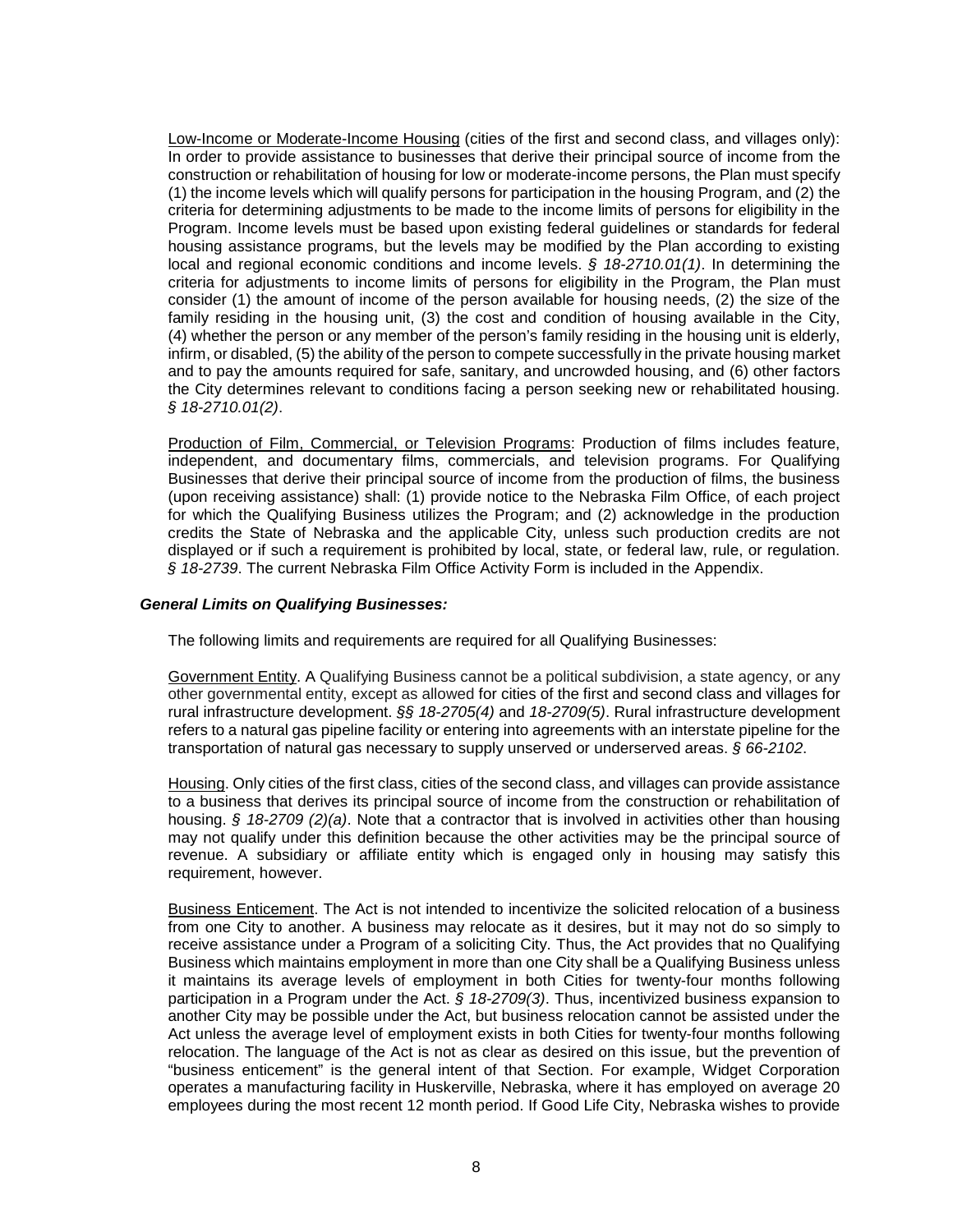Low-Income or Moderate-Income Housing (cities of the first and second class, and villages only): In order to provide assistance to businesses that derive their principal source of income from the construction or rehabilitation of housing for low or moderate-income persons, the Plan must specify (1) the income levels which will qualify persons for participation in the housing Program, and (2) the criteria for determining adjustments to be made to the income limits of persons for eligibility in the Program. Income levels must be based upon existing federal guidelines or standards for federal housing assistance programs, but the levels may be modified by the Plan according to existing local and regional economic conditions and income levels. *§ 18-2710.01(1)*. In determining the criteria for adjustments to income limits of persons for eligibility in the Program, the Plan must consider (1) the amount of income of the person available for housing needs, (2) the size of the family residing in the housing unit, (3) the cost and condition of housing available in the City, (4) whether the person or any member of the person's family residing in the housing unit is elderly, infirm, or disabled, (5) the ability of the person to compete successfully in the private housing market and to pay the amounts required for safe, sanitary, and uncrowded housing, and (6) other factors the City determines relevant to conditions facing a person seeking new or rehabilitated housing. *§ 18-2710.01(2)*.

Production of Film, Commercial, or Television Programs: Production of films includes feature, independent, and documentary films, commercials, and television programs. For Qualifying Businesses that derive their principal source of income from the production of films, the business (upon receiving assistance) shall: (1) provide notice to the Nebraska Film Office, of each project for which the Qualifying Business utilizes the Program; and (2) acknowledge in the production credits the State of Nebraska and the applicable City, unless such production credits are not displayed or if such a requirement is prohibited by local, state, or federal law, rule, or regulation. *§ 18-2739*. The current Nebraska Film Office Activity Form is included in the Appendix.

***General Limits on Qualifying Businesses:***

The following limits and requirements are required for all Qualifying Businesses:

Government Entity. A Qualifying Business cannot be a political subdivision, a state agency, or any other governmental entity, except as allowed for cities of the first and second class and villages for rural infrastructure development. *§§ 18-2705(4)* and *18-2709(5)*. Rural infrastructure development refers to a natural gas pipeline facility or entering into agreements with an interstate pipeline for the transportation of natural gas necessary to supply unserved or underserved areas. *§ 66-2102*.

Housing. Only cities of the first class, cities of the second class, and villages can provide assistance to a business that derives its principal source of income from the construction or rehabilitation of housing. *§ 18-2709 (2)(a)*. Note that a contractor that is involved in activities other than housing may not qualify under this definition because the other activities may be the principal source of revenue. A subsidiary or affiliate entity which is engaged only in housing may satisfy this requirement, however.

Business Enticement. The Act is not intended to incentivize the solicited relocation of a business from one City to another. A business may relocate as it desires, but it may not do so simply to receive assistance under a Program of a soliciting City. Thus, the Act provides that no Qualifying Business which maintains employment in more than one City shall be a Qualifying Business unless it maintains its average levels of employment in both Cities for twenty-four months following participation in a Program under the Act. *§ 18-2709(3)*. Thus, incentivized business expansion to another City may be possible under the Act, but business relocation cannot be assisted under the Act unless the average level of employment exists in both Cities for twenty-four months following relocation. The language of the Act is not as clear as desired on this issue, but the prevention of "business enticement" is the general intent of that Section. For example, Widget Corporation operates a manufacturing facility in Huskerville, Nebraska, where it has employed on average 20 employees during the most recent 12 month period. If Good Life City, Nebraska wishes to provide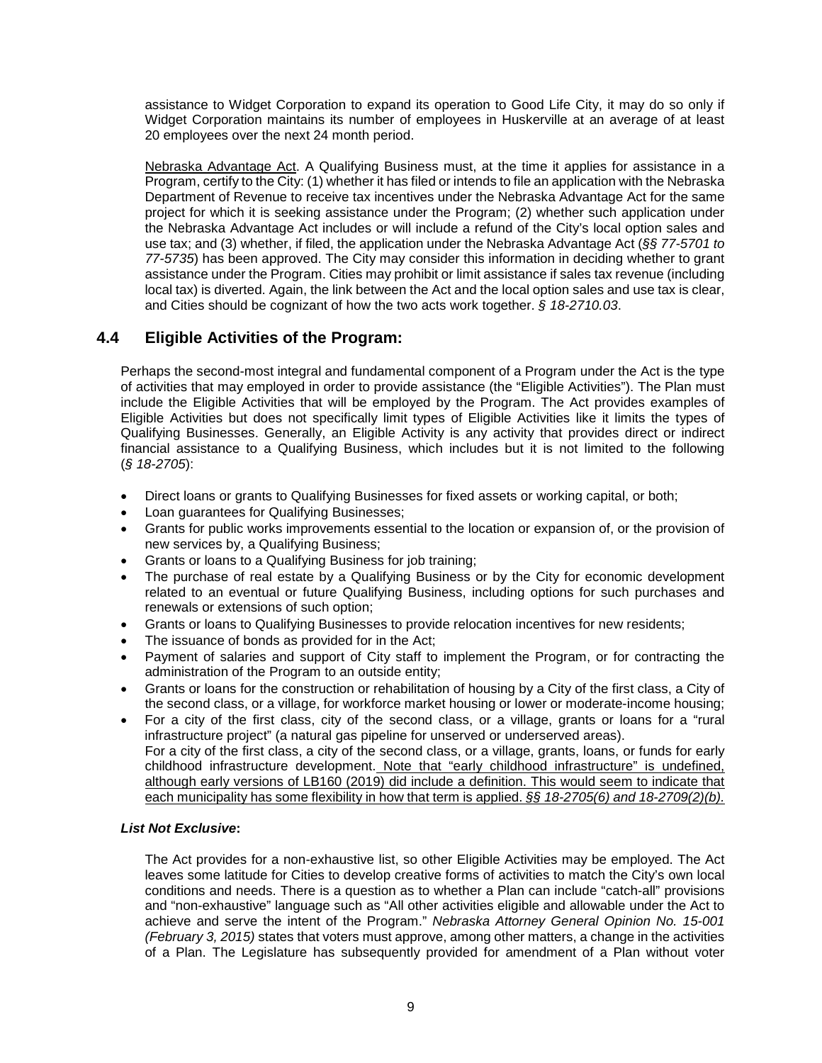assistance to Widget Corporation to expand its operation to Good Life City, it may do so only if Widget Corporation maintains its number of employees in Huskerville at an average of at least 20 employees over the next 24 month period.

Nebraska Advantage Act. A Qualifying Business must, at the time it applies for assistance in a Program, certify to the City: (1) whether it has filed or intends to file an application with the Nebraska Department of Revenue to receive tax incentives under the Nebraska Advantage Act for the same project for which it is seeking assistance under the Program; (2) whether such application under the Nebraska Advantage Act includes or will include a refund of the City's local option sales and use tax; and (3) whether, if filed, the application under the Nebraska Advantage Act (*§§ 77-5701 to 77-5735*) has been approved. The City may consider this information in deciding whether to grant assistance under the Program. Cities may prohibit or limit assistance if sales tax revenue (including local tax) is diverted. Again, the link between the Act and the local option sales and use tax is clear, and Cities should be cognizant of how the two acts work together. *§ 18-2710.03*.

## 4.4 Eligible Activities of the Program:

Perhaps the second-most integral and fundamental component of a Program under the Act is the type of activities that may employed in order to provide assistance (the "Eligible Activities"). The Plan must include the Eligible Activities that will be employed by the Program. The Act provides examples of Eligible Activities but does not specifically limit types of Eligible Activities like it limits the types of Qualifying Businesses. Generally, an Eligible Activity is any activity that provides direct or indirect financial assistance to a Qualifying Business, which includes but it is not limited to the following (*§ 18-2705*):

- Direct loans or grants to Qualifying Businesses for fixed assets or working capital, or both;
- Loan guarantees for Qualifying Businesses;
- Grants for public works improvements essential to the location or expansion of, or the provision of new services by, a Qualifying Business;
- Grants or loans to a Qualifying Business for job training;
- The purchase of real estate by a Qualifying Business or by the City for economic development related to an eventual or future Qualifying Business, including options for such purchases and renewals or extensions of such option;
- Grants or loans to Qualifying Businesses to provide relocation incentives for new residents;
- The issuance of bonds as provided for in the Act;
- Payment of salaries and support of City staff to implement the Program, or for contracting the administration of the Program to an outside entity;
- Grants or loans for the construction or rehabilitation of housing by a City of the first class, a City of the second class, or a village, for workforce market housing or lower or moderate-income housing;
- For a city of the first class, city of the second class, or a village, grants or loans for a "rural infrastructure project" (a natural gas pipeline for unserved or underserved areas).
  For a city of the first class, a city of the second class, or a village, grants, loans, or funds for early childhood infrastructure development. Note that "early childhood infrastructure" is undefined, although early versions of LB160 (2019) did include a definition. This would seem to indicate that each municipality has some flexibility in how that term is applied. *§§ 18-2705(6) and 18-2709(2)(b).*

***List Not Exclusive*:**

The Act provides for a non-exhaustive list, so other Eligible Activities may be employed. The Act leaves some latitude for Cities to develop creative forms of activities to match the City's own local conditions and needs. There is a question as to whether a Plan can include "catch-all" provisions and "non-exhaustive" language such as "All other activities eligible and allowable under the Act to achieve and serve the intent of the Program." *Nebraska Attorney General Opinion No. 15-001 (February 3, 2015)* states that voters must approve, among other matters, a change in the activities of a Plan. The Legislature has subsequently provided for amendment of a Plan without voter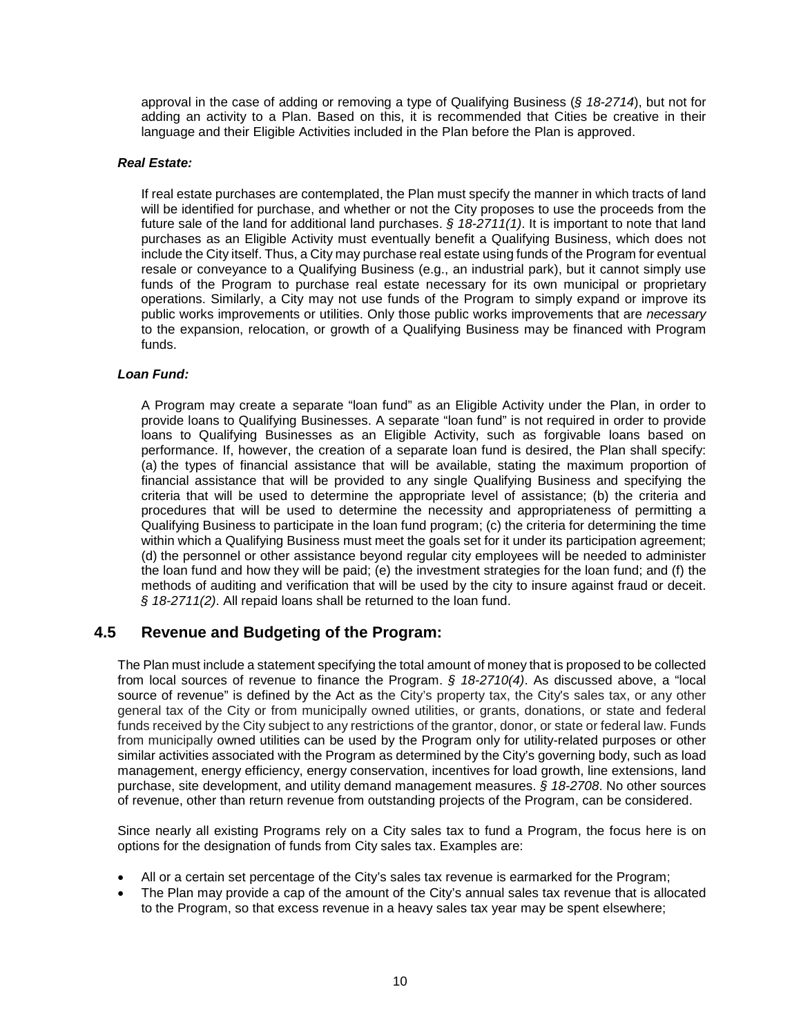approval in the case of adding or removing a type of Qualifying Business (*§ 18-2714*), but not for adding an activity to a Plan. Based on this, it is recommended that Cities be creative in their language and their Eligible Activities included in the Plan before the Plan is approved.

***Real Estate:***

If real estate purchases are contemplated, the Plan must specify the manner in which tracts of land will be identified for purchase, and whether or not the City proposes to use the proceeds from the future sale of the land for additional land purchases. *§ 18-2711(1)*. It is important to note that land purchases as an Eligible Activity must eventually benefit a Qualifying Business, which does not include the City itself. Thus, a City may purchase real estate using funds of the Program for eventual resale or conveyance to a Qualifying Business (e.g., an industrial park), but it cannot simply use funds of the Program to purchase real estate necessary for its own municipal or proprietary operations. Similarly, a City may not use funds of the Program to simply expand or improve its public works improvements or utilities. Only those public works improvements that are *necessary* to the expansion, relocation, or growth of a Qualifying Business may be financed with Program funds.

***Loan Fund:***

A Program may create a separate "loan fund" as an Eligible Activity under the Plan, in order to provide loans to Qualifying Businesses. A separate "loan fund" is not required in order to provide loans to Qualifying Businesses as an Eligible Activity, such as forgivable loans based on performance. If, however, the creation of a separate loan fund is desired, the Plan shall specify: (a) the types of financial assistance that will be available, stating the maximum proportion of financial assistance that will be provided to any single Qualifying Business and specifying the criteria that will be used to determine the appropriate level of assistance; (b) the criteria and procedures that will be used to determine the necessity and appropriateness of permitting a Qualifying Business to participate in the loan fund program; (c) the criteria for determining the time within which a Qualifying Business must meet the goals set for it under its participation agreement; (d) the personnel or other assistance beyond regular city employees will be needed to administer the loan fund and how they will be paid; (e) the investment strategies for the loan fund; and (f) the methods of auditing and verification that will be used by the city to insure against fraud or deceit. *§ 18-2711(2)*. All repaid loans shall be returned to the loan fund.

## 4.5 Revenue and Budgeting of the Program:

The Plan must include a statement specifying the total amount of money that is proposed to be collected from local sources of revenue to finance the Program. *§ 18-2710(4)*. As discussed above, a "local source of revenue" is defined by the Act as the City's property tax, the City's sales tax, or any other general tax of the City or from municipally owned utilities, or grants, donations, or state and federal funds received by the City subject to any restrictions of the grantor, donor, or state or federal law. Funds from municipally owned utilities can be used by the Program only for utility-related purposes or other similar activities associated with the Program as determined by the City's governing body, such as load management, energy efficiency, energy conservation, incentives for load growth, line extensions, land purchase, site development, and utility demand management measures. *§ 18-2708*. No other sources of revenue, other than return revenue from outstanding projects of the Program, can be considered.

Since nearly all existing Programs rely on a City sales tax to fund a Program, the focus here is on options for the designation of funds from City sales tax. Examples are:

- All or a certain set percentage of the City's sales tax revenue is earmarked for the Program;
- The Plan may provide a cap of the amount of the City's annual sales tax revenue that is allocated to the Program, so that excess revenue in a heavy sales tax year may be spent elsewhere;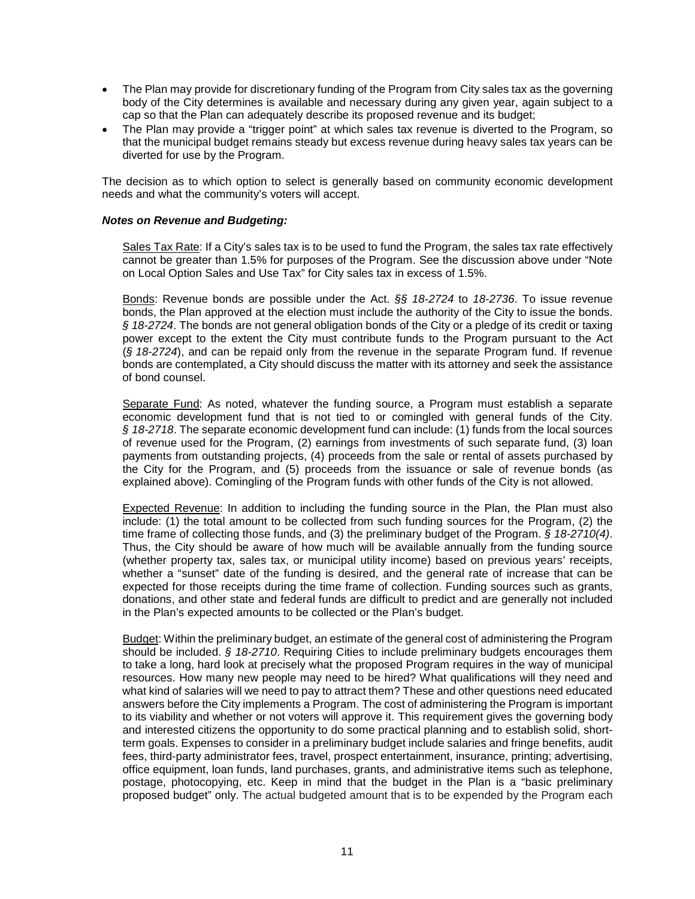- The Plan may provide for discretionary funding of the Program from City sales tax as the governing body of the City determines is available and necessary during any given year, again subject to a cap so that the Plan can adequately describe its proposed revenue and its budget;
- The Plan may provide a "trigger point" at which sales tax revenue is diverted to the Program, so that the municipal budget remains steady but excess revenue during heavy sales tax years can be diverted for use by the Program.

The decision as to which option to select is generally based on community economic development needs and what the community's voters will accept.

***Notes on Revenue and Budgeting:***

Sales Tax Rate: If a City's sales tax is to be used to fund the Program, the sales tax rate effectively cannot be greater than 1.5% for purposes of the Program. See the discussion above under "Note on Local Option Sales and Use Tax" for City sales tax in excess of 1.5%.

Bonds: Revenue bonds are possible under the Act. *§§ 18-2724* to *18-2736*. To issue revenue bonds, the Plan approved at the election must include the authority of the City to issue the bonds. *§ 18-2724*. The bonds are not general obligation bonds of the City or a pledge of its credit or taxing power except to the extent the City must contribute funds to the Program pursuant to the Act (*§ 18-2724*), and can be repaid only from the revenue in the separate Program fund. If revenue bonds are contemplated, a City should discuss the matter with its attorney and seek the assistance of bond counsel.

Separate Fund: As noted, whatever the funding source, a Program must establish a separate economic development fund that is not tied to or comingled with general funds of the City. *§ 18-2718*. The separate economic development fund can include: (1) funds from the local sources of revenue used for the Program, (2) earnings from investments of such separate fund, (3) loan payments from outstanding projects, (4) proceeds from the sale or rental of assets purchased by the City for the Program, and (5) proceeds from the issuance or sale of revenue bonds (as explained above). Comingling of the Program funds with other funds of the City is not allowed.

Expected Revenue: In addition to including the funding source in the Plan, the Plan must also include: (1) the total amount to be collected from such funding sources for the Program, (2) the time frame of collecting those funds, and (3) the preliminary budget of the Program. *§ 18-2710(4)*. Thus, the City should be aware of how much will be available annually from the funding source (whether property tax, sales tax, or municipal utility income) based on previous years' receipts, whether a "sunset" date of the funding is desired, and the general rate of increase that can be expected for those receipts during the time frame of collection. Funding sources such as grants, donations, and other state and federal funds are difficult to predict and are generally not included in the Plan's expected amounts to be collected or the Plan's budget.

Budget: Within the preliminary budget, an estimate of the general cost of administering the Program should be included. *§ 18-2710*. Requiring Cities to include preliminary budgets encourages them to take a long, hard look at precisely what the proposed Program requires in the way of municipal resources. How many new people may need to be hired? What qualifications will they need and what kind of salaries will we need to pay to attract them? These and other questions need educated answers before the City implements a Program. The cost of administering the Program is important to its viability and whether or not voters will approve it. This requirement gives the governing body and interested citizens the opportunity to do some practical planning and to establish solid, short-term goals. Expenses to consider in a preliminary budget include salaries and fringe benefits, audit fees, third-party administrator fees, travel, prospect entertainment, insurance, printing; advertising, office equipment, loan funds, land purchases, grants, and administrative items such as telephone, postage, photocopying, etc. Keep in mind that the budget in the Plan is a "basic preliminary proposed budget" only. The actual budgeted amount that is to be expended by the Program each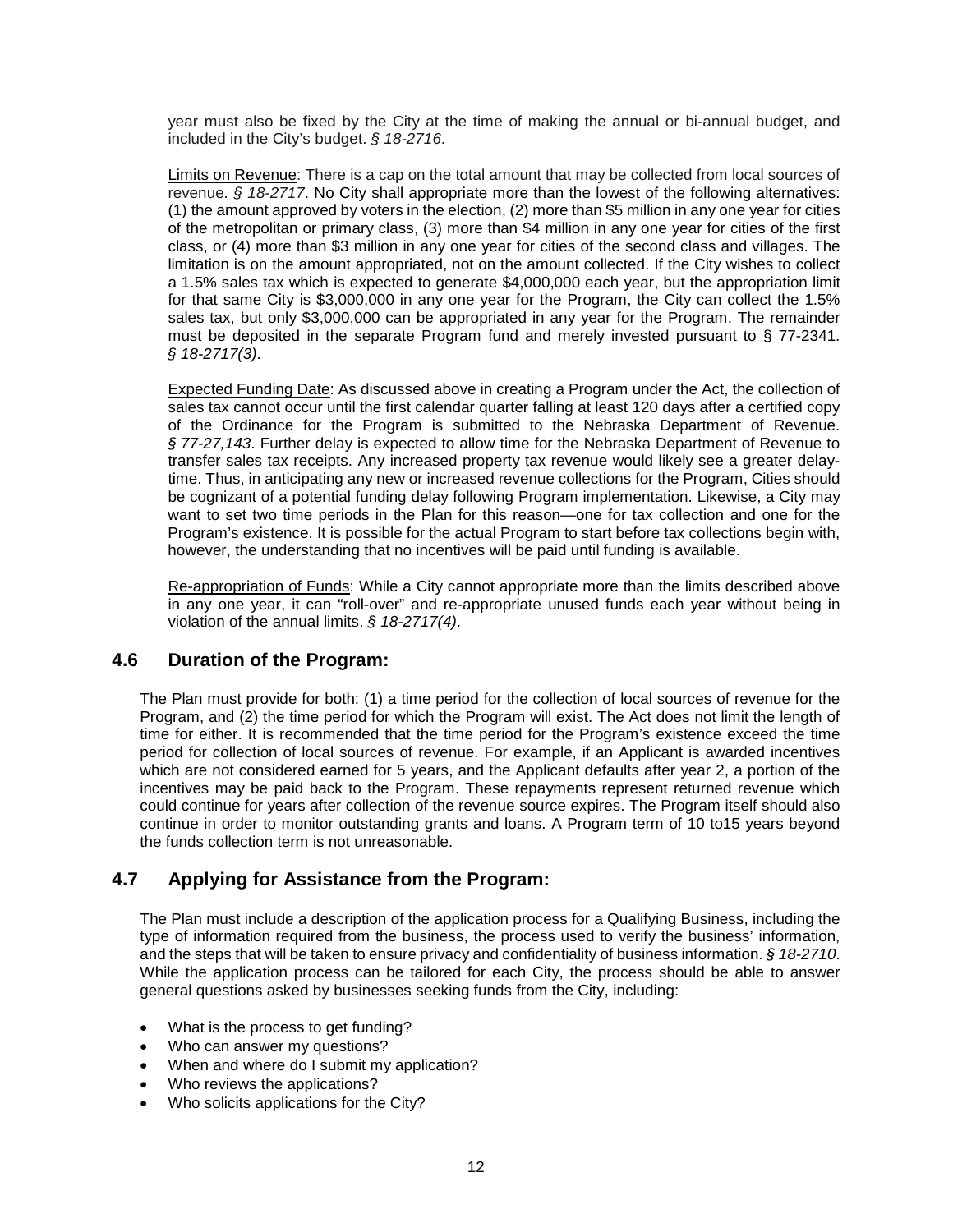year must also be fixed by the City at the time of making the annual or bi-annual budget, and included in the City's budget. *§ 18-2716*.

Limits on Revenue: There is a cap on the total amount that may be collected from local sources of revenue. *§ 18-2717*. No City shall appropriate more than the lowest of the following alternatives: (1) the amount approved by voters in the election, (2) more than $5 million in any one year for cities of the metropolitan or primary class, (3) more than $4 million in any one year for cities of the first class, or (4) more than $3 million in any one year for cities of the second class and villages. The limitation is on the amount appropriated, not on the amount collected. If the City wishes to collect a 1.5% sales tax which is expected to generate $4,000,000 each year, but the appropriation limit for that same City is $3,000,000 in any one year for the Program, the City can collect the 1.5% sales tax, but only $3,000,000 can be appropriated in any year for the Program. The remainder must be deposited in the separate Program fund and merely invested pursuant to § 77-2341. *§ 18-2717(3)*.

Expected Funding Date: As discussed above in creating a Program under the Act, the collection of sales tax cannot occur until the first calendar quarter falling at least 120 days after a certified copy of the Ordinance for the Program is submitted to the Nebraska Department of Revenue. *§ 77-27,143*. Further delay is expected to allow time for the Nebraska Department of Revenue to transfer sales tax receipts. Any increased property tax revenue would likely see a greater delay-time. Thus, in anticipating any new or increased revenue collections for the Program, Cities should be cognizant of a potential funding delay following Program implementation. Likewise, a City may want to set two time periods in the Plan for this reason—one for tax collection and one for the Program's existence. It is possible for the actual Program to start before tax collections begin with, however, the understanding that no incentives will be paid until funding is available.

Re-appropriation of Funds: While a City cannot appropriate more than the limits described above in any one year, it can "roll-over" and re-appropriate unused funds each year without being in violation of the annual limits. *§ 18-2717(4)*.

## 4.6 Duration of the Program:

The Plan must provide for both: (1) a time period for the collection of local sources of revenue for the Program, and (2) the time period for which the Program will exist. The Act does not limit the length of time for either. It is recommended that the time period for the Program's existence exceed the time period for collection of local sources of revenue. For example, if an Applicant is awarded incentives which are not considered earned for 5 years, and the Applicant defaults after year 2, a portion of the incentives may be paid back to the Program. These repayments represent returned revenue which could continue for years after collection of the revenue source expires. The Program itself should also continue in order to monitor outstanding grants and loans. A Program term of 10 to15 years beyond the funds collection term is not unreasonable.

## 4.7 Applying for Assistance from the Program:

The Plan must include a description of the application process for a Qualifying Business, including the type of information required from the business, the process used to verify the business' information, and the steps that will be taken to ensure privacy and confidentiality of business information. *§ 18-2710*. While the application process can be tailored for each City, the process should be able to answer general questions asked by businesses seeking funds from the City, including:

- What is the process to get funding?
- Who can answer my questions?
- When and where do I submit my application?
- Who reviews the applications?
- Who solicits applications for the City?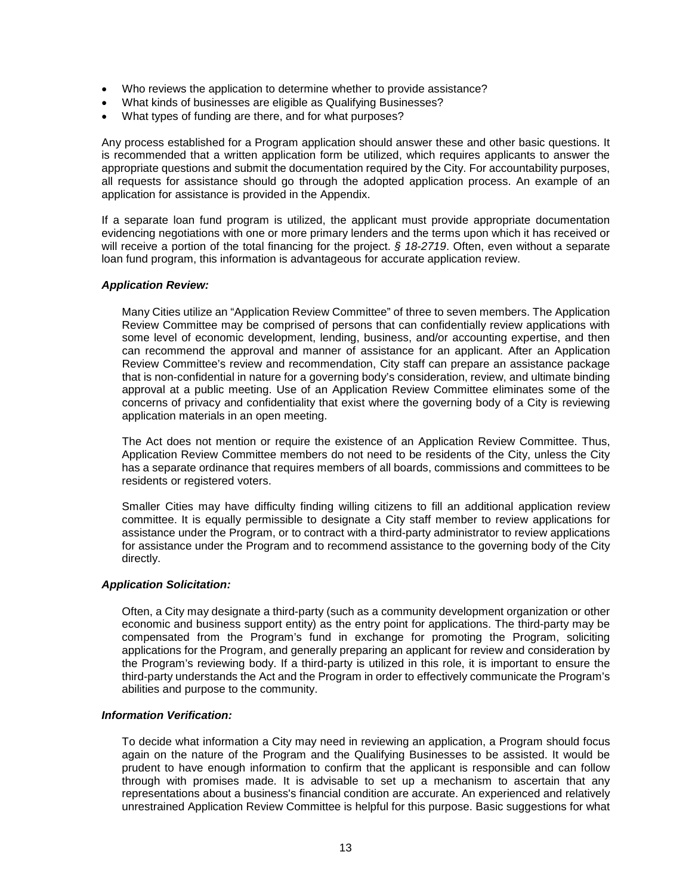- Who reviews the application to determine whether to provide assistance?
- What kinds of businesses are eligible as Qualifying Businesses?
- What types of funding are there, and for what purposes?

Any process established for a Program application should answer these and other basic questions. It is recommended that a written application form be utilized, which requires applicants to answer the appropriate questions and submit the documentation required by the City. For accountability purposes, all requests for assistance should go through the adopted application process. An example of an application for assistance is provided in the Appendix.

If a separate loan fund program is utilized, the applicant must provide appropriate documentation evidencing negotiations with one or more primary lenders and the terms upon which it has received or will receive a portion of the total financing for the project. *§ 18-2719*. Often, even without a separate loan fund program, this information is advantageous for accurate application review.

***Application Review:***

Many Cities utilize an "Application Review Committee" of three to seven members. The Application Review Committee may be comprised of persons that can confidentially review applications with some level of economic development, lending, business, and/or accounting expertise, and then can recommend the approval and manner of assistance for an applicant. After an Application Review Committee's review and recommendation, City staff can prepare an assistance package that is non-confidential in nature for a governing body's consideration, review, and ultimate binding approval at a public meeting. Use of an Application Review Committee eliminates some of the concerns of privacy and confidentiality that exist where the governing body of a City is reviewing application materials in an open meeting.

The Act does not mention or require the existence of an Application Review Committee. Thus, Application Review Committee members do not need to be residents of the City, unless the City has a separate ordinance that requires members of all boards, commissions and committees to be residents or registered voters.

Smaller Cities may have difficulty finding willing citizens to fill an additional application review committee. It is equally permissible to designate a City staff member to review applications for assistance under the Program, or to contract with a third-party administrator to review applications for assistance under the Program and to recommend assistance to the governing body of the City directly.

***Application Solicitation:***

Often, a City may designate a third-party (such as a community development organization or other economic and business support entity) as the entry point for applications. The third-party may be compensated from the Program's fund in exchange for promoting the Program, soliciting applications for the Program, and generally preparing an applicant for review and consideration by the Program's reviewing body. If a third-party is utilized in this role, it is important to ensure the third-party understands the Act and the Program in order to effectively communicate the Program's abilities and purpose to the community.

***Information Verification:***

To decide what information a City may need in reviewing an application, a Program should focus again on the nature of the Program and the Qualifying Businesses to be assisted. It would be prudent to have enough information to confirm that the applicant is responsible and can follow through with promises made. It is advisable to set up a mechanism to ascertain that any representations about a business's financial condition are accurate. An experienced and relatively unrestrained Application Review Committee is helpful for this purpose. Basic suggestions for what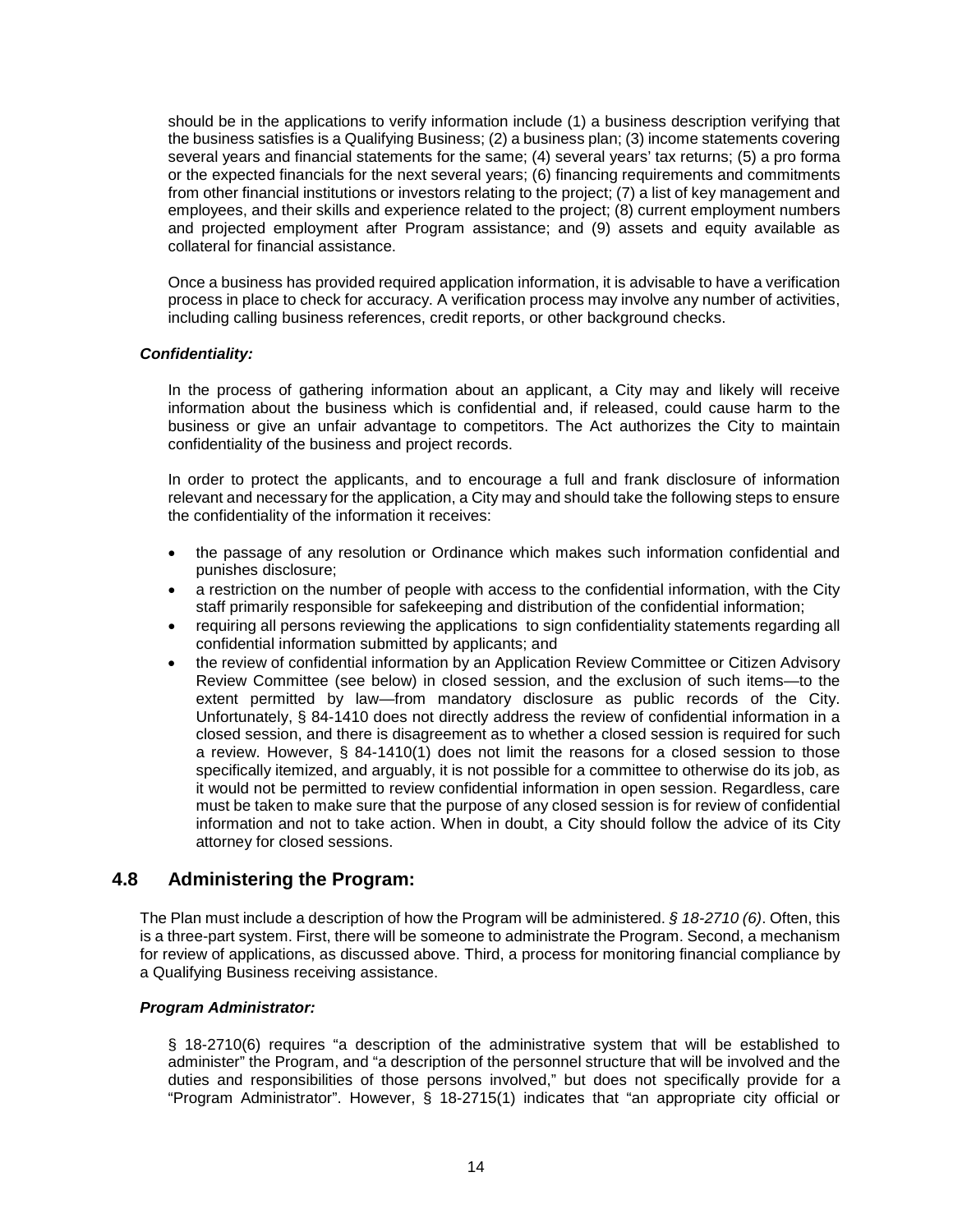should be in the applications to verify information include (1) a business description verifying that the business satisfies is a Qualifying Business; (2) a business plan; (3) income statements covering several years and financial statements for the same; (4) several years' tax returns; (5) a pro forma or the expected financials for the next several years; (6) financing requirements and commitments from other financial institutions or investors relating to the project; (7) a list of key management and employees, and their skills and experience related to the project; (8) current employment numbers and projected employment after Program assistance; and (9) assets and equity available as collateral for financial assistance.

Once a business has provided required application information, it is advisable to have a verification process in place to check for accuracy. A verification process may involve any number of activities, including calling business references, credit reports, or other background checks.

***Confidentiality:***

In the process of gathering information about an applicant, a City may and likely will receive information about the business which is confidential and, if released, could cause harm to the business or give an unfair advantage to competitors. The Act authorizes the City to maintain confidentiality of the business and project records.

In order to protect the applicants, and to encourage a full and frank disclosure of information relevant and necessary for the application, a City may and should take the following steps to ensure the confidentiality of the information it receives:

- the passage of any resolution or Ordinance which makes such information confidential and punishes disclosure;
- a restriction on the number of people with access to the confidential information, with the City staff primarily responsible for safekeeping and distribution of the confidential information;
- requiring all persons reviewing the applications to sign confidentiality statements regarding all confidential information submitted by applicants; and
- the review of confidential information by an Application Review Committee or Citizen Advisory Review Committee (see below) in closed session, and the exclusion of such items—to the extent permitted by law—from mandatory disclosure as public records of the City. Unfortunately, § 84-1410 does not directly address the review of confidential information in a closed session, and there is disagreement as to whether a closed session is required for such a review. However, § 84-1410(1) does not limit the reasons for a closed session to those specifically itemized, and arguably, it is not possible for a committee to otherwise do its job, as it would not be permitted to review confidential information in open session. Regardless, care must be taken to make sure that the purpose of any closed session is for review of confidential information and not to take action. When in doubt, a City should follow the advice of its City attorney for closed sessions.

## 4.8 Administering the Program:

The Plan must include a description of how the Program will be administered. *§ 18-2710 (6)*. Often, this is a three-part system. First, there will be someone to administrate the Program. Second, a mechanism for review of applications, as discussed above. Third, a process for monitoring financial compliance by a Qualifying Business receiving assistance.

***Program Administrator:***

§ 18-2710(6) requires "a description of the administrative system that will be established to administer" the Program, and "a description of the personnel structure that will be involved and the duties and responsibilities of those persons involved," but does not specifically provide for a "Program Administrator". However, § 18-2715(1) indicates that "an appropriate city official or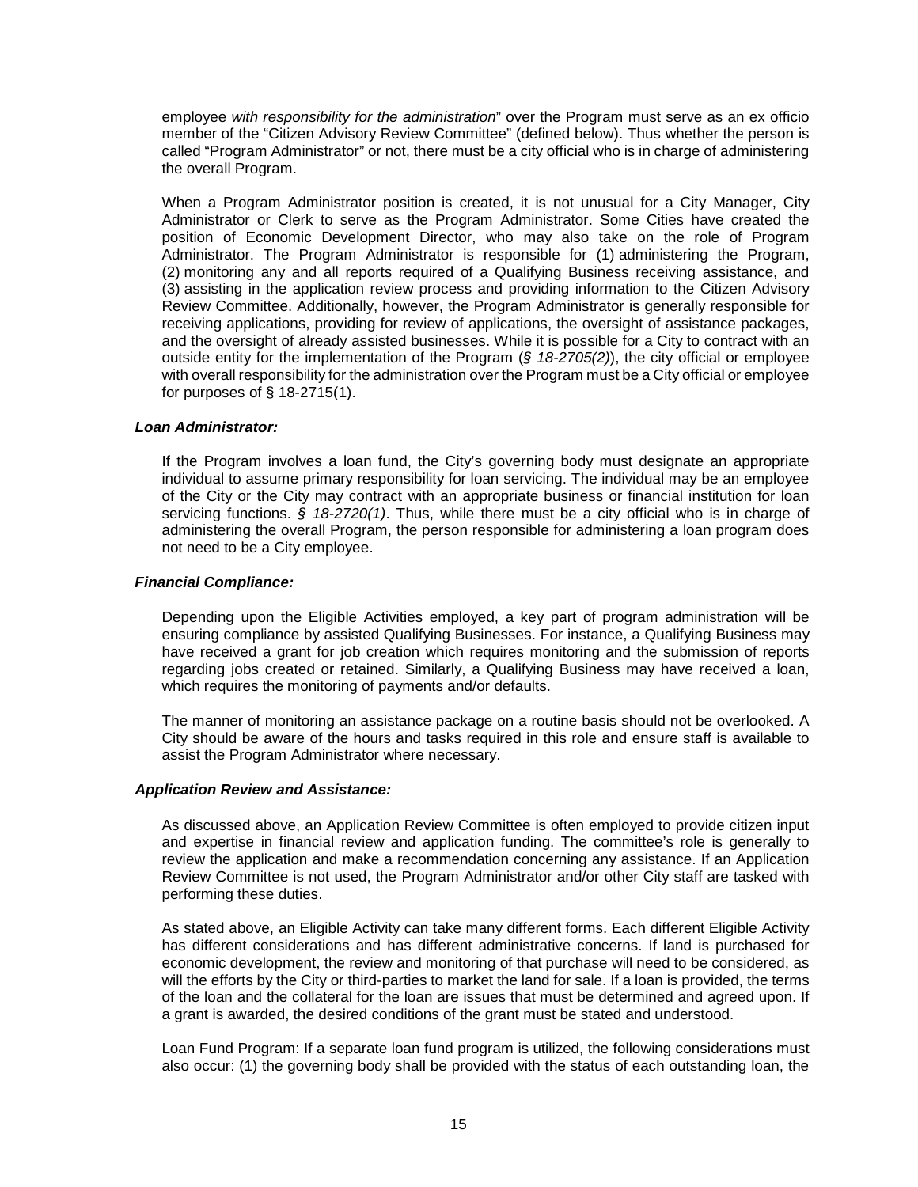employee *with responsibility for the administration*" over the Program must serve as an ex officio member of the "Citizen Advisory Review Committee" (defined below). Thus whether the person is called "Program Administrator" or not, there must be a city official who is in charge of administering the overall Program.

When a Program Administrator position is created, it is not unusual for a City Manager, City Administrator or Clerk to serve as the Program Administrator. Some Cities have created the position of Economic Development Director, who may also take on the role of Program Administrator. The Program Administrator is responsible for (1) administering the Program, (2) monitoring any and all reports required of a Qualifying Business receiving assistance, and (3) assisting in the application review process and providing information to the Citizen Advisory Review Committee. Additionally, however, the Program Administrator is generally responsible for receiving applications, providing for review of applications, the oversight of assistance packages, and the oversight of already assisted businesses. While it is possible for a City to contract with an outside entity for the implementation of the Program (*§ 18-2705(2)*), the city official or employee with overall responsibility for the administration over the Program must be a City official or employee for purposes of § 18-2715(1).

***Loan Administrator:***

If the Program involves a loan fund, the City's governing body must designate an appropriate individual to assume primary responsibility for loan servicing. The individual may be an employee of the City or the City may contract with an appropriate business or financial institution for loan servicing functions. *§ 18-2720(1)*. Thus, while there must be a city official who is in charge of administering the overall Program, the person responsible for administering a loan program does not need to be a City employee.

***Financial Compliance:***

Depending upon the Eligible Activities employed, a key part of program administration will be ensuring compliance by assisted Qualifying Businesses. For instance, a Qualifying Business may have received a grant for job creation which requires monitoring and the submission of reports regarding jobs created or retained. Similarly, a Qualifying Business may have received a loan, which requires the monitoring of payments and/or defaults.

The manner of monitoring an assistance package on a routine basis should not be overlooked. A City should be aware of the hours and tasks required in this role and ensure staff is available to assist the Program Administrator where necessary.

***Application Review and Assistance:***

As discussed above, an Application Review Committee is often employed to provide citizen input and expertise in financial review and application funding. The committee's role is generally to review the application and make a recommendation concerning any assistance. If an Application Review Committee is not used, the Program Administrator and/or other City staff are tasked with performing these duties.

As stated above, an Eligible Activity can take many different forms. Each different Eligible Activity has different considerations and has different administrative concerns. If land is purchased for economic development, the review and monitoring of that purchase will need to be considered, as will the efforts by the City or third-parties to market the land for sale. If a loan is provided, the terms of the loan and the collateral for the loan are issues that must be determined and agreed upon. If a grant is awarded, the desired conditions of the grant must be stated and understood.

Loan Fund Program: If a separate loan fund program is utilized, the following considerations must also occur: (1) the governing body shall be provided with the status of each outstanding loan, the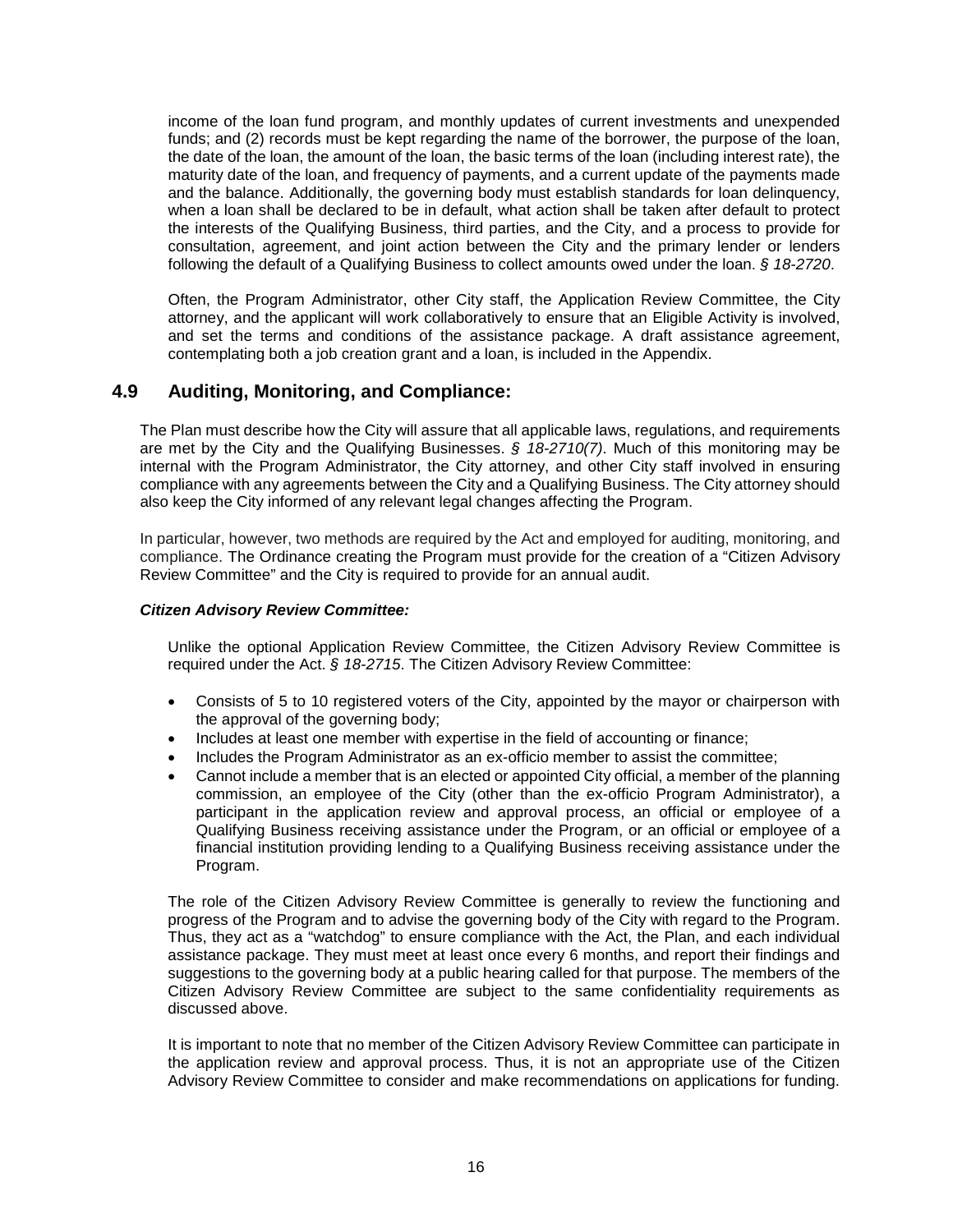income of the loan fund program, and monthly updates of current investments and unexpended funds; and (2) records must be kept regarding the name of the borrower, the purpose of the loan, the date of the loan, the amount of the loan, the basic terms of the loan (including interest rate), the maturity date of the loan, and frequency of payments, and a current update of the payments made and the balance. Additionally, the governing body must establish standards for loan delinquency, when a loan shall be declared to be in default, what action shall be taken after default to protect the interests of the Qualifying Business, third parties, and the City, and a process to provide for consultation, agreement, and joint action between the City and the primary lender or lenders following the default of a Qualifying Business to collect amounts owed under the loan. *§ 18-2720*.

Often, the Program Administrator, other City staff, the Application Review Committee, the City attorney, and the applicant will work collaboratively to ensure that an Eligible Activity is involved, and set the terms and conditions of the assistance package. A draft assistance agreement, contemplating both a job creation grant and a loan, is included in the Appendix.

## 4.9 Auditing, Monitoring, and Compliance:

The Plan must describe how the City will assure that all applicable laws, regulations, and requirements are met by the City and the Qualifying Businesses. *§ 18-2710(7)*. Much of this monitoring may be internal with the Program Administrator, the City attorney, and other City staff involved in ensuring compliance with any agreements between the City and a Qualifying Business. The City attorney should also keep the City informed of any relevant legal changes affecting the Program.

In particular, however, two methods are required by the Act and employed for auditing, monitoring, and compliance. The Ordinance creating the Program must provide for the creation of a "Citizen Advisory Review Committee" and the City is required to provide for an annual audit.

***Citizen Advisory Review Committee:***

Unlike the optional Application Review Committee, the Citizen Advisory Review Committee is required under the Act. *§ 18-2715*. The Citizen Advisory Review Committee:

- Consists of 5 to 10 registered voters of the City, appointed by the mayor or chairperson with the approval of the governing body;
- Includes at least one member with expertise in the field of accounting or finance;
- Includes the Program Administrator as an ex-officio member to assist the committee;
- Cannot include a member that is an elected or appointed City official, a member of the planning commission, an employee of the City (other than the ex-officio Program Administrator), a participant in the application review and approval process, an official or employee of a Qualifying Business receiving assistance under the Program, or an official or employee of a financial institution providing lending to a Qualifying Business receiving assistance under the Program.

The role of the Citizen Advisory Review Committee is generally to review the functioning and progress of the Program and to advise the governing body of the City with regard to the Program. Thus, they act as a "watchdog" to ensure compliance with the Act, the Plan, and each individual assistance package. They must meet at least once every 6 months, and report their findings and suggestions to the governing body at a public hearing called for that purpose. The members of the Citizen Advisory Review Committee are subject to the same confidentiality requirements as discussed above.

It is important to note that no member of the Citizen Advisory Review Committee can participate in the application review and approval process. Thus, it is not an appropriate use of the Citizen Advisory Review Committee to consider and make recommendations on applications for funding.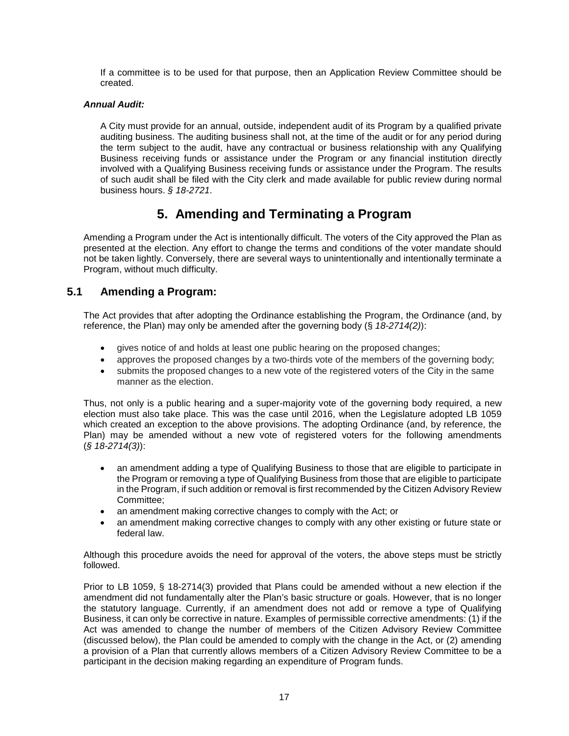If a committee is to be used for that purpose, then an Application Review Committee should be created.

***Annual Audit:***

A City must provide for an annual, outside, independent audit of its Program by a qualified private auditing business. The auditing business shall not, at the time of the audit or for any period during the term subject to the audit, have any contractual or business relationship with any Qualifying Business receiving funds or assistance under the Program or any financial institution directly involved with a Qualifying Business receiving funds or assistance under the Program. The results of such audit shall be filed with the City clerk and made available for public review during normal business hours. *§ 18-2721*.

# 5. Amending and Terminating a Program

Amending a Program under the Act is intentionally difficult. The voters of the City approved the Plan as presented at the election. Any effort to change the terms and conditions of the voter mandate should not be taken lightly. Conversely, there are several ways to unintentionally and intentionally terminate a Program, without much difficulty.

## 5.1 Amending a Program:

The Act provides that after adopting the Ordinance establishing the Program, the Ordinance (and, by reference, the Plan) may only be amended after the governing body (§ *18-2714(2)*):

- gives notice of and holds at least one public hearing on the proposed changes;
- approves the proposed changes by a two-thirds vote of the members of the governing body;
- submits the proposed changes to a new vote of the registered voters of the City in the same manner as the election.

Thus, not only is a public hearing and a super-majority vote of the governing body required, a new election must also take place. This was the case until 2016, when the Legislature adopted LB 1059 which created an exception to the above provisions. The adopting Ordinance (and, by reference, the Plan) may be amended without a new vote of registered voters for the following amendments (*§ 18-2714(3)*):

- an amendment adding a type of Qualifying Business to those that are eligible to participate in the Program or removing a type of Qualifying Business from those that are eligible to participate in the Program, if such addition or removal is first recommended by the Citizen Advisory Review Committee;
- an amendment making corrective changes to comply with the Act; or
- an amendment making corrective changes to comply with any other existing or future state or federal law.

Although this procedure avoids the need for approval of the voters, the above steps must be strictly followed.

Prior to LB 1059, § 18-2714(3) provided that Plans could be amended without a new election if the amendment did not fundamentally alter the Plan's basic structure or goals. However, that is no longer the statutory language. Currently, if an amendment does not add or remove a type of Qualifying Business, it can only be corrective in nature. Examples of permissible corrective amendments: (1) if the Act was amended to change the number of members of the Citizen Advisory Review Committee (discussed below), the Plan could be amended to comply with the change in the Act, or (2) amending a provision of a Plan that currently allows members of a Citizen Advisory Review Committee to be a participant in the decision making regarding an expenditure of Program funds.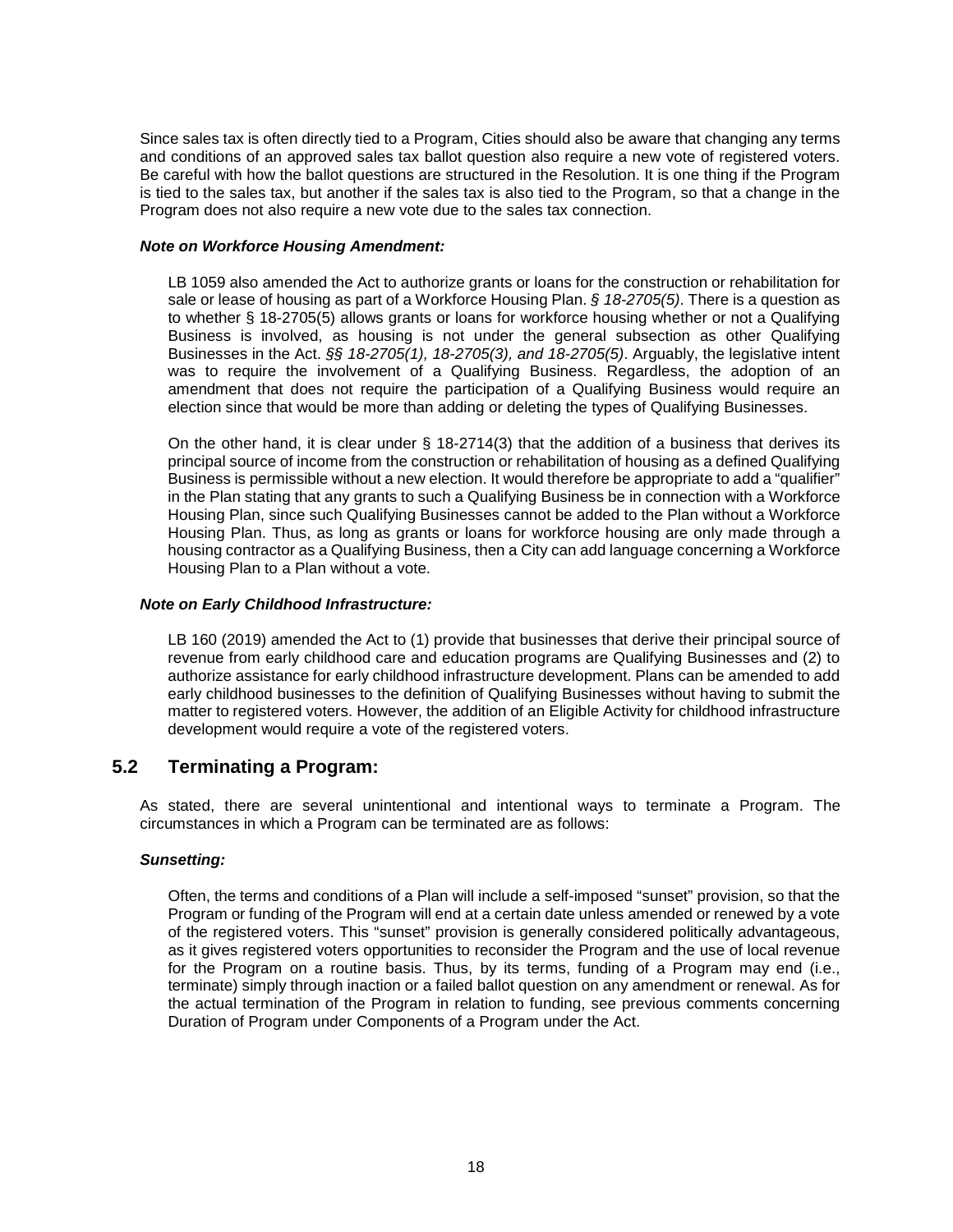Since sales tax is often directly tied to a Program, Cities should also be aware that changing any terms and conditions of an approved sales tax ballot question also require a new vote of registered voters. Be careful with how the ballot questions are structured in the Resolution. It is one thing if the Program is tied to the sales tax, but another if the sales tax is also tied to the Program, so that a change in the Program does not also require a new vote due to the sales tax connection.

***Note on Workforce Housing Amendment:***

LB 1059 also amended the Act to authorize grants or loans for the construction or rehabilitation for sale or lease of housing as part of a Workforce Housing Plan. *§ 18-2705(5)*. There is a question as to whether § 18-2705(5) allows grants or loans for workforce housing whether or not a Qualifying Business is involved, as housing is not under the general subsection as other Qualifying Businesses in the Act. *§§ 18-2705(1), 18-2705(3), and 18-2705(5)*. Arguably, the legislative intent was to require the involvement of a Qualifying Business. Regardless, the adoption of an amendment that does not require the participation of a Qualifying Business would require an election since that would be more than adding or deleting the types of Qualifying Businesses.

On the other hand, it is clear under § 18-2714(3) that the addition of a business that derives its principal source of income from the construction or rehabilitation of housing as a defined Qualifying Business is permissible without a new election. It would therefore be appropriate to add a "qualifier" in the Plan stating that any grants to such a Qualifying Business be in connection with a Workforce Housing Plan, since such Qualifying Businesses cannot be added to the Plan without a Workforce Housing Plan. Thus, as long as grants or loans for workforce housing are only made through a housing contractor as a Qualifying Business, then a City can add language concerning a Workforce Housing Plan to a Plan without a vote.

***Note on Early Childhood Infrastructure:***

LB 160 (2019) amended the Act to (1) provide that businesses that derive their principal source of revenue from early childhood care and education programs are Qualifying Businesses and (2) to authorize assistance for early childhood infrastructure development. Plans can be amended to add early childhood businesses to the definition of Qualifying Businesses without having to submit the matter to registered voters. However, the addition of an Eligible Activity for childhood infrastructure development would require a vote of the registered voters.

## 5.2 Terminating a Program:

As stated, there are several unintentional and intentional ways to terminate a Program. The circumstances in which a Program can be terminated are as follows:

***Sunsetting:***

Often, the terms and conditions of a Plan will include a self-imposed "sunset" provision, so that the Program or funding of the Program will end at a certain date unless amended or renewed by a vote of the registered voters. This "sunset" provision is generally considered politically advantageous, as it gives registered voters opportunities to reconsider the Program and the use of local revenue for the Program on a routine basis. Thus, by its terms, funding of a Program may end (i.e., terminate) simply through inaction or a failed ballot question on any amendment or renewal. As for the actual termination of the Program in relation to funding, see previous comments concerning Duration of Program under Components of a Program under the Act.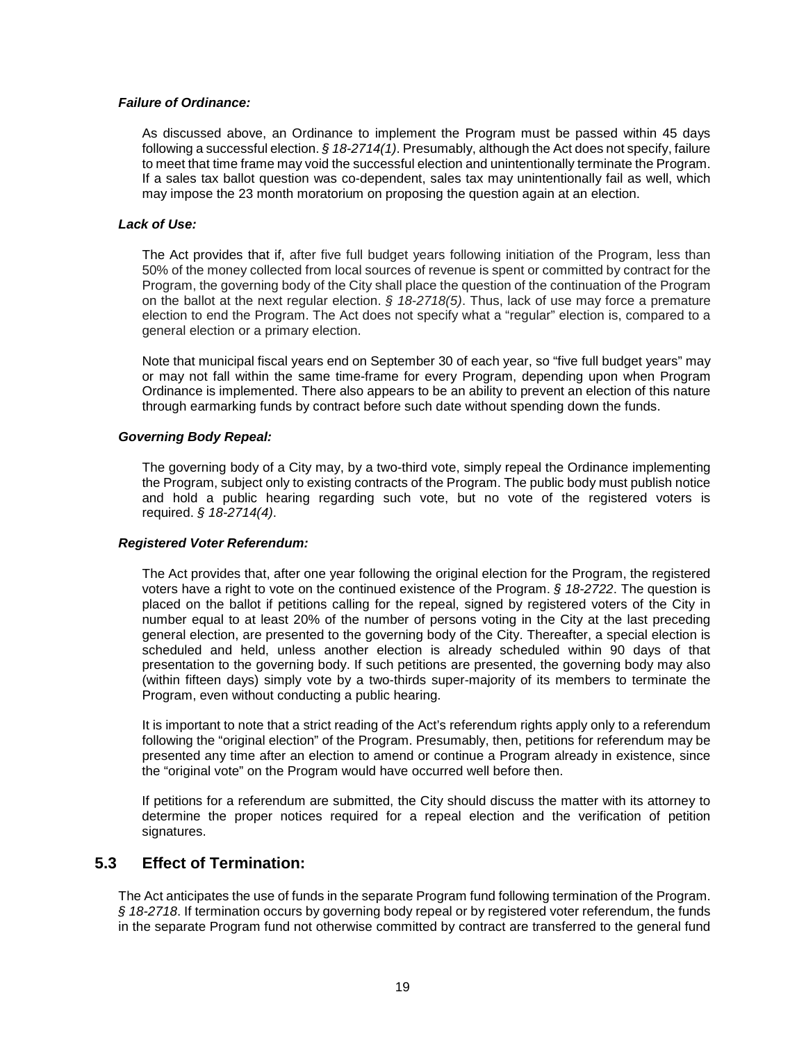#### ***Failure of Ordinance:***

As discussed above, an Ordinance to implement the Program must be passed within 45 days following a successful election. *§ 18-2714(1)*. Presumably, although the Act does not specify, failure to meet that time frame may void the successful election and unintentionally terminate the Program. If a sales tax ballot question was co-dependent, sales tax may unintentionally fail as well, which may impose the 23 month moratorium on proposing the question again at an election.

#### ***Lack of Use:***

The Act provides that if, after five full budget years following initiation of the Program, less than 50% of the money collected from local sources of revenue is spent or committed by contract for the Program, the governing body of the City shall place the question of the continuation of the Program on the ballot at the next regular election. *§ 18-2718(5)*. Thus, lack of use may force a premature election to end the Program. The Act does not specify what a "regular" election is, compared to a general election or a primary election.

Note that municipal fiscal years end on September 30 of each year, so "five full budget years" may or may not fall within the same time-frame for every Program, depending upon when Program Ordinance is implemented. There also appears to be an ability to prevent an election of this nature through earmarking funds by contract before such date without spending down the funds.

#### ***Governing Body Repeal:***

The governing body of a City may, by a two-third vote, simply repeal the Ordinance implementing the Program, subject only to existing contracts of the Program. The public body must publish notice and hold a public hearing regarding such vote, but no vote of the registered voters is required. *§ 18-2714(4)*.

#### ***Registered Voter Referendum:***

The Act provides that, after one year following the original election for the Program, the registered voters have a right to vote on the continued existence of the Program. *§ 18-2722*. The question is placed on the ballot if petitions calling for the repeal, signed by registered voters of the City in number equal to at least 20% of the number of persons voting in the City at the last preceding general election, are presented to the governing body of the City. Thereafter, a special election is scheduled and held, unless another election is already scheduled within 90 days of that presentation to the governing body. If such petitions are presented, the governing body may also (within fifteen days) simply vote by a two-thirds super-majority of its members to terminate the Program, even without conducting a public hearing.

It is important to note that a strict reading of the Act's referendum rights apply only to a referendum following the "original election" of the Program. Presumably, then, petitions for referendum may be presented any time after an election to amend or continue a Program already in existence, since the "original vote" on the Program would have occurred well before then.

If petitions for a referendum are submitted, the City should discuss the matter with its attorney to determine the proper notices required for a repeal election and the verification of petition signatures.

## 5.3 Effect of Termination:

The Act anticipates the use of funds in the separate Program fund following termination of the Program. *§ 18-2718*. If termination occurs by governing body repeal or by registered voter referendum, the funds in the separate Program fund not otherwise committed by contract are transferred to the general fund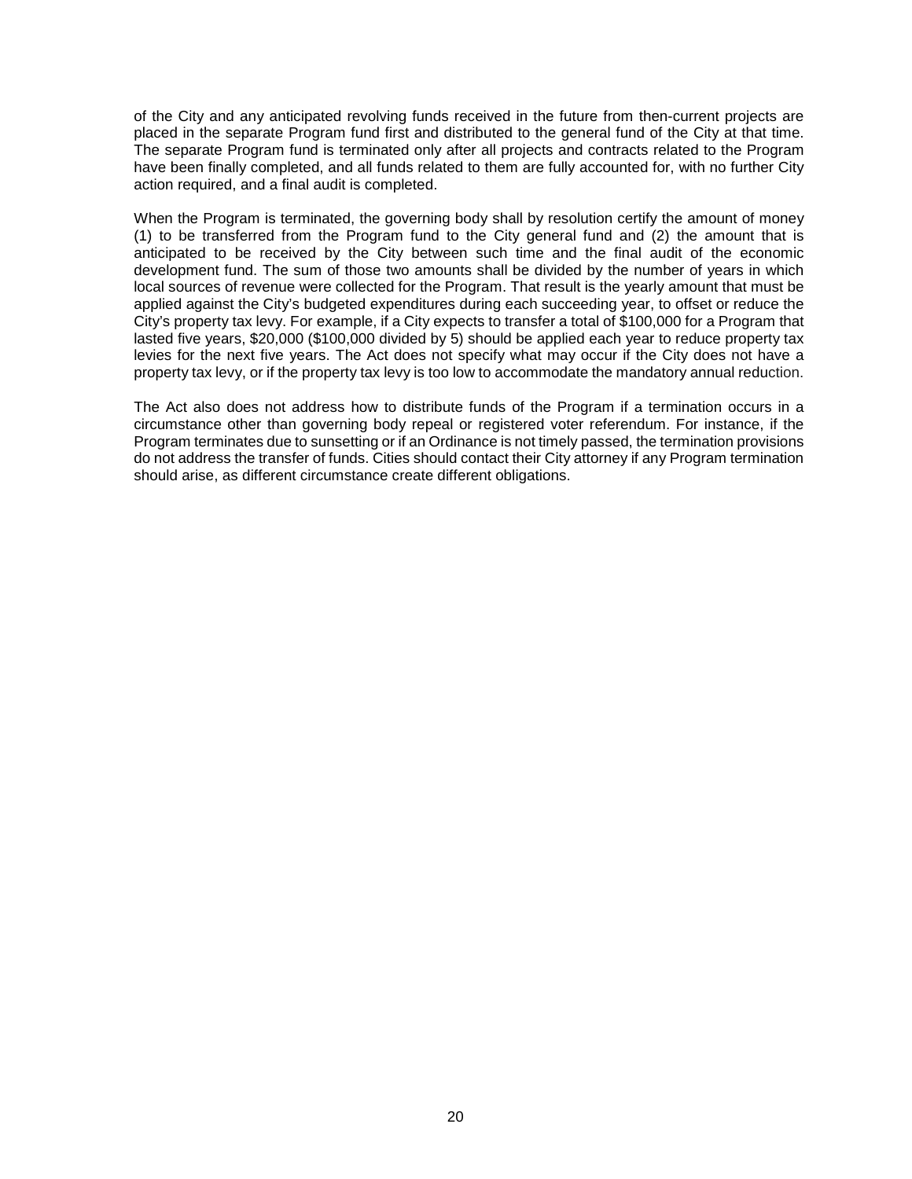of the City and any anticipated revolving funds received in the future from then-current projects are placed in the separate Program fund first and distributed to the general fund of the City at that time. The separate Program fund is terminated only after all projects and contracts related to the Program have been finally completed, and all funds related to them are fully accounted for, with no further City action required, and a final audit is completed.

When the Program is terminated, the governing body shall by resolution certify the amount of money (1) to be transferred from the Program fund to the City general fund and (2) the amount that is anticipated to be received by the City between such time and the final audit of the economic development fund. The sum of those two amounts shall be divided by the number of years in which local sources of revenue were collected for the Program. That result is the yearly amount that must be applied against the City's budgeted expenditures during each succeeding year, to offset or reduce the City's property tax levy. For example, if a City expects to transfer a total of $100,000 for a Program that lasted five years, $20,000 ($100,000 divided by 5) should be applied each year to reduce property tax levies for the next five years. The Act does not specify what may occur if the City does not have a property tax levy, or if the property tax levy is too low to accommodate the mandatory annual reduction.

The Act also does not address how to distribute funds of the Program if a termination occurs in a circumstance other than governing body repeal or registered voter referendum. For instance, if the Program terminates due to sunsetting or if an Ordinance is not timely passed, the termination provisions do not address the transfer of funds. Cities should contact their City attorney if any Program termination should arise, as different circumstance create different obligations.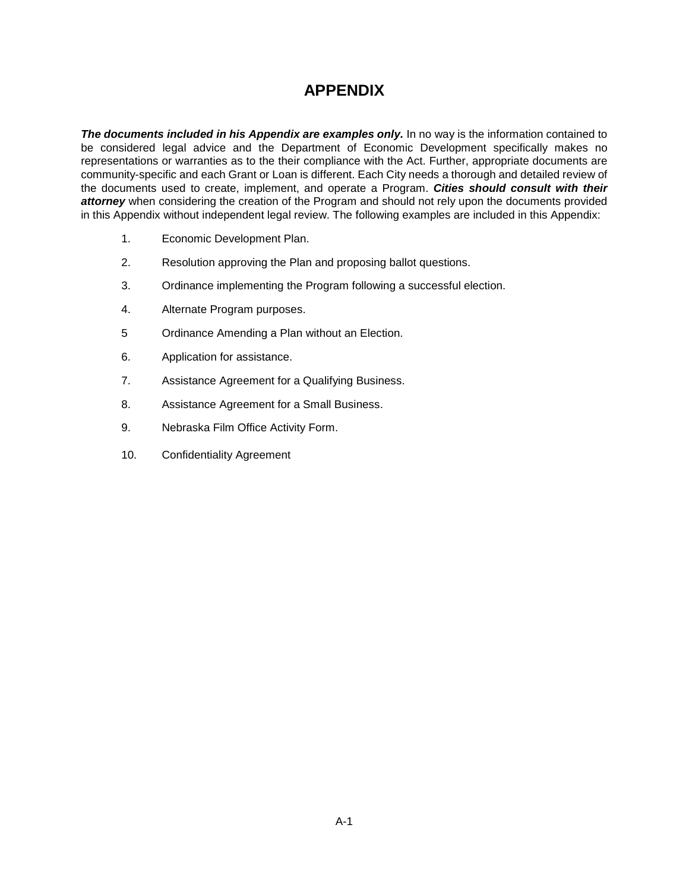# APPENDIX

***The documents included in his Appendix are examples only.*** In no way is the information contained to be considered legal advice and the Department of Economic Development specifically makes no representations or warranties as to the their compliance with the Act. Further, appropriate documents are community-specific and each Grant or Loan is different. Each City needs a thorough and detailed review of the documents used to create, implement, and operate a Program. ***Cities should consult with their attorney*** when considering the creation of the Program and should not rely upon the documents provided in this Appendix without independent legal review. The following examples are included in this Appendix:

1. Economic Development Plan.
2. Resolution approving the Plan and proposing ballot questions.
3. Ordinance implementing the Program following a successful election.
4. Alternate Program purposes.
5 Ordinance Amending a Plan without an Election.
6. Application for assistance.
7. Assistance Agreement for a Qualifying Business.
8. Assistance Agreement for a Small Business.
9. Nebraska Film Office Activity Form.
10. Confidentiality Agreement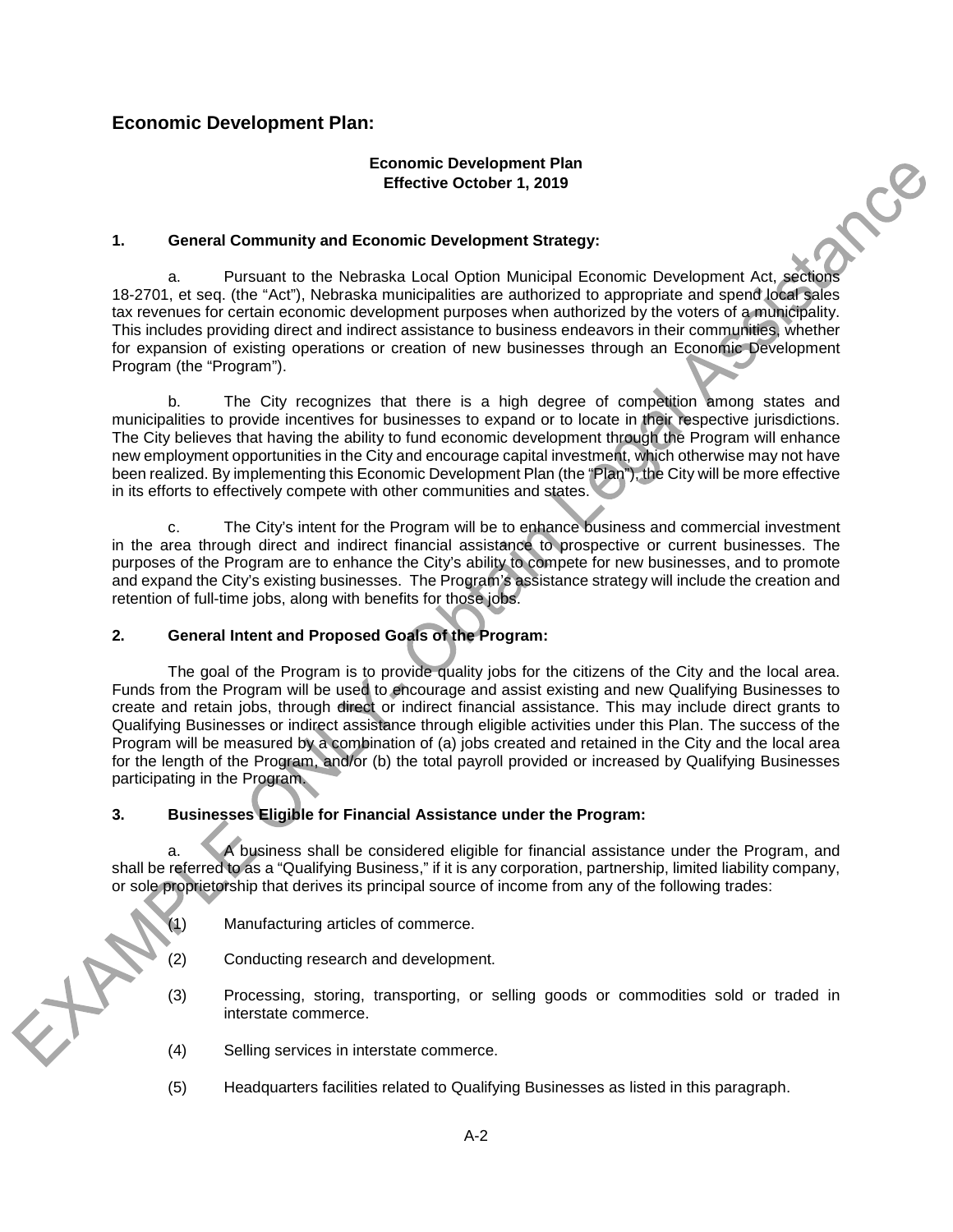## Economic Development Plan:

**Economic Development Plan**
**Effective October 1, 2019**

### 1. General Community and Economic Development Strategy:

a. Pursuant to the Nebraska Local Option Municipal Economic Development Act, sections 18-2701, et seq. (the "Act"), Nebraska municipalities are authorized to appropriate and spend local sales tax revenues for certain economic development purposes when authorized by the voters of a municipality. This includes providing direct and indirect assistance to business endeavors in their communities, whether for expansion of existing operations or creation of new businesses through an Economic Development Program (the "Program").

b. The City recognizes that there is a high degree of competition among states and municipalities to provide incentives for businesses to expand or to locate in their respective jurisdictions. The City believes that having the ability to fund economic development through the Program will enhance new employment opportunities in the City and encourage capital investment, which otherwise may not have been realized. By implementing this Economic Development Plan (the "Plan"), the City will be more effective in its efforts to effectively compete with other communities and states.

c. The City's intent for the Program will be to enhance business and commercial investment in the area through direct and indirect financial assistance to prospective or current businesses. The purposes of the Program are to enhance the City's ability to compete for new businesses, and to promote and expand the City's existing businesses. The Program's assistance strategy will include the creation and retention of full-time jobs, along with benefits for those jobs.

### 2. General Intent and Proposed Goals of the Program:

The goal of the Program is to provide quality jobs for the citizens of the City and the local area. Funds from the Program will be used to encourage and assist existing and new Qualifying Businesses to create and retain jobs, through direct or indirect financial assistance. This may include direct grants to Qualifying Businesses or indirect assistance through eligible activities under this Plan. The success of the Program will be measured by a combination of (a) jobs created and retained in the City and the local area for the length of the Program, and/or (b) the total payroll provided or increased by Qualifying Businesses participating in the Program.

### 3. Businesses Eligible for Financial Assistance under the Program:

a. A business shall be considered eligible for financial assistance under the Program, and shall be referred to as a "Qualifying Business," if it is any corporation, partnership, limited liability company, or sole proprietorship that derives its principal source of income from any of the following trades:

(1) Manufacturing articles of commerce.

(2) Conducting research and development.

(3) Processing, storing, transporting, or selling goods or commodities sold or traded in interstate commerce.

(4) Selling services in interstate commerce.

(5) Headquarters facilities related to Qualifying Businesses as listed in this paragraph.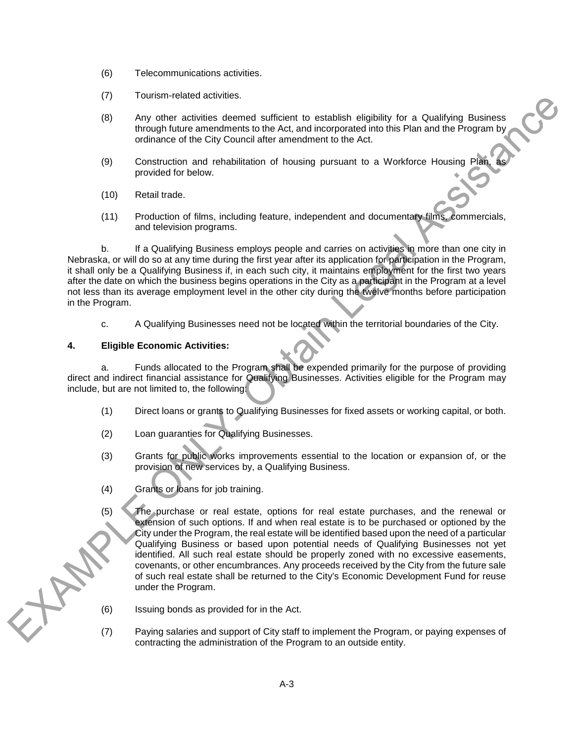(6) Telecommunications activities.

(7) Tourism-related activities.

(8) Any other activities deemed sufficient to establish eligibility for a Qualifying Business through future amendments to the Act, and incorporated into this Plan and the Program by ordinance of the City Council after amendment to the Act.

(9) Construction and rehabilitation of housing pursuant to a Workforce Housing Plan, as provided for below.

(10) Retail trade.

(11) Production of films, including feature, independent and documentary films, commercials, and television programs.

b. If a Qualifying Business employs people and carries on activities in more than one city in Nebraska, or will do so at any time during the first year after its application for participation in the Program, it shall only be a Qualifying Business if, in each such city, it maintains employment for the first two years after the date on which the business begins operations in the City as a participant in the Program at a level not less than its average employment level in the other city during the twelve months before participation in the Program.

c. A Qualifying Businesses need not be located within the territorial boundaries of the City.

**4. Eligible Economic Activities:**

a. Funds allocated to the Program shall be expended primarily for the purpose of providing direct and indirect financial assistance for Qualifying Businesses. Activities eligible for the Program may include, but are not limited to, the following:

(1) Direct loans or grants to Qualifying Businesses for fixed assets or working capital, or both.

(2) Loan guaranties for Qualifying Businesses.

(3) Grants for public works improvements essential to the location or expansion of, or the provision of new services by, a Qualifying Business.

(4) Grants or loans for job training.

(5) The purchase or real estate, options for real estate purchases, and the renewal or extension of such options. If and when real estate is to be purchased or optioned by the City under the Program, the real estate will be identified based upon the need of a particular Qualifying Business or based upon potential needs of Qualifying Businesses not yet identified. All such real estate should be properly zoned with no excessive easements, covenants, or other encumbrances. Any proceeds received by the City from the future sale of such real estate shall be returned to the City's Economic Development Fund for reuse under the Program.

(6) Issuing bonds as provided for in the Act.

(7) Paying salaries and support of City staff to implement the Program, or paying expenses of contracting the administration of the Program to an outside entity.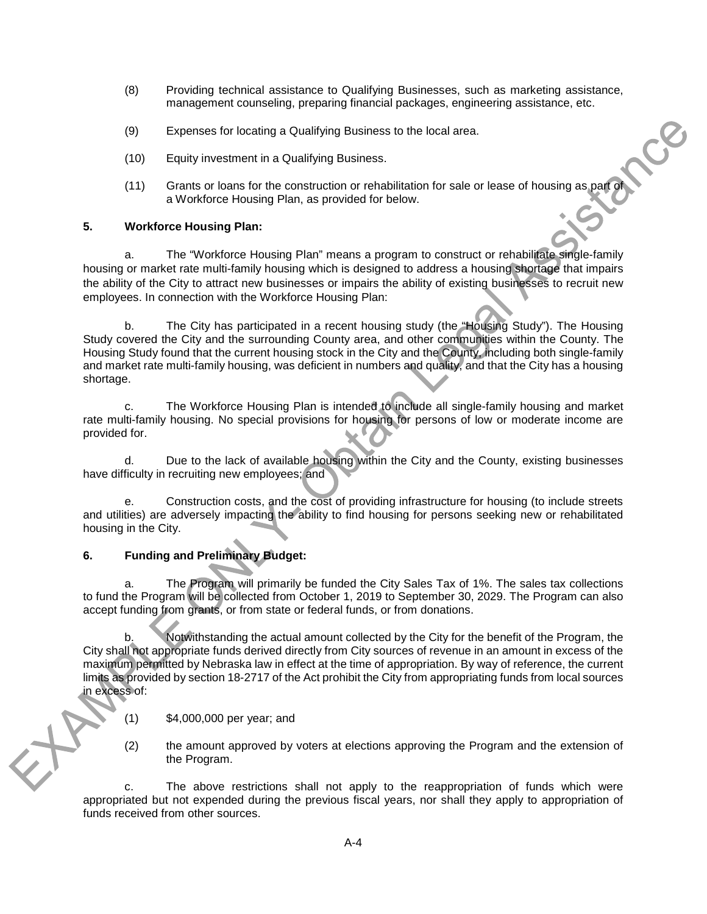(8) Providing technical assistance to Qualifying Businesses, such as marketing assistance, management counseling, preparing financial packages, engineering assistance, etc.

(9) Expenses for locating a Qualifying Business to the local area.

(10) Equity investment in a Qualifying Business.

(11) Grants or loans for the construction or rehabilitation for sale or lease of housing as part of a Workforce Housing Plan, as provided for below.

**5. Workforce Housing Plan:**

a. The "Workforce Housing Plan" means a program to construct or rehabilitate single-family housing or market rate multi-family housing which is designed to address a housing shortage that impairs the ability of the City to attract new businesses or impairs the ability of existing businesses to recruit new employees. In connection with the Workforce Housing Plan:

b. The City has participated in a recent housing study (the "Housing Study"). The Housing Study covered the City and the surrounding County area, and other communities within the County. The Housing Study found that the current housing stock in the City and the County, including both single-family and market rate multi-family housing, was deficient in numbers and quality, and that the City has a housing shortage.

c. The Workforce Housing Plan is intended to include all single-family housing and market rate multi-family housing. No special provisions for housing for persons of low or moderate income are provided for.

d. Due to the lack of available housing within the City and the County, existing businesses have difficulty in recruiting new employees; and

e. Construction costs, and the cost of providing infrastructure for housing (to include streets and utilities) are adversely impacting the ability to find housing for persons seeking new or rehabilitated housing in the City.

**6. Funding and Preliminary Budget:**

a. The Program will primarily be funded the City Sales Tax of 1%. The sales tax collections to fund the Program will be collected from October 1, 2019 to September 30, 2029. The Program can also accept funding from grants, or from state or federal funds, or from donations.

b. Notwithstanding the actual amount collected by the City for the benefit of the Program, the City shall not appropriate funds derived directly from City sources of revenue in an amount in excess of the maximum permitted by Nebraska law in effect at the time of appropriation. By way of reference, the current limits as provided by section 18-2717 of the Act prohibit the City from appropriating funds from local sources in excess of:

(1) $4,000,000 per year; and

(2) the amount approved by voters at elections approving the Program and the extension of the Program.

c. The above restrictions shall not apply to the reappropriation of funds which were appropriated but not expended during the previous fiscal years, nor shall they apply to appropriation of funds received from other sources.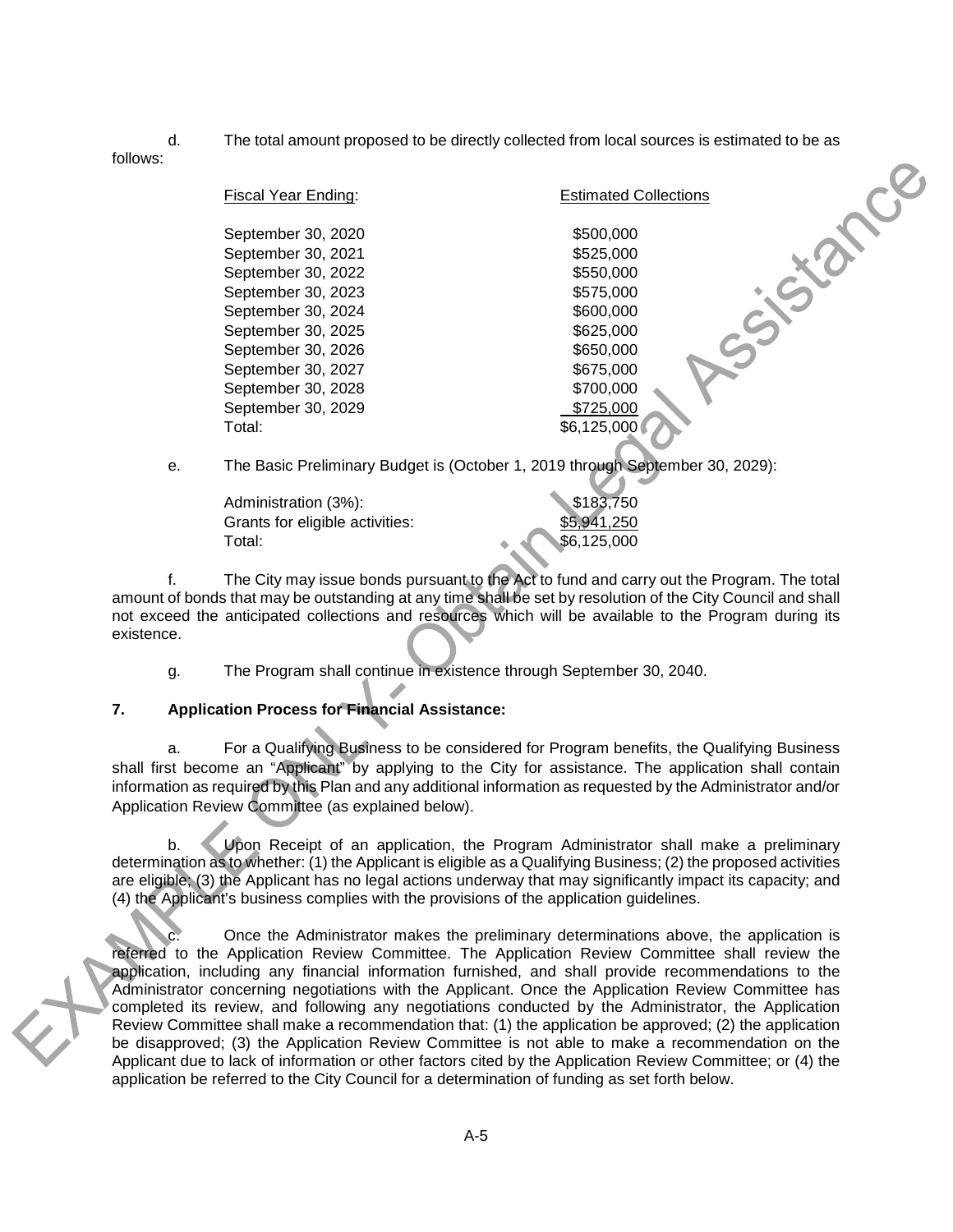d. The total amount proposed to be directly collected from local sources is estimated to be as follows:

| Fiscal Year Ending: | Estimated Collections |
|---|---|
| September 30, 2020 | $500,000 |
| September 30, 2021 | $525,000 |
| September 30, 2022 | $550,000 |
| September 30, 2023 | $575,000 |
| September 30, 2024 | $600,000 |
| September 30, 2025 | $625,000 |
| September 30, 2026 | $650,000 |
| September 30, 2027 | $675,000 |
| September 30, 2028 | $700,000 |
| September 30, 2029 | $725,000 |
| Total: | $6,125,000 |

e. The Basic Preliminary Budget is (October 1, 2019 through September 30, 2029):

| | |
|---|---|
| Administration (3%): | $183,750 |
| Grants for eligible activities: | $5,941,250 |
| Total: | $6,125,000 |

f. The City may issue bonds pursuant to the Act to fund and carry out the Program. The total amount of bonds that may be outstanding at any time shall be set by resolution of the City Council and shall not exceed the anticipated collections and resources which will be available to the Program during its existence.

g. The Program shall continue in existence through September 30, 2040.

**7. Application Process for Financial Assistance:**

a. For a Qualifying Business to be considered for Program benefits, the Qualifying Business shall first become an "Applicant" by applying to the City for assistance. The application shall contain information as required by this Plan and any additional information as requested by the Administrator and/or Application Review Committee (as explained below).

b. Upon Receipt of an application, the Program Administrator shall make a preliminary determination as to whether: (1) the Applicant is eligible as a Qualifying Business; (2) the proposed activities are eligible; (3) the Applicant has no legal actions underway that may significantly impact its capacity; and (4) the Applicant's business complies with the provisions of the application guidelines.

c. Once the Administrator makes the preliminary determinations above, the application is referred to the Application Review Committee. The Application Review Committee shall review the application, including any financial information furnished, and shall provide recommendations to the Administrator concerning negotiations with the Applicant. Once the Application Review Committee has completed its review, and following any negotiations conducted by the Administrator, the Application Review Committee shall make a recommendation that: (1) the application be approved; (2) the application be disapproved; (3) the Application Review Committee is not able to make a recommendation on the Applicant due to lack of information or other factors cited by the Application Review Committee; or (4) the application be referred to the City Council for a determination of funding as set forth below.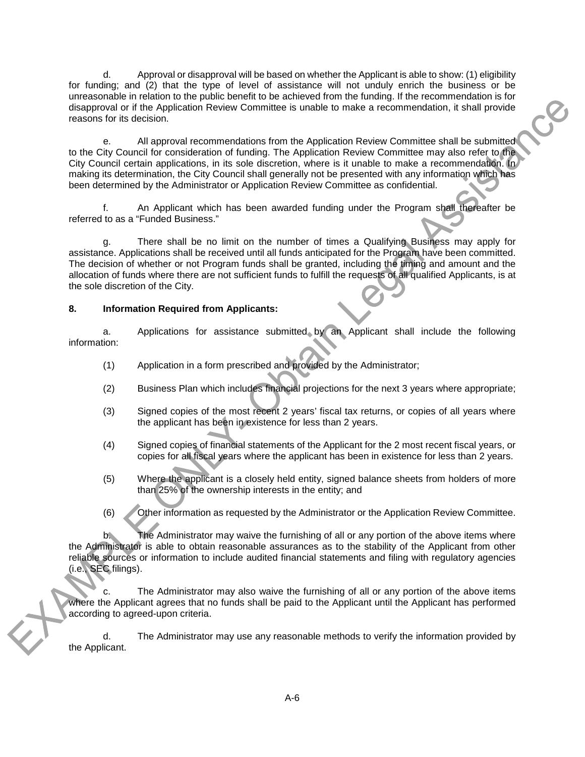d. Approval or disapproval will be based on whether the Applicant is able to show: (1) eligibility for funding; and (2) that the type of level of assistance will not unduly enrich the business or be unreasonable in relation to the public benefit to be achieved from the funding. If the recommendation is for disapproval or if the Application Review Committee is unable to make a recommendation, it shall provide reasons for its decision.

e. All approval recommendations from the Application Review Committee shall be submitted to the City Council for consideration of funding. The Application Review Committee may also refer to the City Council certain applications, in its sole discretion, where is it unable to make a recommendation. In making its determination, the City Council shall generally not be presented with any information which has been determined by the Administrator or Application Review Committee as confidential.

f. An Applicant which has been awarded funding under the Program shall thereafter be referred to as a "Funded Business."

g. There shall be no limit on the number of times a Qualifying Business may apply for assistance. Applications shall be received until all funds anticipated for the Program have been committed. The decision of whether or not Program funds shall be granted, including the timing and amount and the allocation of funds where there are not sufficient funds to fulfill the requests of all qualified Applicants, is at the sole discretion of the City.

**8. Information Required from Applicants:**

a. Applications for assistance submitted by an Applicant shall include the following information:

(1) Application in a form prescribed and provided by the Administrator;

(2) Business Plan which includes financial projections for the next 3 years where appropriate;

(3) Signed copies of the most recent 2 years' fiscal tax returns, or copies of all years where the applicant has been in existence for less than 2 years.

(4) Signed copies of financial statements of the Applicant for the 2 most recent fiscal years, or copies for all fiscal years where the applicant has been in existence for less than 2 years.

(5) Where the applicant is a closely held entity, signed balance sheets from holders of more than 25% of the ownership interests in the entity; and

(6) Other information as requested by the Administrator or the Application Review Committee.

b. The Administrator may waive the furnishing of all or any portion of the above items where the Administrator is able to obtain reasonable assurances as to the stability of the Applicant from other reliable sources or information to include audited financial statements and filing with regulatory agencies (i.e., SEC filings).

c. The Administrator may also waive the furnishing of all or any portion of the above items where the Applicant agrees that no funds shall be paid to the Applicant until the Applicant has performed according to agreed-upon criteria.

d. The Administrator may use any reasonable methods to verify the information provided by the Applicant.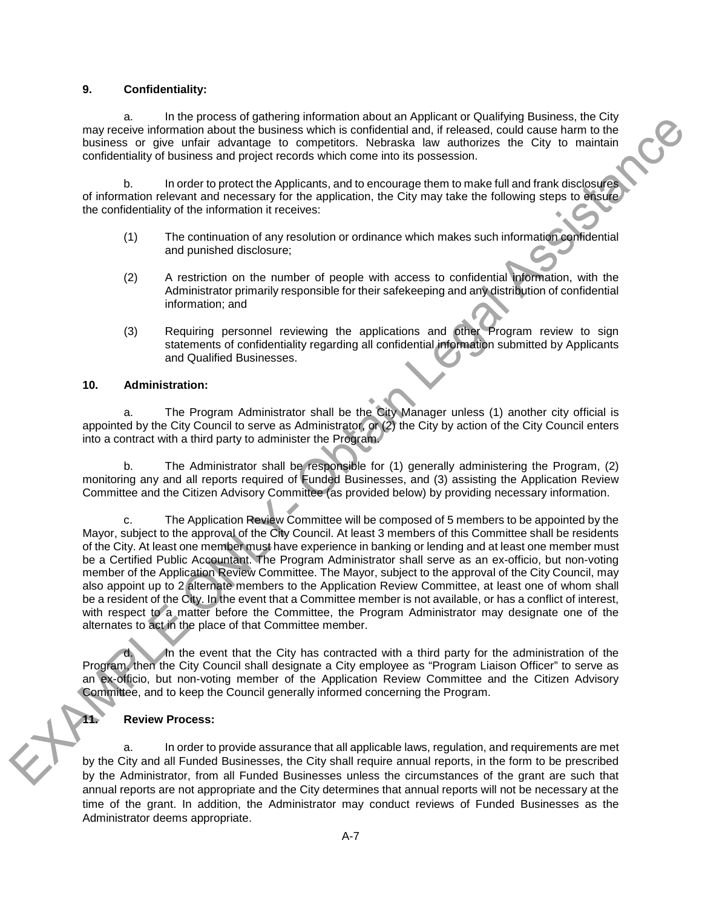**9. Confidentiality:**

a. In the process of gathering information about an Applicant or Qualifying Business, the City may receive information about the business which is confidential and, if released, could cause harm to the business or give unfair advantage to competitors. Nebraska law authorizes the City to maintain confidentiality of business and project records which come into its possession.

b. In order to protect the Applicants, and to encourage them to make full and frank disclosures of information relevant and necessary for the application, the City may take the following steps to ensure the confidentiality of the information it receives:

(1) The continuation of any resolution or ordinance which makes such information confidential and punished disclosure;

(2) A restriction on the number of people with access to confidential information, with the Administrator primarily responsible for their safekeeping and any distribution of confidential information; and

(3) Requiring personnel reviewing the applications and other Program review to sign statements of confidentiality regarding all confidential information submitted by Applicants and Qualified Businesses.

**10. Administration:**

a. The Program Administrator shall be the City Manager unless (1) another city official is appointed by the City Council to serve as Administrator, or (2) the City by action of the City Council enters into a contract with a third party to administer the Program.

b. The Administrator shall be responsible for (1) generally administering the Program, (2) monitoring any and all reports required of Funded Businesses, and (3) assisting the Application Review Committee and the Citizen Advisory Committee (as provided below) by providing necessary information.

c. The Application Review Committee will be composed of 5 members to be appointed by the Mayor, subject to the approval of the City Council. At least 3 members of this Committee shall be residents of the City. At least one member must have experience in banking or lending and at least one member must be a Certified Public Accountant. The Program Administrator shall serve as an ex-officio, but non-voting member of the Application Review Committee. The Mayor, subject to the approval of the City Council, may also appoint up to 2 alternate members to the Application Review Committee, at least one of whom shall be a resident of the City. In the event that a Committee member is not available, or has a conflict of interest, with respect to a matter before the Committee, the Program Administrator may designate one of the alternates to act in the place of that Committee member.

d. In the event that the City has contracted with a third party for the administration of the Program, then the City Council shall designate a City employee as "Program Liaison Officer" to serve as an ex-officio, but non-voting member of the Application Review Committee and the Citizen Advisory Committee, and to keep the Council generally informed concerning the Program.

**11. Review Process:**

a. In order to provide assurance that all applicable laws, regulation, and requirements are met by the City and all Funded Businesses, the City shall require annual reports, in the form to be prescribed by the Administrator, from all Funded Businesses unless the circumstances of the grant are such that annual reports are not appropriate and the City determines that annual reports will not be necessary at the time of the grant. In addition, the Administrator may conduct reviews of Funded Businesses as the Administrator deems appropriate.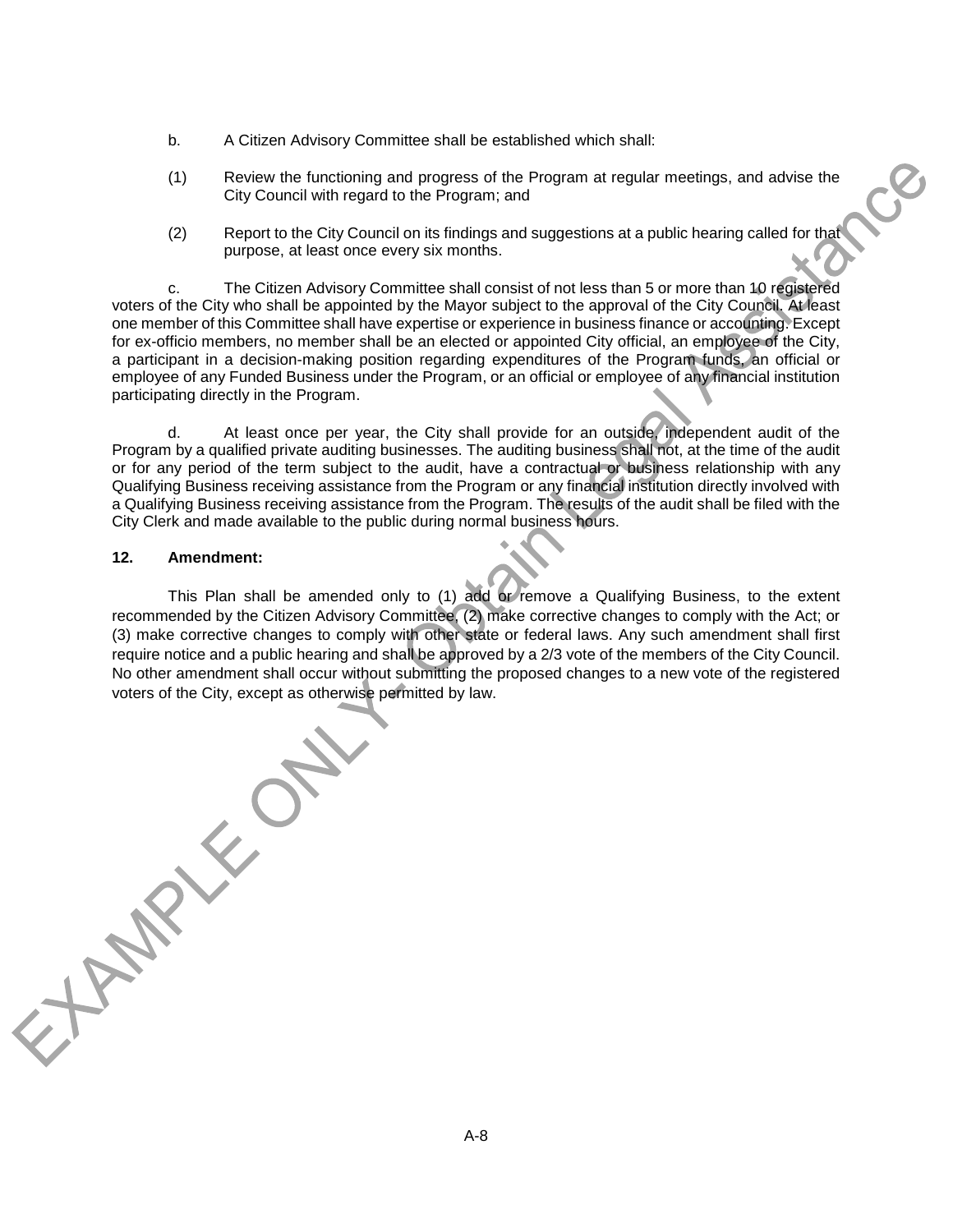b. A Citizen Advisory Committee shall be established which shall:

(1) Review the functioning and progress of the Program at regular meetings, and advise the City Council with regard to the Program; and

(2) Report to the City Council on its findings and suggestions at a public hearing called for that purpose, at least once every six months.

c. The Citizen Advisory Committee shall consist of not less than 5 or more than 10 registered voters of the City who shall be appointed by the Mayor subject to the approval of the City Council. At least one member of this Committee shall have expertise or experience in business finance or accounting. Except for ex-officio members, no member shall be an elected or appointed City official, an employee of the City, a participant in a decision-making position regarding expenditures of the Program funds, an official or employee of any Funded Business under the Program, or an official or employee of any financial institution participating directly in the Program.

d. At least once per year, the City shall provide for an outside, independent audit of the Program by a qualified private auditing businesses. The auditing business shall not, at the time of the audit or for any period of the term subject to the audit, have a contractual or business relationship with any Qualifying Business receiving assistance from the Program or any financial institution directly involved with a Qualifying Business receiving assistance from the Program. The results of the audit shall be filed with the City Clerk and made available to the public during normal business hours.

**12. Amendment:**

This Plan shall be amended only to (1) add or remove a Qualifying Business, to the extent recommended by the Citizen Advisory Committee, (2) make corrective changes to comply with the Act; or (3) make corrective changes to comply with other state or federal laws. Any such amendment shall first require notice and a public hearing and shall be approved by a 2/3 vote of the members of the City Council. No other amendment shall occur without submitting the proposed changes to a new vote of the registered voters of the City, except as otherwise permitted by law.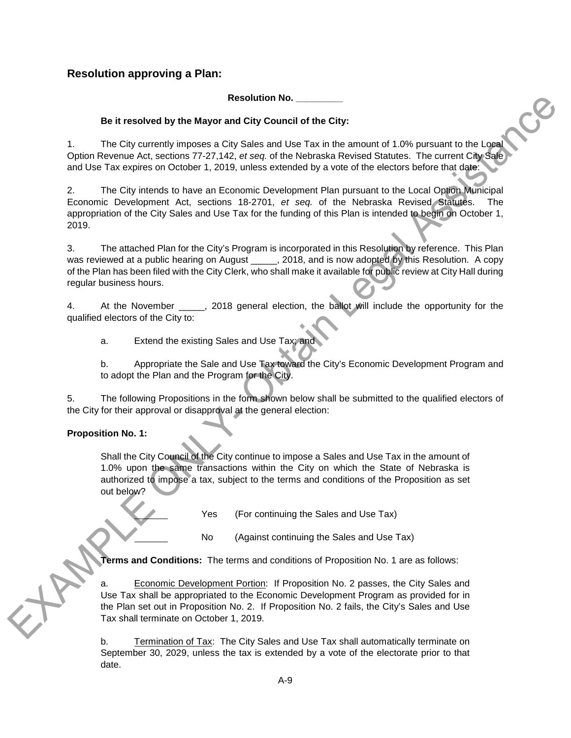## Resolution approving a Plan:

**Resolution No. _________**

**Be it resolved by the Mayor and City Council of the City:**

1. The City currently imposes a City Sales and Use Tax in the amount of 1.0% pursuant to the Local Option Revenue Act, sections 77-27,142, *et seq.* of the Nebraska Revised Statutes. The current City Sale and Use Tax expires on October 1, 2019, unless extended by a vote of the electors before that date.

2. The City intends to have an Economic Development Plan pursuant to the Local Option Municipal Economic Development Act, sections 18-2701, *et seq.* of the Nebraska Revised Statutes. The appropriation of the City Sales and Use Tax for the funding of this Plan is intended to begin on October 1, 2019.

3. The attached Plan for the City's Program is incorporated in this Resolution by reference. This Plan was reviewed at a public hearing on August _____, 2018, and is now adopted by this Resolution. A copy of the Plan has been filed with the City Clerk, who shall make it available for public review at City Hall during regular business hours.

4. At the November _____, 2018 general election, the ballot will include the opportunity for the qualified electors of the City to:

   a. Extend the existing Sales and Use Tax; and

   b. Appropriate the Sale and Use Tax toward the City's Economic Development Program and to adopt the Plan and the Program for the City.

5. The following Propositions in the form shown below shall be submitted to the qualified electors of the City for their approval or disapproval at the general election:

**Proposition No. 1:**

Shall the City Council of the City continue to impose a Sales and Use Tax in the amount of 1.0% upon the same transactions within the City on which the State of Nebraska is authorized to impose a tax, subject to the terms and conditions of the Proposition as set out below?

_______ Yes (For continuing the Sales and Use Tax)

_______ No (Against continuing the Sales and Use Tax)

**Terms and Conditions:** The terms and conditions of Proposition No. 1 are as follows:

a. Economic Development Portion: If Proposition No. 2 passes, the City Sales and Use Tax shall be appropriated to the Economic Development Program as provided for in the Plan set out in Proposition No. 2. If Proposition No. 2 fails, the City's Sales and Use Tax shall terminate on October 1, 2019.

b. Termination of Tax: The City Sales and Use Tax shall automatically terminate on September 30, 2029, unless the tax is extended by a vote of the electorate prior to that date.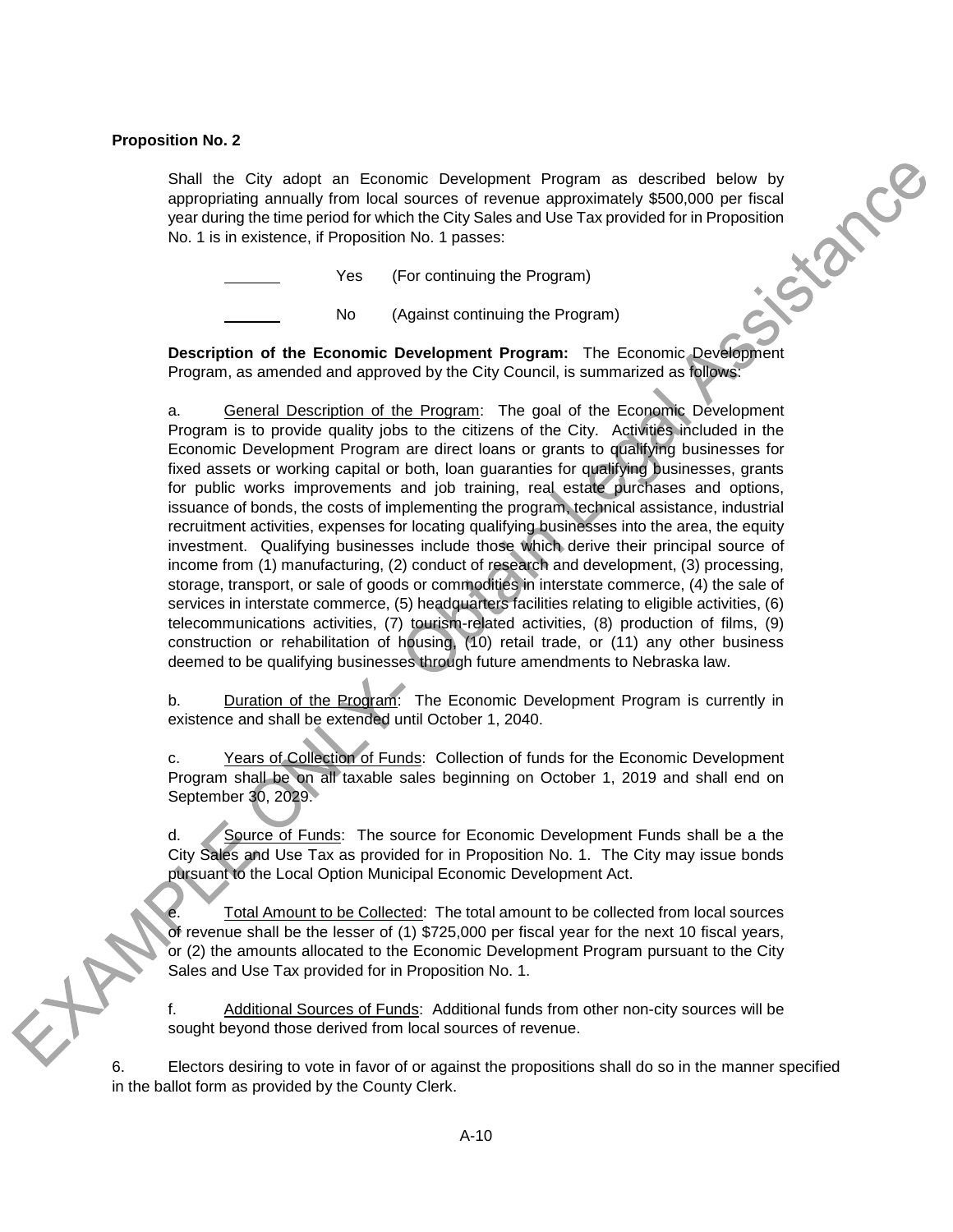**Proposition No. 2**

Shall the City adopt an Economic Development Program as described below by appropriating annually from local sources of revenue approximately $500,000 per fiscal year during the time period for which the City Sales and Use Tax provided for in Proposition No. 1 is in existence, if Proposition No. 1 passes:

\_\_\_\_\_\_\_ Yes (For continuing the Program)

\_\_\_\_\_\_\_ No (Against continuing the Program)

**Description of the Economic Development Program:** The Economic Development Program, as amended and approved by the City Council, is summarized as follows:

a. General Description of the Program: The goal of the Economic Development Program is to provide quality jobs to the citizens of the City. Activities included in the Economic Development Program are direct loans or grants to qualifying businesses for fixed assets or working capital or both, loan guaranties for qualifying businesses, grants for public works improvements and job training, real estate purchases and options, issuance of bonds, the costs of implementing the program, technical assistance, industrial recruitment activities, expenses for locating qualifying businesses into the area, the equity investment. Qualifying businesses include those which derive their principal source of income from (1) manufacturing, (2) conduct of research and development, (3) processing, storage, transport, or sale of goods or commodities in interstate commerce, (4) the sale of services in interstate commerce, (5) headquarters facilities relating to eligible activities, (6) telecommunications activities, (7) tourism-related activities, (8) production of films, (9) construction or rehabilitation of housing, (10) retail trade, or (11) any other business deemed to be qualifying businesses through future amendments to Nebraska law.

b. Duration of the Program: The Economic Development Program is currently in existence and shall be extended until October 1, 2040.

c. Years of Collection of Funds: Collection of funds for the Economic Development Program shall be on all taxable sales beginning on October 1, 2019 and shall end on September 30, 2029.

d. Source of Funds: The source for Economic Development Funds shall be a the City Sales and Use Tax as provided for in Proposition No. 1. The City may issue bonds pursuant to the Local Option Municipal Economic Development Act.

e. Total Amount to be Collected: The total amount to be collected from local sources of revenue shall be the lesser of (1) $725,000 per fiscal year for the next 10 fiscal years, or (2) the amounts allocated to the Economic Development Program pursuant to the City Sales and Use Tax provided for in Proposition No. 1.

f. Additional Sources of Funds: Additional funds from other non-city sources will be sought beyond those derived from local sources of revenue.

6. Electors desiring to vote in favor of or against the propositions shall do so in the manner specified in the ballot form as provided by the County Clerk.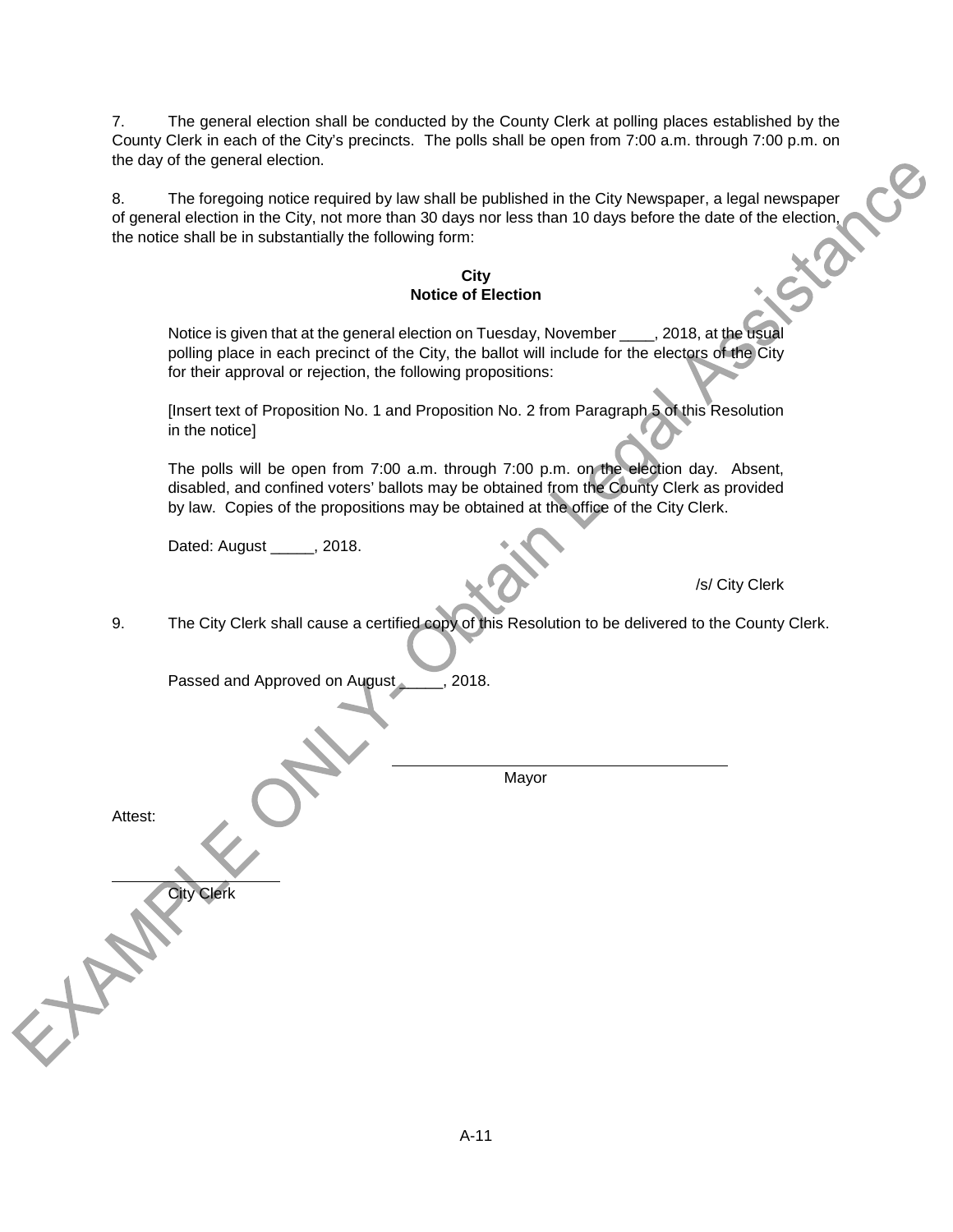7. The general election shall be conducted by the County Clerk at polling places established by the County Clerk in each of the City's precincts. The polls shall be open from 7:00 a.m. through 7:00 p.m. on the day of the general election.

8. The foregoing notice required by law shall be published in the City Newspaper, a legal newspaper of general election in the City, not more than 30 days nor less than 10 days before the date of the election, the notice shall be in substantially the following form:

**City**
**Notice of Election**

> Notice is given that at the general election on Tuesday, November ____, 2018, at the usual polling place in each precinct of the City, the ballot will include for the electors of the City for their approval or rejection, the following propositions:
>
> [Insert text of Proposition No. 1 and Proposition No. 2 from Paragraph 5 of this Resolution in the notice]
>
> The polls will be open from 7:00 a.m. through 7:00 p.m. on the election day. Absent, disabled, and confined voters' ballots may be obtained from the County Clerk as provided by law. Copies of the propositions may be obtained at the office of the City Clerk.
>
> Dated: August _____, 2018.
>
> /s/ City Clerk

9. The City Clerk shall cause a certified copy of this Resolution to be delivered to the County Clerk.

Passed and Approved on August _____, 2018.

\_\_\_\_\_\_\_\_\_\_\_\_\_\_\_\_\_\_\_\_\_\_\_\_\_\_\_\_\_\_\_\_\_\_\_\_\_\_
Mayor

Attest:

\_\_\_\_\_\_\_\_\_\_\_\_\_\_\_\_\_\_\_\_
City Clerk

EXAMPLE ONLY - Obtain Legal Assistance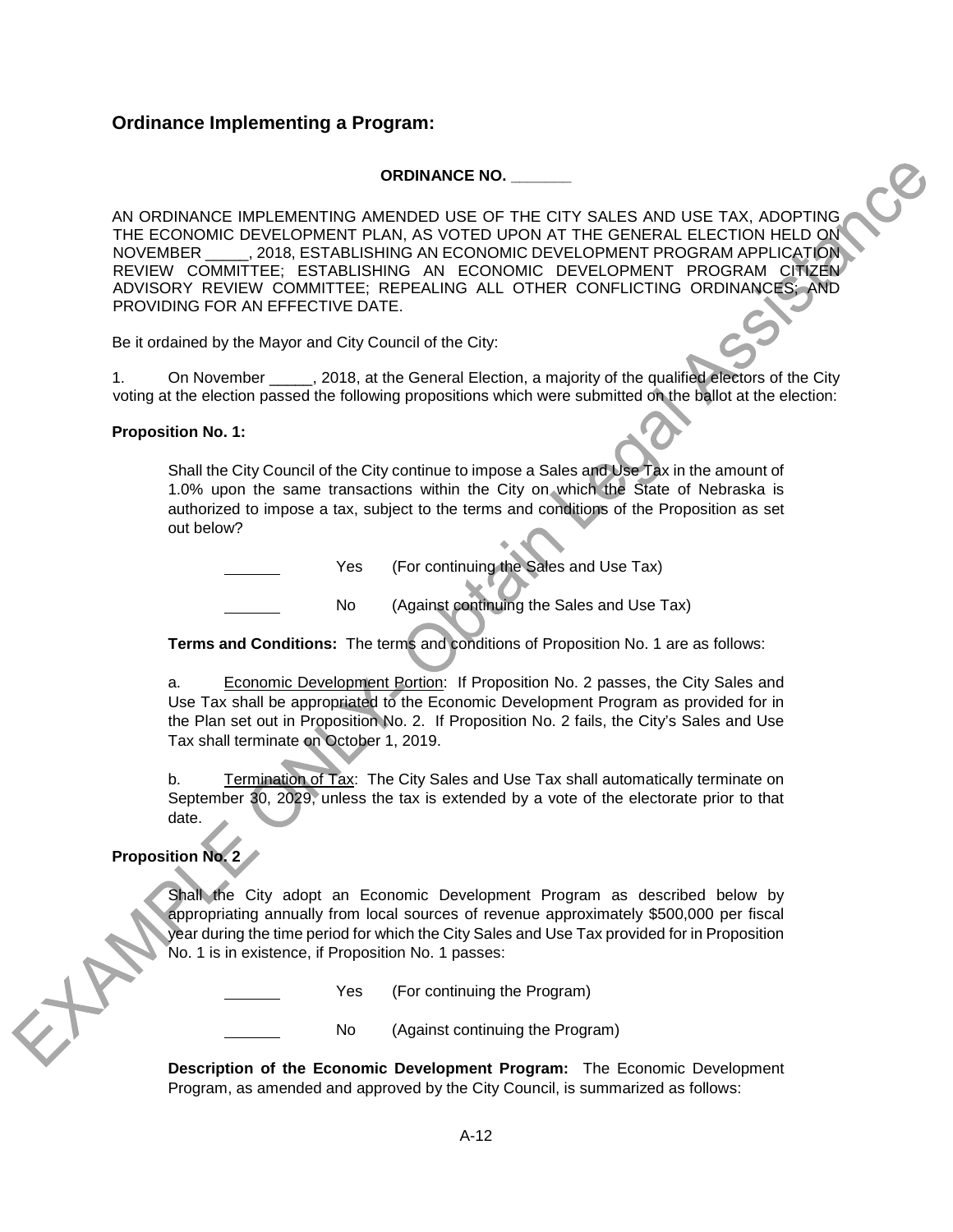## Ordinance Implementing a Program:

**ORDINANCE NO. _______**

AN ORDINANCE IMPLEMENTING AMENDED USE OF THE CITY SALES AND USE TAX, ADOPTING THE ECONOMIC DEVELOPMENT PLAN, AS VOTED UPON AT THE GENERAL ELECTION HELD ON NOVEMBER _____, 2018, ESTABLISHING AN ECONOMIC DEVELOPMENT PROGRAM APPLICATION REVIEW COMMITTEE; ESTABLISHING AN ECONOMIC DEVELOPMENT PROGRAM CITIZEN ADVISORY REVIEW COMMITTEE; REPEALING ALL OTHER CONFLICTING ORDINANCES; AND PROVIDING FOR AN EFFECTIVE DATE.

Be it ordained by the Mayor and City Council of the City:

1. On November _____, 2018, at the General Election, a majority of the qualified electors of the City voting at the election passed the following propositions which were submitted on the ballot at the election:

**Proposition No. 1:**

Shall the City Council of the City continue to impose a Sales and Use Tax in the amount of 1.0% upon the same transactions within the City on which the State of Nebraska is authorized to impose a tax, subject to the terms and conditions of the Proposition as set out below?

_______ Yes (For continuing the Sales and Use Tax)

_______ No (Against continuing the Sales and Use Tax)

**Terms and Conditions:** The terms and conditions of Proposition No. 1 are as follows:

a. Economic Development Portion: If Proposition No. 2 passes, the City Sales and Use Tax shall be appropriated to the Economic Development Program as provided for in the Plan set out in Proposition No. 2. If Proposition No. 2 fails, the City's Sales and Use Tax shall terminate on October 1, 2019.

b. Termination of Tax: The City Sales and Use Tax shall automatically terminate on September 30, 2029, unless the tax is extended by a vote of the electorate prior to that date.

**Proposition No. 2**

Shall the City adopt an Economic Development Program as described below by appropriating annually from local sources of revenue approximately $500,000 per fiscal year during the time period for which the City Sales and Use Tax provided for in Proposition No. 1 is in existence, if Proposition No. 1 passes:

_______ Yes (For continuing the Program)

_______ No (Against continuing the Program)

**Description of the Economic Development Program:** The Economic Development Program, as amended and approved by the City Council, is summarized as follows: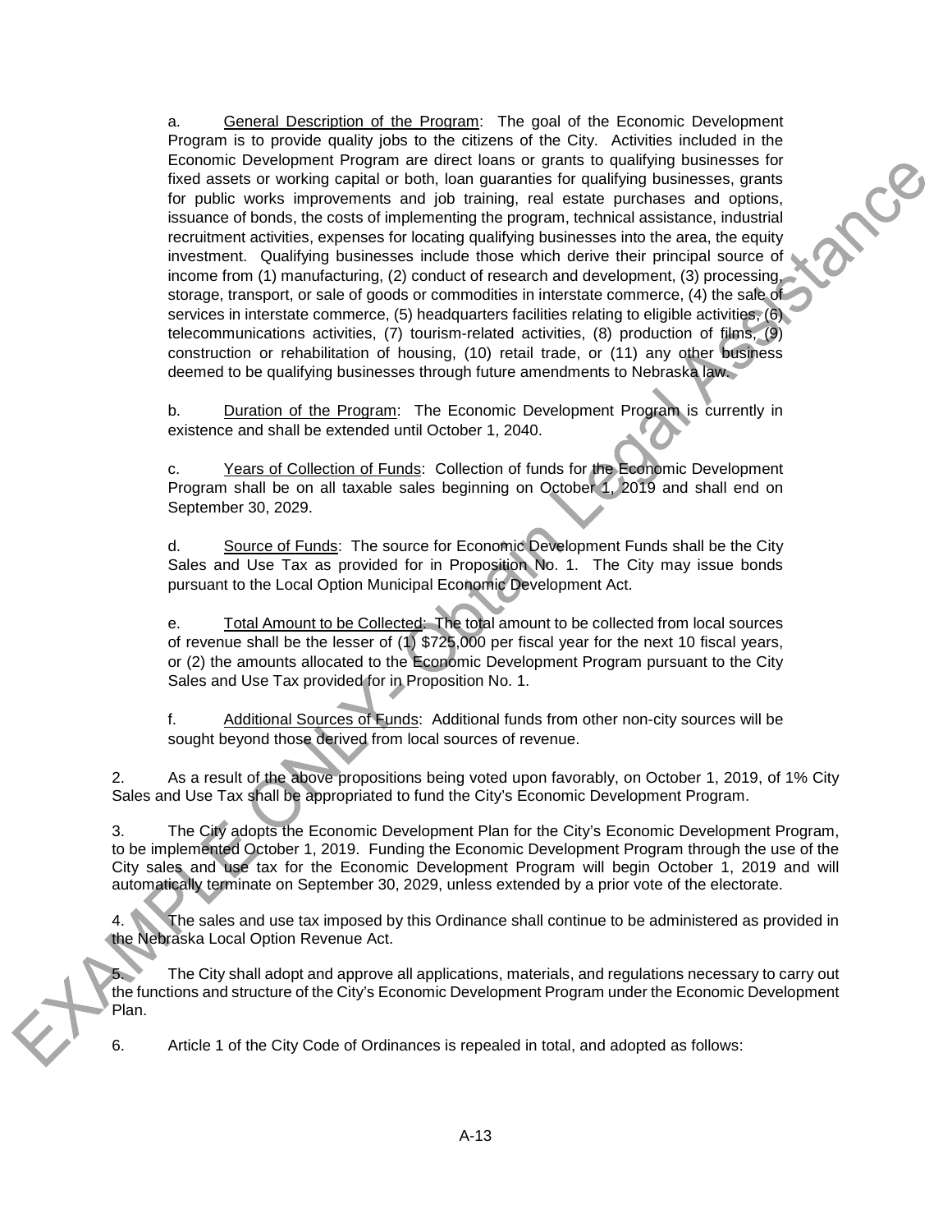a. <u>General Description of the Program</u>: The goal of the Economic Development Program is to provide quality jobs to the citizens of the City. Activities included in the Economic Development Program are direct loans or grants to qualifying businesses for fixed assets or working capital or both, loan guaranties for qualifying businesses, grants for public works improvements and job training, real estate purchases and options, issuance of bonds, the costs of implementing the program, technical assistance, industrial recruitment activities, expenses for locating qualifying businesses into the area, the equity investment. Qualifying businesses include those which derive their principal source of income from (1) manufacturing, (2) conduct of research and development, (3) processing, storage, transport, or sale of goods or commodities in interstate commerce, (4) the sale of services in interstate commerce, (5) headquarters facilities relating to eligible activities, (6) telecommunications activities, (7) tourism-related activities, (8) production of films, (9) construction or rehabilitation of housing, (10) retail trade, or (11) any other business deemed to be qualifying businesses through future amendments to Nebraska law.

b. <u>Duration of the Program</u>: The Economic Development Program is currently in existence and shall be extended until October 1, 2040.

c. <u>Years of Collection of Funds</u>: Collection of funds for the Economic Development Program shall be on all taxable sales beginning on October 1, 2019 and shall end on September 30, 2029.

d. <u>Source of Funds</u>: The source for Economic Development Funds shall be the City Sales and Use Tax as provided for in Proposition No. 1. The City may issue bonds pursuant to the Local Option Municipal Economic Development Act.

e. <u>Total Amount to be Collected</u>: The total amount to be collected from local sources of revenue shall be the lesser of (1) $725,000 per fiscal year for the next 10 fiscal years, or (2) the amounts allocated to the Economic Development Program pursuant to the City Sales and Use Tax provided for in Proposition No. 1.

f. <u>Additional Sources of Funds</u>: Additional funds from other non-city sources will be sought beyond those derived from local sources of revenue.

2. As a result of the above propositions being voted upon favorably, on October 1, 2019, of 1% City Sales and Use Tax shall be appropriated to fund the City's Economic Development Program.

3. The City adopts the Economic Development Plan for the City's Economic Development Program, to be implemented October 1, 2019. Funding the Economic Development Program through the use of the City sales and use tax for the Economic Development Program will begin October 1, 2019 and will automatically terminate on September 30, 2029, unless extended by a prior vote of the electorate.

4. The sales and use tax imposed by this Ordinance shall continue to be administered as provided in the Nebraska Local Option Revenue Act.

5. The City shall adopt and approve all applications, materials, and regulations necessary to carry out the functions and structure of the City's Economic Development Program under the Economic Development Plan.

6. Article 1 of the City Code of Ordinances is repealed in total, and adopted as follows: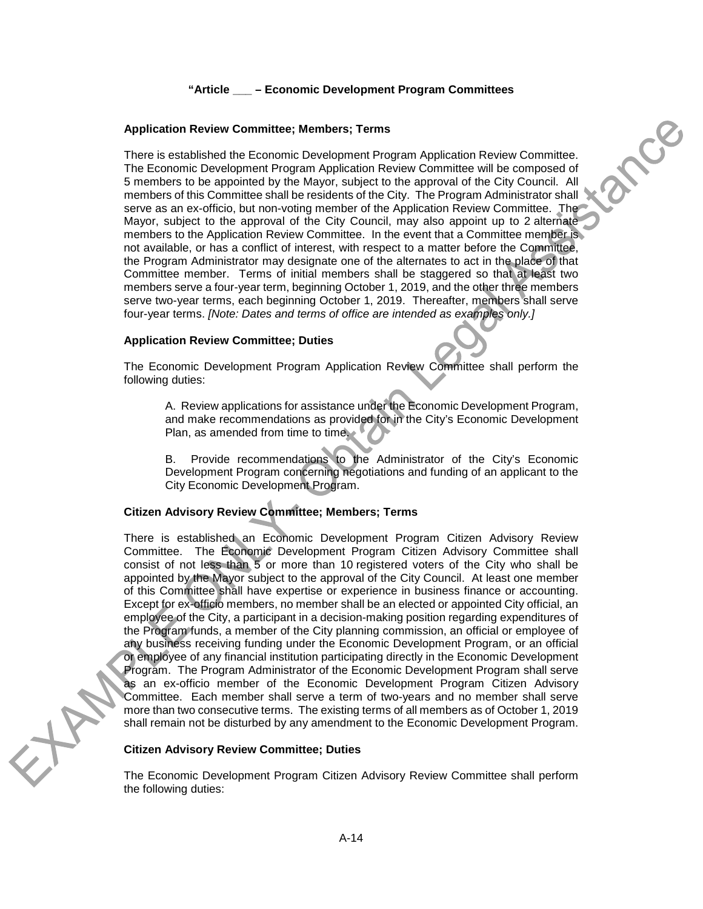### "Article ___ – Economic Development Program Committees

**Application Review Committee; Members; Terms**

There is established the Economic Development Program Application Review Committee. The Economic Development Program Application Review Committee will be composed of 5 members to be appointed by the Mayor, subject to the approval of the City Council. All members of this Committee shall be residents of the City. The Program Administrator shall serve as an ex-officio, but non-voting member of the Application Review Committee. The Mayor, subject to the approval of the City Council, may also appoint up to 2 alternate members to the Application Review Committee. In the event that a Committee member is not available, or has a conflict of interest, with respect to a matter before the Committee, the Program Administrator may designate one of the alternates to act in the place of that Committee member. Terms of initial members shall be staggered so that at least two members serve a four-year term, beginning October 1, 2019, and the other three members serve two-year terms, each beginning October 1, 2019. Thereafter, members shall serve four-year terms. *[Note: Dates and terms of office are intended as examples only.]*

**Application Review Committee; Duties**

The Economic Development Program Application Review Committee shall perform the following duties:

A. Review applications for assistance under the Economic Development Program, and make recommendations as provided for in the City's Economic Development Plan, as amended from time to time.

B. Provide recommendations to the Administrator of the City's Economic Development Program concerning negotiations and funding of an applicant to the City Economic Development Program.

**Citizen Advisory Review Committee; Members; Terms**

There is established an Economic Development Program Citizen Advisory Review Committee. The Economic Development Program Citizen Advisory Committee shall consist of not less than 5 or more than 10 registered voters of the City who shall be appointed by the Mayor subject to the approval of the City Council. At least one member of this Committee shall have expertise or experience in business finance or accounting. Except for ex-officio members, no member shall be an elected or appointed City official, an employee of the City, a participant in a decision-making position regarding expenditures of the Program funds, a member of the City planning commission, an official or employee of any business receiving funding under the Economic Development Program, or an official or employee of any financial institution participating directly in the Economic Development Program. The Program Administrator of the Economic Development Program shall serve as an ex-officio member of the Economic Development Program Citizen Advisory Committee. Each member shall serve a term of two-years and no member shall serve more than two consecutive terms. The existing terms of all members as of October 1, 2019 shall remain not be disturbed by any amendment to the Economic Development Program.

**Citizen Advisory Review Committee; Duties**

The Economic Development Program Citizen Advisory Review Committee shall perform the following duties: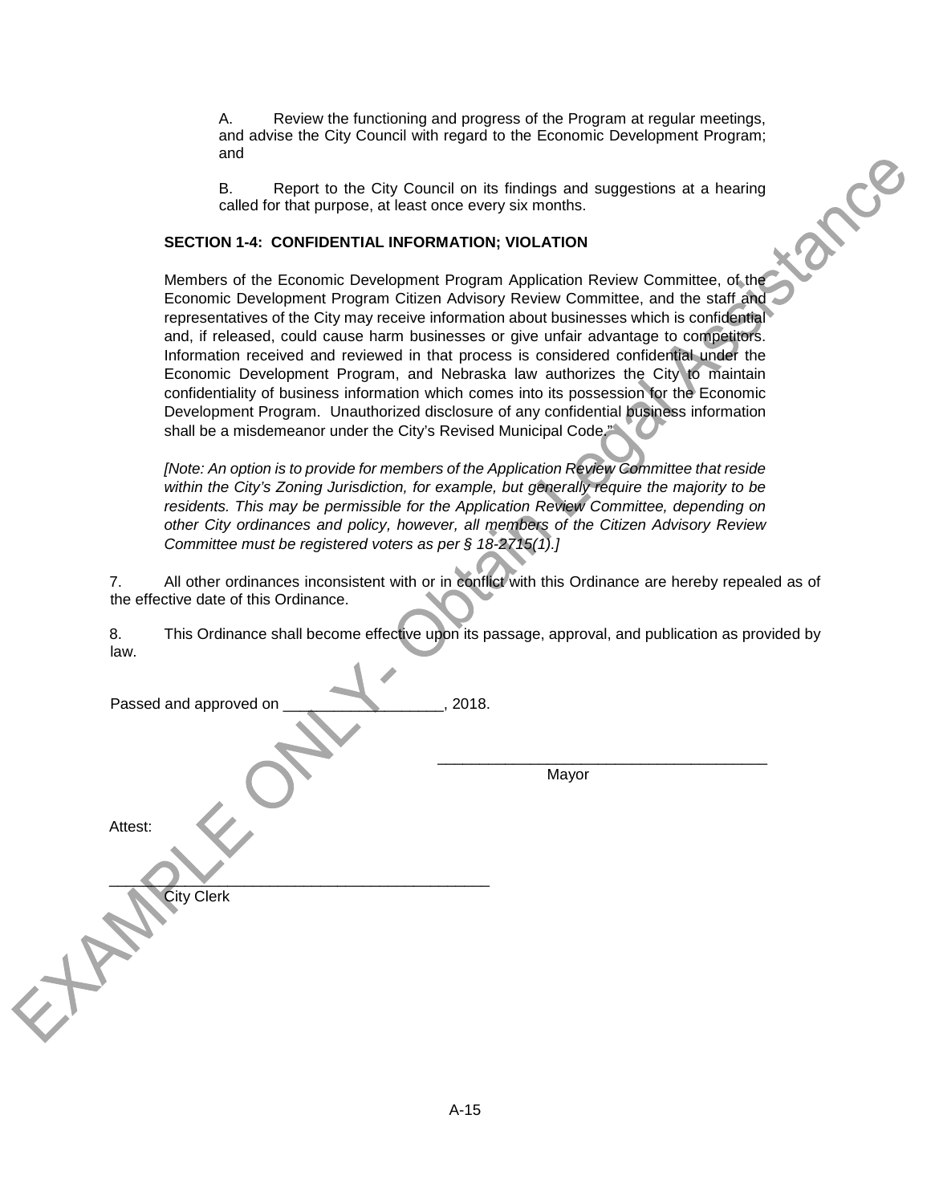A. Review the functioning and progress of the Program at regular meetings, and advise the City Council with regard to the Economic Development Program; and

B. Report to the City Council on its findings and suggestions at a hearing called for that purpose, at least once every six months.

**SECTION 1-4: CONFIDENTIAL INFORMATION; VIOLATION**

Members of the Economic Development Program Application Review Committee, of the Economic Development Program Citizen Advisory Review Committee, and the staff and representatives of the City may receive information about businesses which is confidential and, if released, could cause harm businesses or give unfair advantage to competitors. Information received and reviewed in that process is considered confidential under the Economic Development Program, and Nebraska law authorizes the City to maintain confidentiality of business information which comes into its possession for the Economic Development Program. Unauthorized disclosure of any confidential business information shall be a misdemeanor under the City's Revised Municipal Code."

*[Note: An option is to provide for members of the Application Review Committee that reside within the City's Zoning Jurisdiction, for example, but generally require the majority to be residents. This may be permissible for the Application Review Committee, depending on other City ordinances and policy, however, all members of the Citizen Advisory Review Committee must be registered voters as per § 18-2715(1).]*

7. All other ordinances inconsistent with or in conflict with this Ordinance are hereby repealed as of the effective date of this Ordinance.

8. This Ordinance shall become effective upon its passage, approval, and publication as provided by law.

Passed and approved on ___________________, 2018.

_______________________________________
Mayor

Attest:

_____________________________________________
City Clerk

EXAMPLE ONLY - Obtain Legal Assistance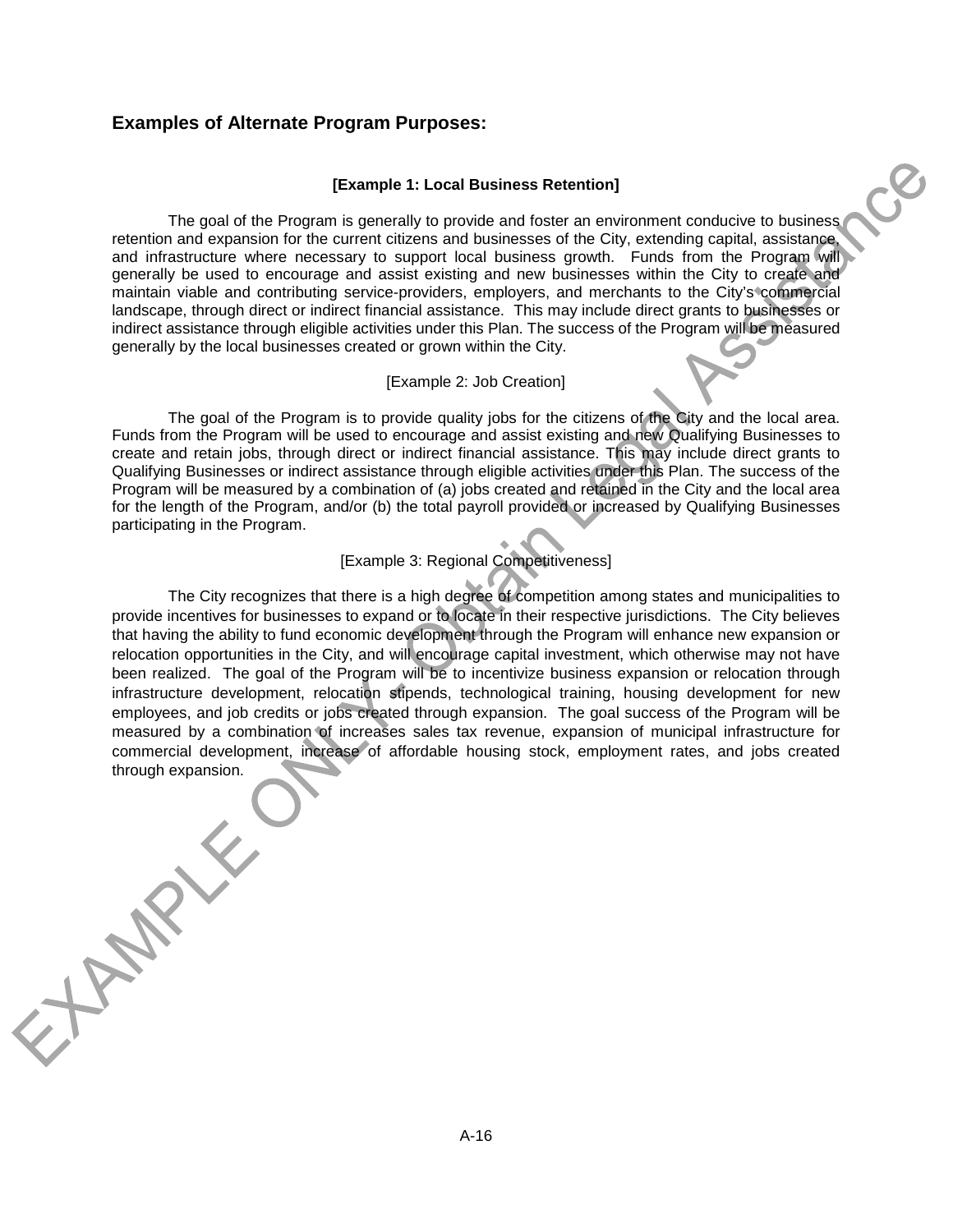## Examples of Alternate Program Purposes:

**[Example 1: Local Business Retention]**

The goal of the Program is generally to provide and foster an environment conducive to business retention and expansion for the current citizens and businesses of the City, extending capital, assistance, and infrastructure where necessary to support local business growth. Funds from the Program will generally be used to encourage and assist existing and new businesses within the City to create and maintain viable and contributing service-providers, employers, and merchants to the City's commercial landscape, through direct or indirect financial assistance. This may include direct grants to businesses or indirect assistance through eligible activities under this Plan. The success of the Program will be measured generally by the local businesses created or grown within the City.

[Example 2: Job Creation]

The goal of the Program is to provide quality jobs for the citizens of the City and the local area. Funds from the Program will be used to encourage and assist existing and new Qualifying Businesses to create and retain jobs, through direct or indirect financial assistance. This may include direct grants to Qualifying Businesses or indirect assistance through eligible activities under this Plan. The success of the Program will be measured by a combination of (a) jobs created and retained in the City and the local area for the length of the Program, and/or (b) the total payroll provided or increased by Qualifying Businesses participating in the Program.

[Example 3: Regional Competitiveness]

The City recognizes that there is a high degree of competition among states and municipalities to provide incentives for businesses to expand or to locate in their respective jurisdictions. The City believes that having the ability to fund economic development through the Program will enhance new expansion or relocation opportunities in the City, and will encourage capital investment, which otherwise may not have been realized. The goal of the Program will be to incentivize business expansion or relocation through infrastructure development, relocation stipends, technological training, housing development for new employees, and job credits or jobs created through expansion. The goal success of the Program will be measured by a combination of increases sales tax revenue, expansion of municipal infrastructure for commercial development, increase of affordable housing stock, employment rates, and jobs created through expansion.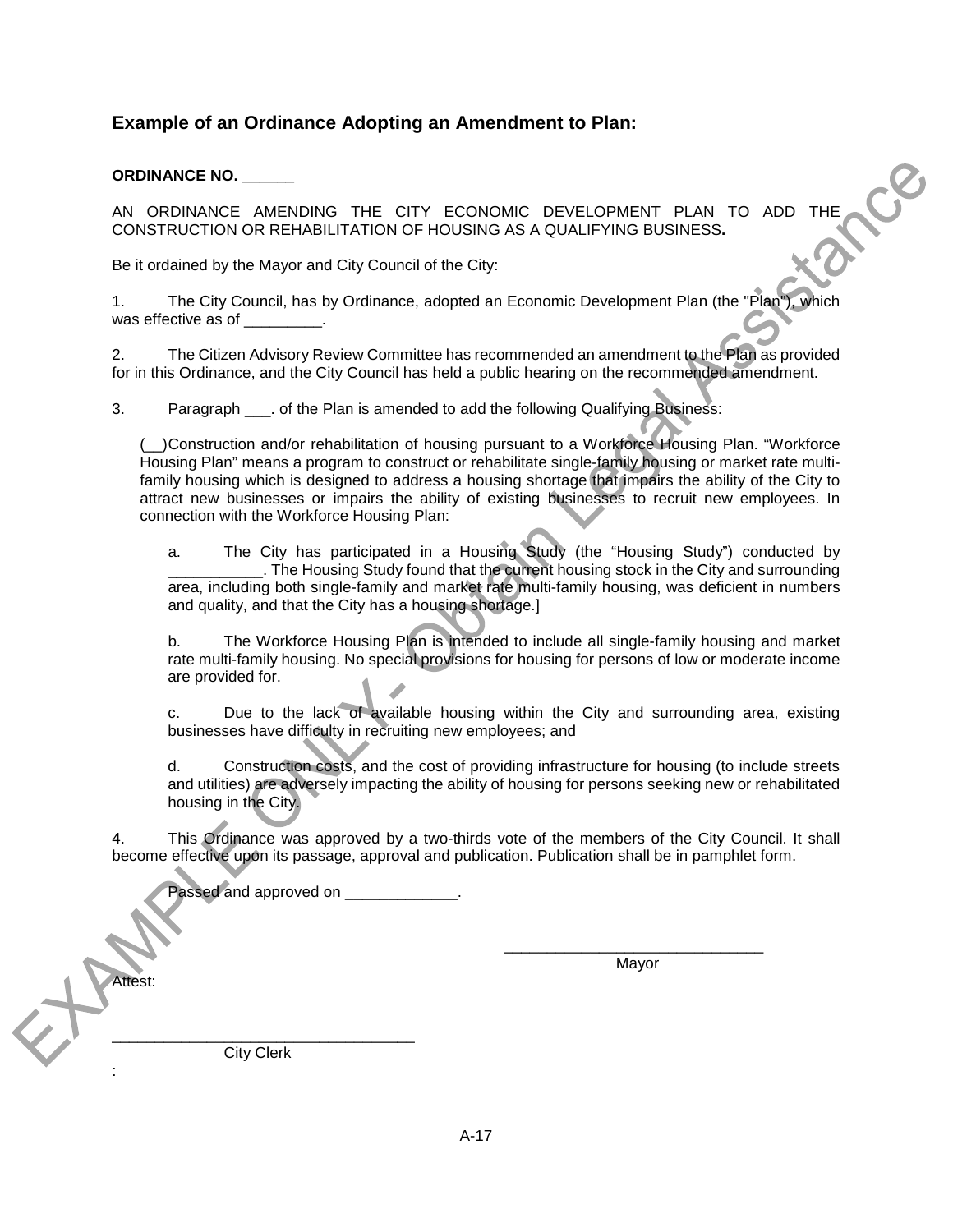## Example of an Ordinance Adopting an Amendment to Plan:

**ORDINANCE NO. ______**

AN ORDINANCE AMENDING THE CITY ECONOMIC DEVELOPMENT PLAN TO ADD THE CONSTRUCTION OR REHABILITATION OF HOUSING AS A QUALIFYING BUSINESS**.**

Be it ordained by the Mayor and City Council of the City:

1. The City Council, has by Ordinance, adopted an Economic Development Plan (the "Plan"), which was effective as of _________.

2. The Citizen Advisory Review Committee has recommended an amendment to the Plan as provided for in this Ordinance, and the City Council has held a public hearing on the recommended amendment.

3. Paragraph ___. of the Plan is amended to add the following Qualifying Business:

(__)Construction and/or rehabilitation of housing pursuant to a Workforce Housing Plan. "Workforce Housing Plan" means a program to construct or rehabilitate single-family housing or market rate multi-family housing which is designed to address a housing shortage that impairs the ability of the City to attract new businesses or impairs the ability of existing businesses to recruit new employees. In connection with the Workforce Housing Plan:

a. The City has participated in a Housing Study (the "Housing Study") conducted by ___________. The Housing Study found that the current housing stock in the City and surrounding area, including both single-family and market rate multi-family housing, was deficient in numbers and quality, and that the City has a housing shortage.]

b. The Workforce Housing Plan is intended to include all single-family housing and market rate multi-family housing. No special provisions for housing for persons of low or moderate income are provided for.

c. Due to the lack of available housing within the City and surrounding area, existing businesses have difficulty in recruiting new employees; and

d. Construction costs, and the cost of providing infrastructure for housing (to include streets and utilities) are adversely impacting the ability of housing for persons seeking new or rehabilitated housing in the City.

4. This Ordinance was approved by a two-thirds vote of the members of the City Council. It shall become effective upon its passage, approval and publication. Publication shall be in pamphlet form.

Passed and approved on _____________.

______________________________
Mayor

Attest:

__________________________________
City Clerk

: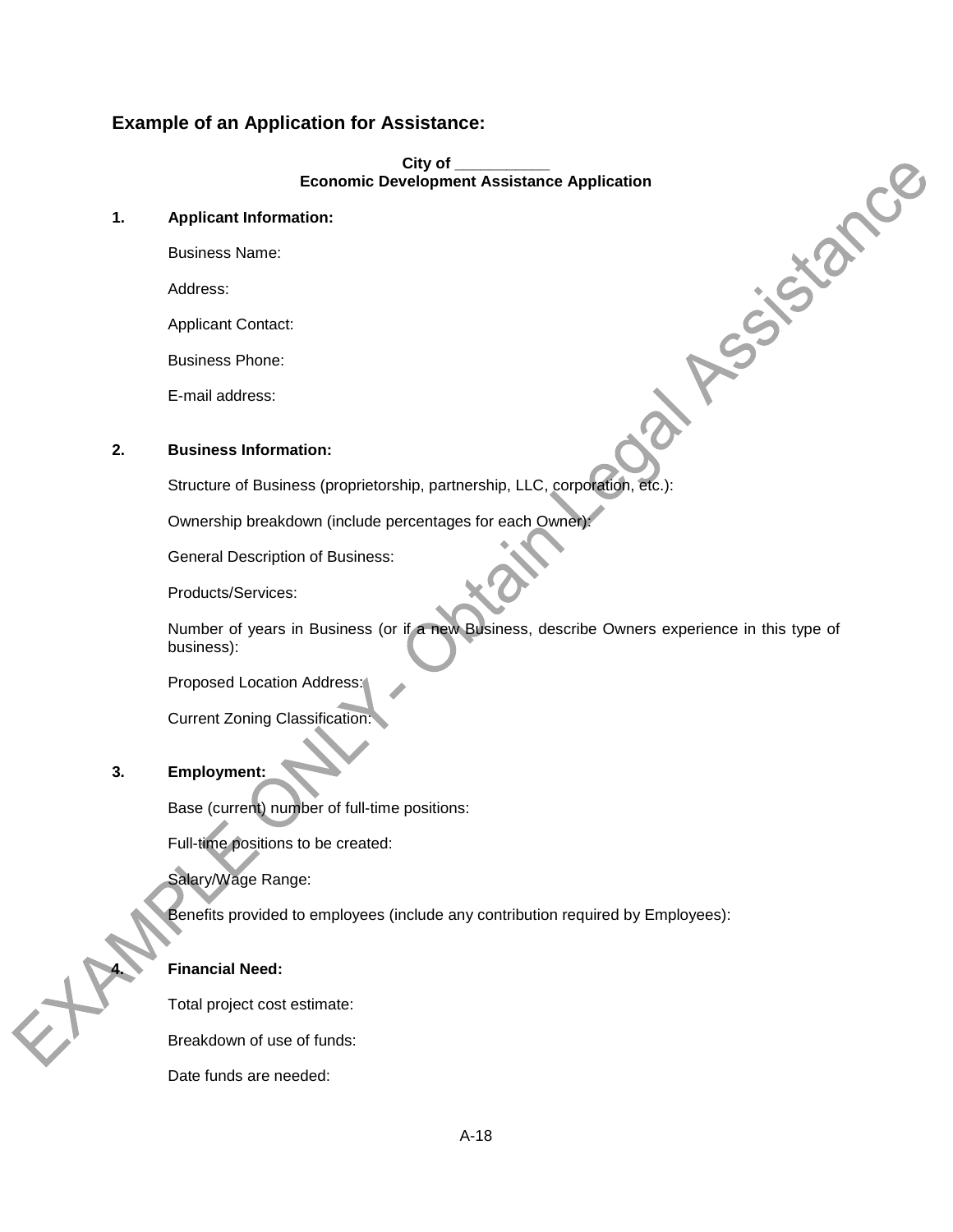## Example of an Application for Assistance:

**City of \_\_\_\_\_\_\_\_\_\_\_**
**Economic Development Assistance Application**

**1. Applicant Information:**

Business Name:

Address:

Applicant Contact:

Business Phone:

E-mail address:

**2. Business Information:**

Structure of Business (proprietorship, partnership, LLC, corporation, etc.):

Ownership breakdown (include percentages for each Owner):

General Description of Business:

Products/Services:

Number of years in Business (or if a new Business, describe Owners experience in this type of business):

Proposed Location Address:

Current Zoning Classification:

**3. Employment:**

Base (current) number of full-time positions:

Full-time positions to be created:

Salary/Wage Range:

Benefits provided to employees (include any contribution required by Employees):

**4. Financial Need:**

Total project cost estimate:

Breakdown of use of funds:

Date funds are needed:

EXAMPLE ONLY - Obtain Legal Assistance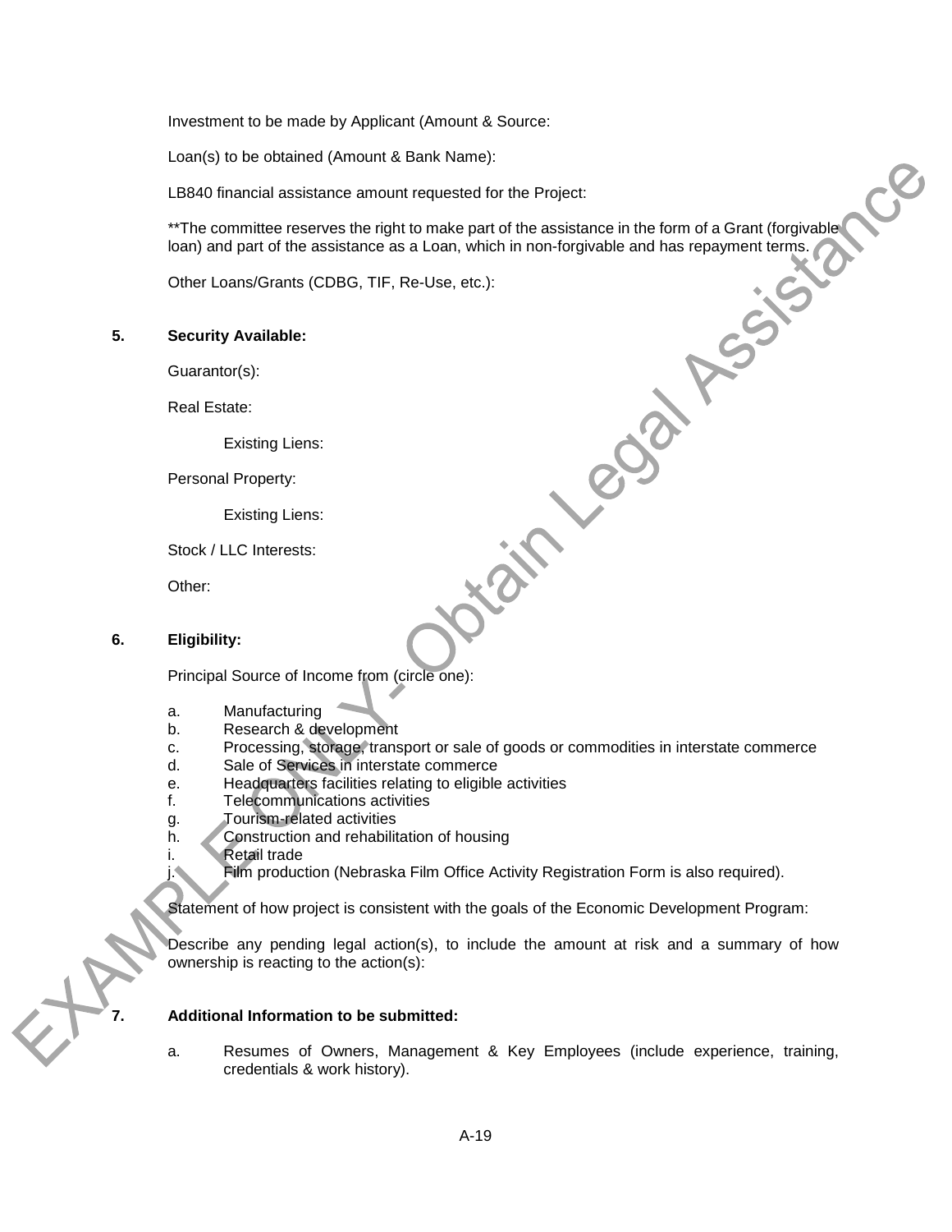Investment to be made by Applicant (Amount & Source:

Loan(s) to be obtained (Amount & Bank Name):

LB840 financial assistance amount requested for the Project:

**The committee reserves the right to make part of the assistance in the form of a Grant (forgivable loan) and part of the assistance as a Loan, which in non-forgivable and has repayment terms.

Other Loans/Grants (CDBG, TIF, Re-Use, etc.):

**5. Security Available:**

Guarantor(s):

Real Estate:

Existing Liens:

Personal Property:

Existing Liens:

Stock / LLC Interests:

Other:

**6. Eligibility:**

Principal Source of Income from (circle one):

a. Manufacturing
b. Research & development
c. Processing, storage, transport or sale of goods or commodities in interstate commerce
d. Sale of Services in interstate commerce
e. Headquarters facilities relating to eligible activities
f. Telecommunications activities
g. Tourism-related activities
h. Construction and rehabilitation of housing
i. Retail trade
j. Film production (Nebraska Film Office Activity Registration Form is also required).

Statement of how project is consistent with the goals of the Economic Development Program:

Describe any pending legal action(s), to include the amount at risk and a summary of how ownership is reacting to the action(s):

**7. Additional Information to be submitted:**

a. Resumes of Owners, Management & Key Employees (include experience, training, credentials & work history).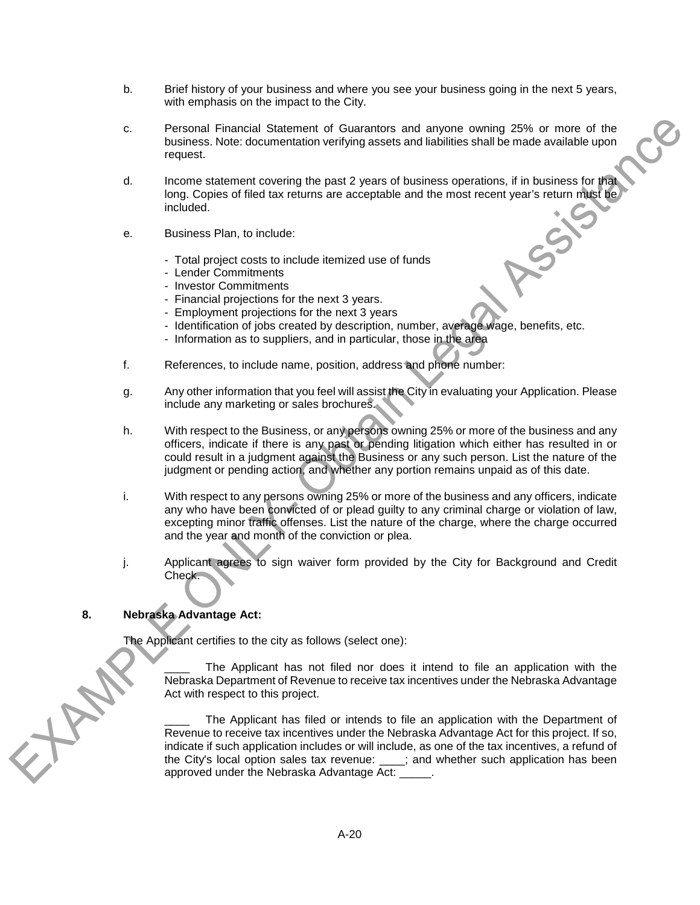b. Brief history of your business and where you see your business going in the next 5 years, with emphasis on the impact to the City.

c. Personal Financial Statement of Guarantors and anyone owning 25% or more of the business. Note: documentation verifying assets and liabilities shall be made available upon request.

d. Income statement covering the past 2 years of business operations, if in business for that long. Copies of filed tax returns are acceptable and the most recent year's return must be included.

e. Business Plan, to include:

   - Total project costs to include itemized use of funds
   - Lender Commitments
   - Investor Commitments
   - Financial projections for the next 3 years.
   - Employment projections for the next 3 years
   - Identification of jobs created by description, number, average wage, benefits, etc.
   - Information as to suppliers, and in particular, those in the area

f. References, to include name, position, address and phone number:

g. Any other information that you feel will assist the City in evaluating your Application. Please include any marketing or sales brochures.

h. With respect to the Business, or any persons owning 25% or more of the business and any officers, indicate if there is any past or pending litigation which either has resulted in or could result in a judgment against the Business or any such person. List the nature of the judgment or pending action, and whether any portion remains unpaid as of this date.

i. With respect to any persons owning 25% or more of the business and any officers, indicate any who have been convicted of or plead guilty to any criminal charge or violation of law, excepting minor traffic offenses. List the nature of the charge, where the charge occurred and the year and month of the conviction or plea.

j. Applicant agrees to sign waiver form provided by the City for Background and Credit Check.

**8. Nebraska Advantage Act:**

The Applicant certifies to the city as follows (select one):

____ The Applicant has not filed nor does it intend to file an application with the Nebraska Department of Revenue to receive tax incentives under the Nebraska Advantage Act with respect to this project.

____ The Applicant has filed or intends to file an application with the Department of Revenue to receive tax incentives under the Nebraska Advantage Act for this project. If so, indicate if such application includes or will include, as one of the tax incentives, a refund of the City's local option sales tax revenue: ____; and whether such application has been approved under the Nebraska Advantage Act: _____.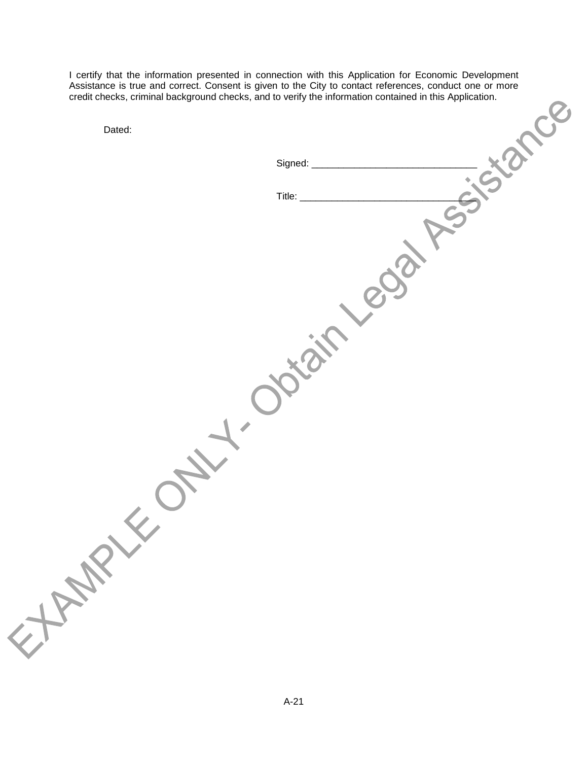I certify that the information presented in connection with this Application for Economic Development Assistance is true and correct. Consent is given to the City to contact references, conduct one or more credit checks, criminal background checks, and to verify the information contained in this Application.

Dated:

Signed: _______________________________

Title: _________________________________

EXAMPLE ONLY - Obtain Legal Assistance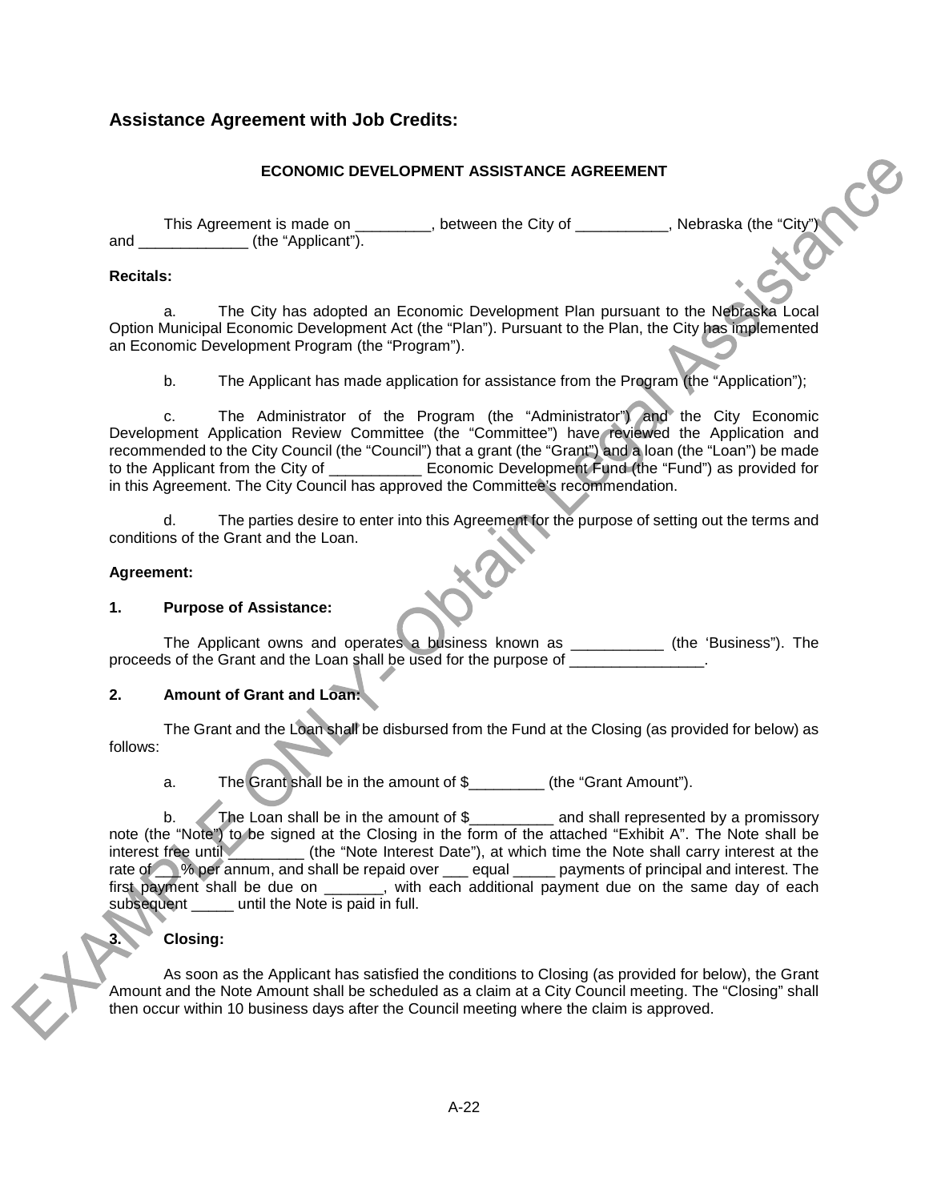## Assistance Agreement with Job Credits:

### ECONOMIC DEVELOPMENT ASSISTANCE AGREEMENT

This Agreement is made on _________, between the City of ___________, Nebraska (the "City") and _____________ (the "Applicant").

**Recitals:**

a. The City has adopted an Economic Development Plan pursuant to the Nebraska Local Option Municipal Economic Development Act (the "Plan"). Pursuant to the Plan, the City has implemented an Economic Development Program (the "Program").

b. The Applicant has made application for assistance from the Program (the "Application");

c. The Administrator of the Program (the "Administrator") and the City Economic Development Application Review Committee (the "Committee") have reviewed the Application and recommended to the City Council (the "Council") that a grant (the "Grant") and a loan (the "Loan") be made to the Applicant from the City of ___________ Economic Development Fund (the "Fund") as provided for in this Agreement. The City Council has approved the Committee's recommendation.

d. The parties desire to enter into this Agreement for the purpose of setting out the terms and conditions of the Grant and the Loan.

**Agreement:**

**1. Purpose of Assistance:**

The Applicant owns and operates a business known as ___________ (the 'Business"). The proceeds of the Grant and the Loan shall be used for the purpose of ________________.

**2. Amount of Grant and Loan:**

The Grant and the Loan shall be disbursed from the Fund at the Closing (as provided for below) as follows:

a. The Grant shall be in the amount of $_________ (the "Grant Amount").

b. The Loan shall be in the amount of $__________ and shall represented by a promissory note (the "Note") to be signed at the Closing in the form of the attached "Exhibit A". The Note shall be interest free until _________ (the "Note Interest Date"), at which time the Note shall carry interest at the rate of ___% per annum, and shall be repaid over ___ equal _____ payments of principal and interest. The first payment shall be due on _______, with each additional payment due on the same day of each subsequent _____ until the Note is paid in full.

**3. Closing:**

As soon as the Applicant has satisfied the conditions to Closing (as provided for below), the Grant Amount and the Note Amount shall be scheduled as a claim at a City Council meeting. The "Closing" shall then occur within 10 business days after the Council meeting where the claim is approved.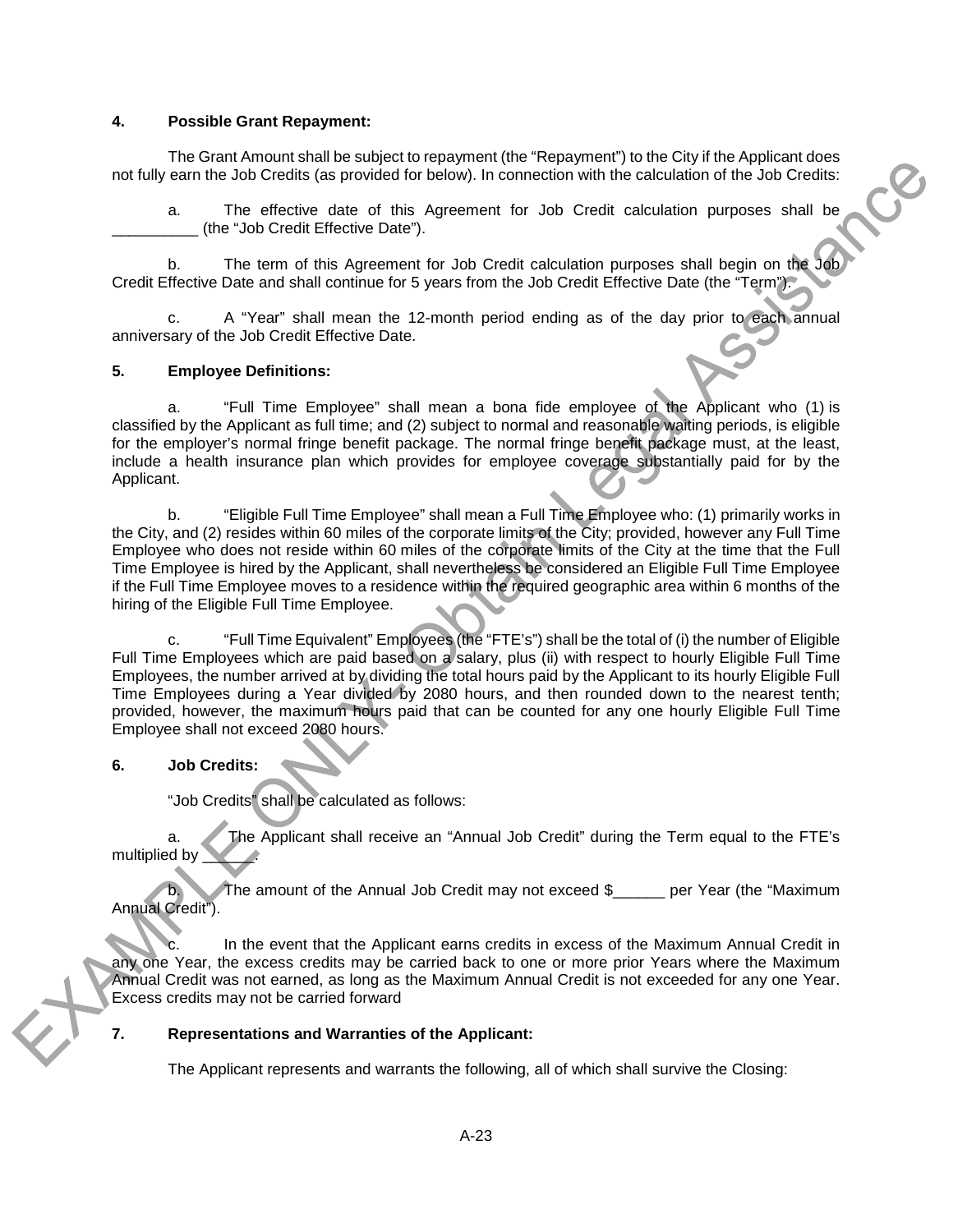**4. Possible Grant Repayment:**

The Grant Amount shall be subject to repayment (the "Repayment") to the City if the Applicant does not fully earn the Job Credits (as provided for below). In connection with the calculation of the Job Credits:

a. The effective date of this Agreement for Job Credit calculation purposes shall be __________ (the "Job Credit Effective Date").

b. The term of this Agreement for Job Credit calculation purposes shall begin on the Job Credit Effective Date and shall continue for 5 years from the Job Credit Effective Date (the "Term").

c. A "Year" shall mean the 12-month period ending as of the day prior to each annual anniversary of the Job Credit Effective Date.

**5. Employee Definitions:**

a. "Full Time Employee" shall mean a bona fide employee of the Applicant who (1) is classified by the Applicant as full time; and (2) subject to normal and reasonable waiting periods, is eligible for the employer's normal fringe benefit package. The normal fringe benefit package must, at the least, include a health insurance plan which provides for employee coverage substantially paid for by the Applicant.

b. "Eligible Full Time Employee" shall mean a Full Time Employee who: (1) primarily works in the City, and (2) resides within 60 miles of the corporate limits of the City; provided, however any Full Time Employee who does not reside within 60 miles of the corporate limits of the City at the time that the Full Time Employee is hired by the Applicant, shall nevertheless be considered an Eligible Full Time Employee if the Full Time Employee moves to a residence within the required geographic area within 6 months of the hiring of the Eligible Full Time Employee.

c. "Full Time Equivalent" Employees (the "FTE's") shall be the total of (i) the number of Eligible Full Time Employees which are paid based on a salary, plus (ii) with respect to hourly Eligible Full Time Employees, the number arrived at by dividing the total hours paid by the Applicant to its hourly Eligible Full Time Employees during a Year divided by 2080 hours, and then rounded down to the nearest tenth; provided, however, the maximum hours paid that can be counted for any one hourly Eligible Full Time Employee shall not exceed 2080 hours.

**6. Job Credits:**

"Job Credits" shall be calculated as follows:

a. The Applicant shall receive an "Annual Job Credit" during the Term equal to the FTE's multiplied by ______.

b. The amount of the Annual Job Credit may not exceed $______ per Year (the "Maximum Annual Credit").

c. In the event that the Applicant earns credits in excess of the Maximum Annual Credit in any one Year, the excess credits may be carried back to one or more prior Years where the Maximum Annual Credit was not earned, as long as the Maximum Annual Credit is not exceeded for any one Year. Excess credits may not be carried forward

**7. Representations and Warranties of the Applicant:**

The Applicant represents and warrants the following, all of which shall survive the Closing: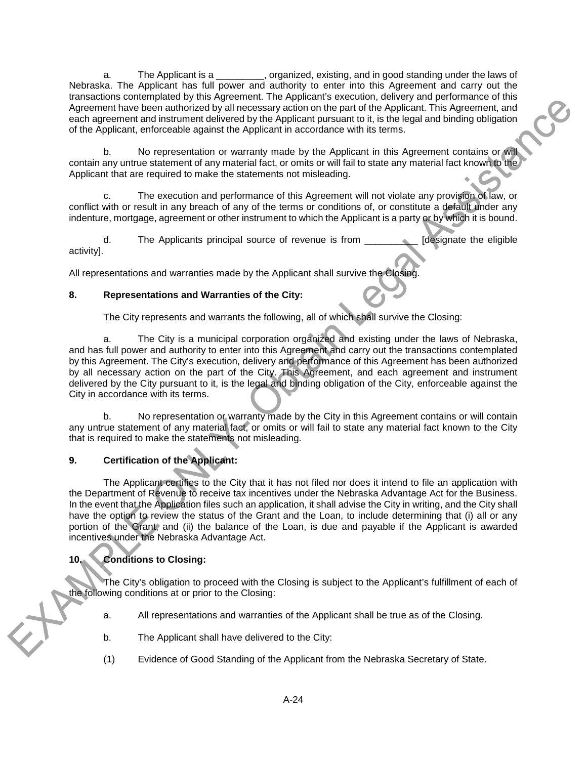a. The Applicant is a _________, organized, existing, and in good standing under the laws of Nebraska. The Applicant has full power and authority to enter into this Agreement and carry out the transactions contemplated by this Agreement. The Applicant's execution, delivery and performance of this Agreement have been authorized by all necessary action on the part of the Applicant. This Agreement, and each agreement and instrument delivered by the Applicant pursuant to it, is the legal and binding obligation of the Applicant, enforceable against the Applicant in accordance with its terms.

b. No representation or warranty made by the Applicant in this Agreement contains or will contain any untrue statement of any material fact, or omits or will fail to state any material fact known to the Applicant that are required to make the statements not misleading.

c. The execution and performance of this Agreement will not violate any provision of law, or conflict with or result in any breach of any of the terms or conditions of, or constitute a default under any indenture, mortgage, agreement or other instrument to which the Applicant is a party or by which it is bound.

d. The Applicants principal source of revenue is from __________ [designate the eligible activity].

All representations and warranties made by the Applicant shall survive the Closing.

**8. Representations and Warranties of the City:**

The City represents and warrants the following, all of which shall survive the Closing:

a. The City is a municipal corporation organized and existing under the laws of Nebraska, and has full power and authority to enter into this Agreement and carry out the transactions contemplated by this Agreement. The City's execution, delivery and performance of this Agreement has been authorized by all necessary action on the part of the City. This Agreement, and each agreement and instrument delivered by the City pursuant to it, is the legal and binding obligation of the City, enforceable against the City in accordance with its terms.

b. No representation or warranty made by the City in this Agreement contains or will contain any untrue statement of any material fact, or omits or will fail to state any material fact known to the City that is required to make the statements not misleading.

**9. Certification of the Applicant:**

The Applicant certifies to the City that it has not filed nor does it intend to file an application with the Department of Revenue to receive tax incentives under the Nebraska Advantage Act for the Business. In the event that the Application files such an application, it shall advise the City in writing, and the City shall have the option to review the status of the Grant and the Loan, to include determining that (i) all or any portion of the Grant, and (ii) the balance of the Loan, is due and payable if the Applicant is awarded incentives under the Nebraska Advantage Act.

**10. Conditions to Closing:**

The City's obligation to proceed with the Closing is subject to the Applicant's fulfillment of each of the following conditions at or prior to the Closing:

a. All representations and warranties of the Applicant shall be true as of the Closing.

b. The Applicant shall have delivered to the City:

(1) Evidence of Good Standing of the Applicant from the Nebraska Secretary of State.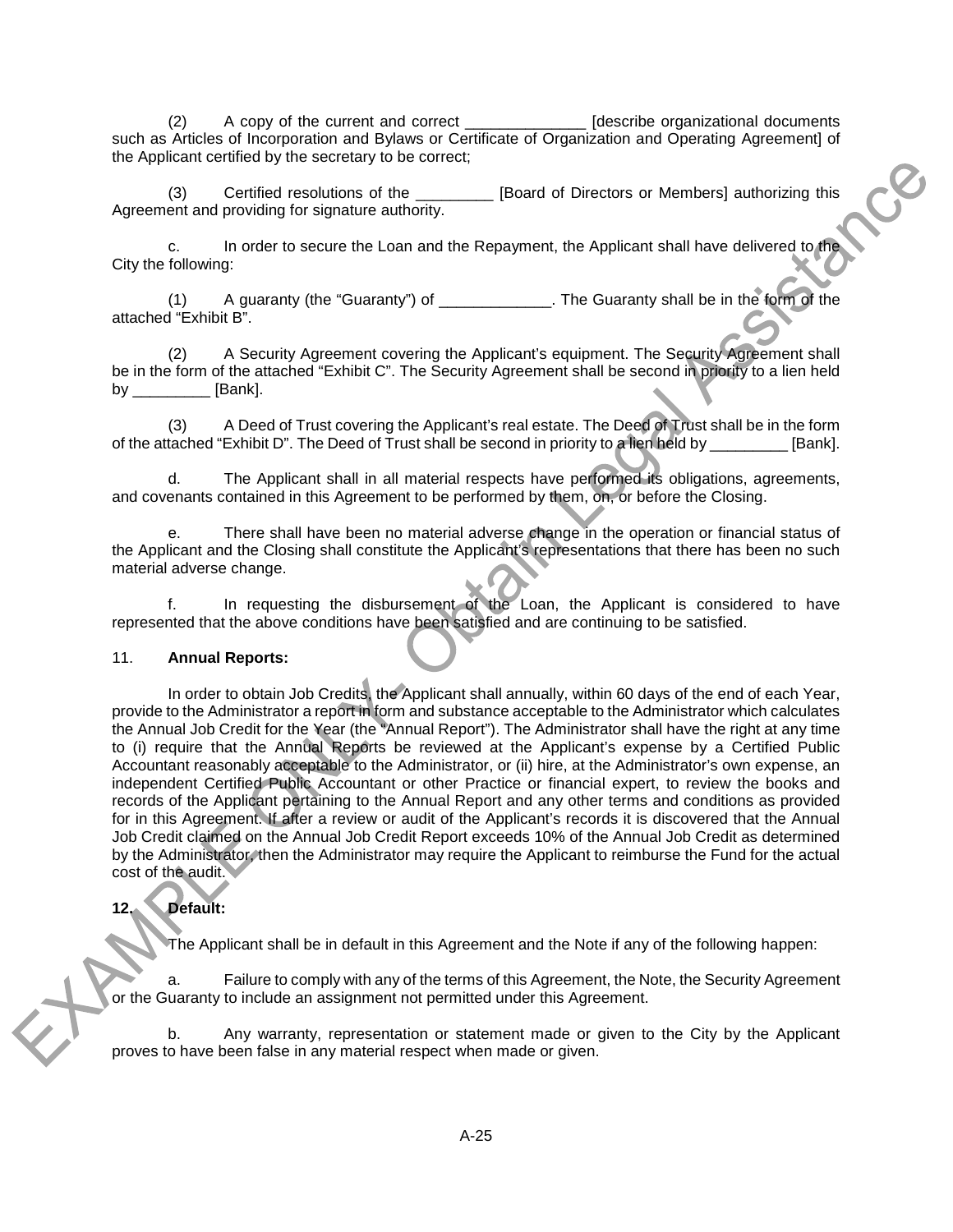(2) A copy of the current and correct ______________ [describe organizational documents such as Articles of Incorporation and Bylaws or Certificate of Organization and Operating Agreement] of the Applicant certified by the secretary to be correct;

(3) Certified resolutions of the _________ [Board of Directors or Members] authorizing this Agreement and providing for signature authority.

c. In order to secure the Loan and the Repayment, the Applicant shall have delivered to the City the following:

(1) A guaranty (the "Guaranty") of _____________. The Guaranty shall be in the form of the attached "Exhibit B".

(2) A Security Agreement covering the Applicant's equipment. The Security Agreement shall be in the form of the attached "Exhibit C". The Security Agreement shall be second in priority to a lien held by _________ [Bank].

(3) A Deed of Trust covering the Applicant's real estate. The Deed of Trust shall be in the form of the attached "Exhibit D". The Deed of Trust shall be second in priority to a lien held by _________ [Bank].

d. The Applicant shall in all material respects have performed its obligations, agreements, and covenants contained in this Agreement to be performed by them, on, or before the Closing.

e. There shall have been no material adverse change in the operation or financial status of the Applicant and the Closing shall constitute the Applicant's representations that there has been no such material adverse change.

f. In requesting the disbursement of the Loan, the Applicant is considered to have represented that the above conditions have been satisfied and are continuing to be satisfied.

11. **Annual Reports:**

In order to obtain Job Credits, the Applicant shall annually, within 60 days of the end of each Year, provide to the Administrator a report in form and substance acceptable to the Administrator which calculates the Annual Job Credit for the Year (the "Annual Report"). The Administrator shall have the right at any time to (i) require that the Annual Reports be reviewed at the Applicant's expense by a Certified Public Accountant reasonably acceptable to the Administrator, or (ii) hire, at the Administrator's own expense, an independent Certified Public Accountant or other Practice or financial expert, to review the books and records of the Applicant pertaining to the Annual Report and any other terms and conditions as provided for in this Agreement. If after a review or audit of the Applicant's records it is discovered that the Annual Job Credit claimed on the Annual Job Credit Report exceeds 10% of the Annual Job Credit as determined by the Administrator, then the Administrator may require the Applicant to reimburse the Fund for the actual cost of the audit.

12. **Default:**

The Applicant shall be in default in this Agreement and the Note if any of the following happen:

a. Failure to comply with any of the terms of this Agreement, the Note, the Security Agreement or the Guaranty to include an assignment not permitted under this Agreement.

b. Any warranty, representation or statement made or given to the City by the Applicant proves to have been false in any material respect when made or given.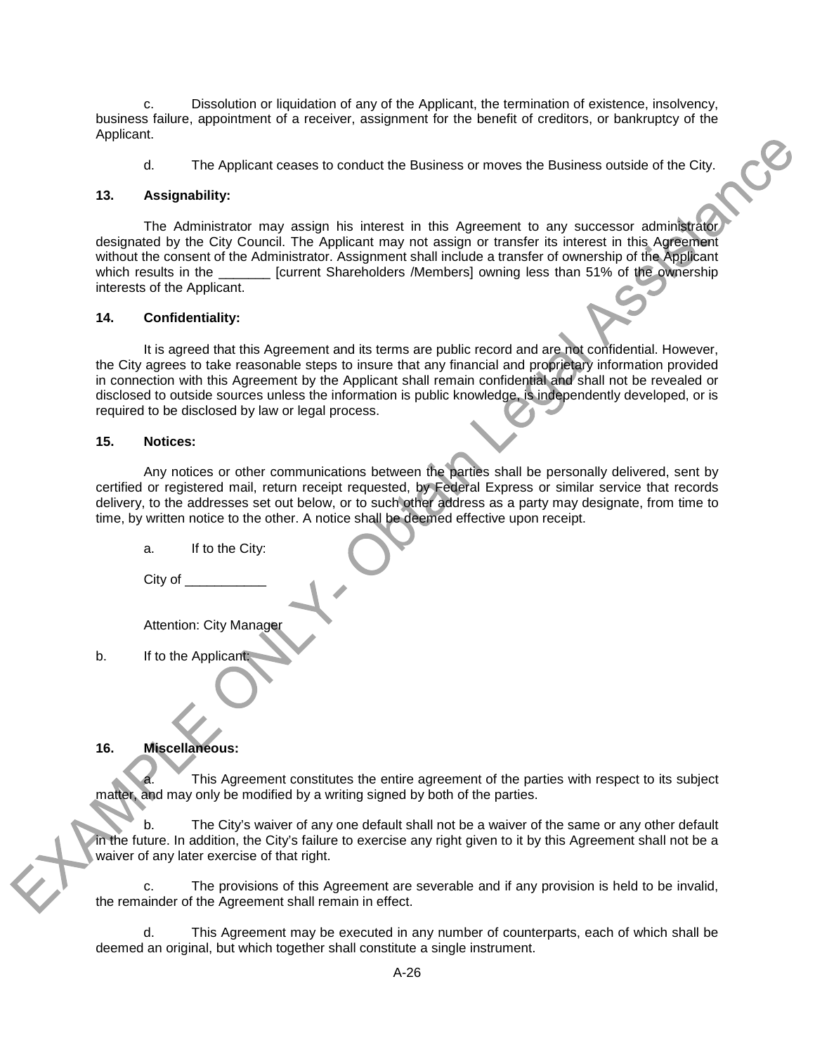c. Dissolution or liquidation of any of the Applicant, the termination of existence, insolvency, business failure, appointment of a receiver, assignment for the benefit of creditors, or bankruptcy of the Applicant.

d. The Applicant ceases to conduct the Business or moves the Business outside of the City.

**13. Assignability:**

The Administrator may assign his interest in this Agreement to any successor administrator designated by the City Council. The Applicant may not assign or transfer its interest in this Agreement without the consent of the Administrator. Assignment shall include a transfer of ownership of the Applicant which results in the _______ [current Shareholders /Members] owning less than 51% of the ownership interests of the Applicant.

**14. Confidentiality:**

It is agreed that this Agreement and its terms are public record and are not confidential. However, the City agrees to take reasonable steps to insure that any financial and proprietary information provided in connection with this Agreement by the Applicant shall remain confidential and shall not be revealed or disclosed to outside sources unless the information is public knowledge, is independently developed, or is required to be disclosed by law or legal process.

**15. Notices:**

Any notices or other communications between the parties shall be personally delivered, sent by certified or registered mail, return receipt requested, by Federal Express or similar service that records delivery, to the addresses set out below, or to such other address as a party may designate, from time to time, by written notice to the other. A notice shall be deemed effective upon receipt.

a. If to the City:

City of ___________

Attention: City Manager

b. If to the Applicant:

**16. Miscellaneous:**

a. This Agreement constitutes the entire agreement of the parties with respect to its subject matter, and may only be modified by a writing signed by both of the parties.

b. The City's waiver of any one default shall not be a waiver of the same or any other default in the future. In addition, the City's failure to exercise any right given to it by this Agreement shall not be a waiver of any later exercise of that right.

c. The provisions of this Agreement are severable and if any provision is held to be invalid, the remainder of the Agreement shall remain in effect.

d. This Agreement may be executed in any number of counterparts, each of which shall be deemed an original, but which together shall constitute a single instrument.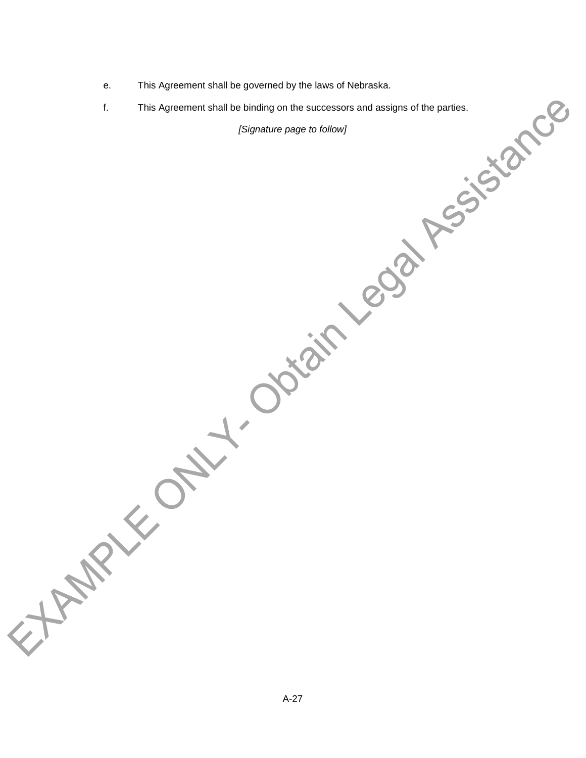e. This Agreement shall be governed by the laws of Nebraska.

f. This Agreement shall be binding on the successors and assigns of the parties.

*[Signature page to follow]*

EXAMPLE ONLY - Obtain Legal Assistance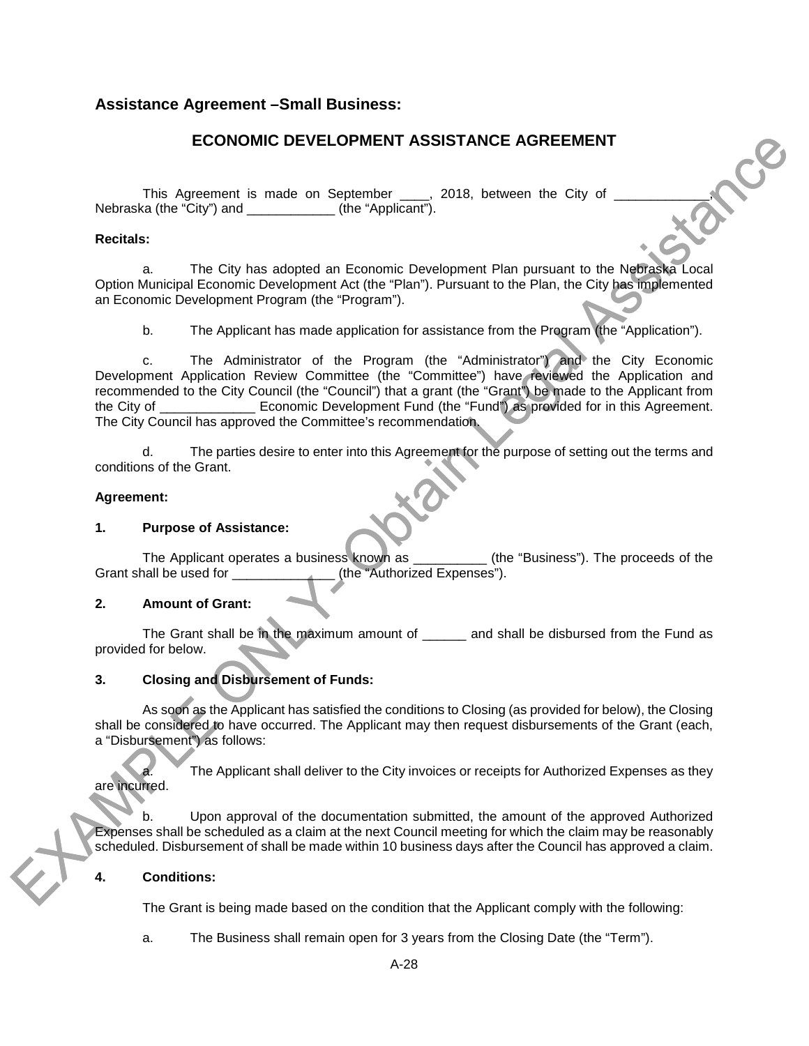**Assistance Agreement –Small Business:**

## ECONOMIC DEVELOPMENT ASSISTANCE AGREEMENT

This Agreement is made on September ____, 2018, between the City of _____________, Nebraska (the "City") and ____________ (the "Applicant").

**Recitals:**

a. The City has adopted an Economic Development Plan pursuant to the Nebraska Local Option Municipal Economic Development Act (the "Plan"). Pursuant to the Plan, the City has implemented an Economic Development Program (the "Program").

b. The Applicant has made application for assistance from the Program (the "Application").

c. The Administrator of the Program (the "Administrator") and the City Economic Development Application Review Committee (the "Committee") have reviewed the Application and recommended to the City Council (the "Council") that a grant (the "Grant") be made to the Applicant from the City of _____________ Economic Development Fund (the "Fund") as provided for in this Agreement. The City Council has approved the Committee's recommendation.

d. The parties desire to enter into this Agreement for the purpose of setting out the terms and conditions of the Grant.

**Agreement:**

**1. Purpose of Assistance:**

The Applicant operates a business known as __________ (the "Business"). The proceeds of the Grant shall be used for ______________ (the "Authorized Expenses").

**2. Amount of Grant:**

The Grant shall be in the maximum amount of ______ and shall be disbursed from the Fund as provided for below.

**3. Closing and Disbursement of Funds:**

As soon as the Applicant has satisfied the conditions to Closing (as provided for below), the Closing shall be considered to have occurred. The Applicant may then request disbursements of the Grant (each, a "Disbursement") as follows:

a. The Applicant shall deliver to the City invoices or receipts for Authorized Expenses as they are incurred.

b. Upon approval of the documentation submitted, the amount of the approved Authorized Expenses shall be scheduled as a claim at the next Council meeting for which the claim may be reasonably scheduled. Disbursement of shall be made within 10 business days after the Council has approved a claim.

**4. Conditions:**

The Grant is being made based on the condition that the Applicant comply with the following:

a. The Business shall remain open for 3 years from the Closing Date (the "Term").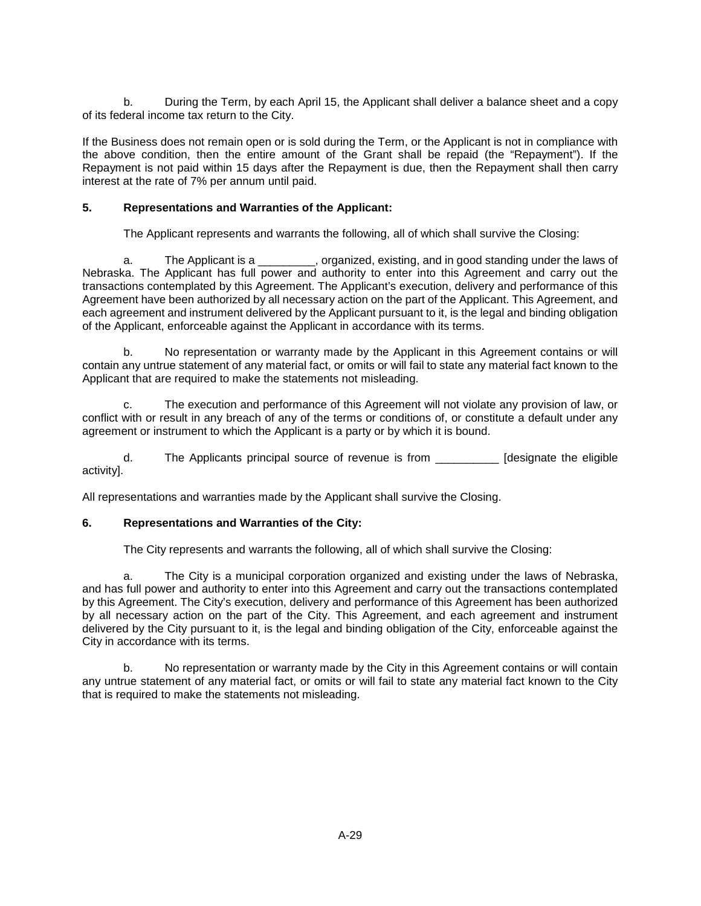b. During the Term, by each April 15, the Applicant shall deliver a balance sheet and a copy of its federal income tax return to the City.

If the Business does not remain open or is sold during the Term, or the Applicant is not in compliance with the above condition, then the entire amount of the Grant shall be repaid (the "Repayment"). If the Repayment is not paid within 15 days after the Repayment is due, then the Repayment shall then carry interest at the rate of 7% per annum until paid.

**5. Representations and Warranties of the Applicant:**

The Applicant represents and warrants the following, all of which shall survive the Closing:

a. The Applicant is a _________, organized, existing, and in good standing under the laws of Nebraska. The Applicant has full power and authority to enter into this Agreement and carry out the transactions contemplated by this Agreement. The Applicant's execution, delivery and performance of this Agreement have been authorized by all necessary action on the part of the Applicant. This Agreement, and each agreement and instrument delivered by the Applicant pursuant to it, is the legal and binding obligation of the Applicant, enforceable against the Applicant in accordance with its terms.

b. No representation or warranty made by the Applicant in this Agreement contains or will contain any untrue statement of any material fact, or omits or will fail to state any material fact known to the Applicant that are required to make the statements not misleading.

c. The execution and performance of this Agreement will not violate any provision of law, or conflict with or result in any breach of any of the terms or conditions of, or constitute a default under any agreement or instrument to which the Applicant is a party or by which it is bound.

d. The Applicants principal source of revenue is from __________ [designate the eligible activity].

All representations and warranties made by the Applicant shall survive the Closing.

**6. Representations and Warranties of the City:**

The City represents and warrants the following, all of which shall survive the Closing:

a. The City is a municipal corporation organized and existing under the laws of Nebraska, and has full power and authority to enter into this Agreement and carry out the transactions contemplated by this Agreement. The City's execution, delivery and performance of this Agreement has been authorized by all necessary action on the part of the City. This Agreement, and each agreement and instrument delivered by the City pursuant to it, is the legal and binding obligation of the City, enforceable against the City in accordance with its terms.

b. No representation or warranty made by the City in this Agreement contains or will contain any untrue statement of any material fact, or omits or will fail to state any material fact known to the City that is required to make the statements not misleading.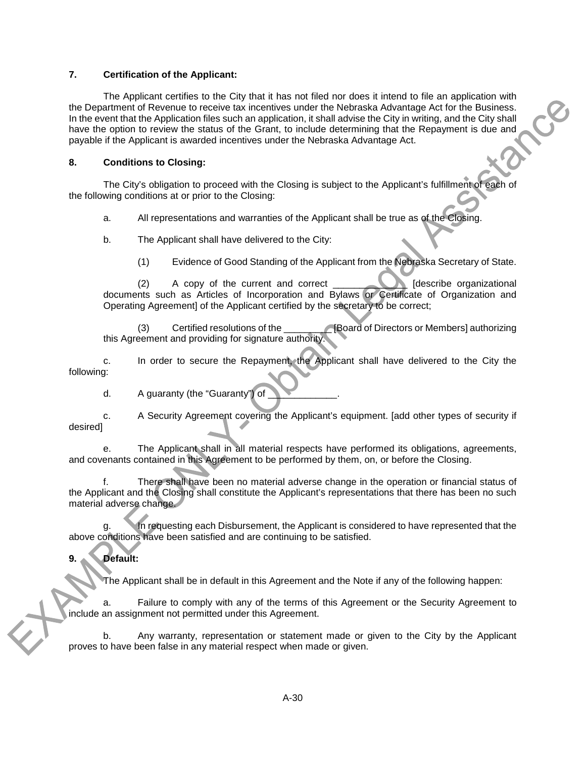**7. Certification of the Applicant:**

The Applicant certifies to the City that it has not filed nor does it intend to file an application with the Department of Revenue to receive tax incentives under the Nebraska Advantage Act for the Business. In the event that the Application files such an application, it shall advise the City in writing, and the City shall have the option to review the status of the Grant, to include determining that the Repayment is due and payable if the Applicant is awarded incentives under the Nebraska Advantage Act.

**8. Conditions to Closing:**

The City's obligation to proceed with the Closing is subject to the Applicant's fulfillment of each of the following conditions at or prior to the Closing:

a. All representations and warranties of the Applicant shall be true as of the Closing.

b. The Applicant shall have delivered to the City:

(1) Evidence of Good Standing of the Applicant from the Nebraska Secretary of State.

(2) A copy of the current and correct ______________ [describe organizational documents such as Articles of Incorporation and Bylaws or Certificate of Organization and Operating Agreement] of the Applicant certified by the secretary to be correct;

(3) Certified resolutions of the _________ [Board of Directors or Members] authorizing this Agreement and providing for signature authority.

c. In order to secure the Repayment, the Applicant shall have delivered to the City the following:

d. A guaranty (the "Guaranty") of _____________.

c. A Security Agreement covering the Applicant's equipment. [add other types of security if desired]

e. The Applicant shall in all material respects have performed its obligations, agreements, and covenants contained in this Agreement to be performed by them, on, or before the Closing.

f. There shall have been no material adverse change in the operation or financial status of the Applicant and the Closing shall constitute the Applicant's representations that there has been no such material adverse change.

g. In requesting each Disbursement, the Applicant is considered to have represented that the above conditions have been satisfied and are continuing to be satisfied.

**9. Default:**

The Applicant shall be in default in this Agreement and the Note if any of the following happen:

a. Failure to comply with any of the terms of this Agreement or the Security Agreement to include an assignment not permitted under this Agreement.

b. Any warranty, representation or statement made or given to the City by the Applicant proves to have been false in any material respect when made or given.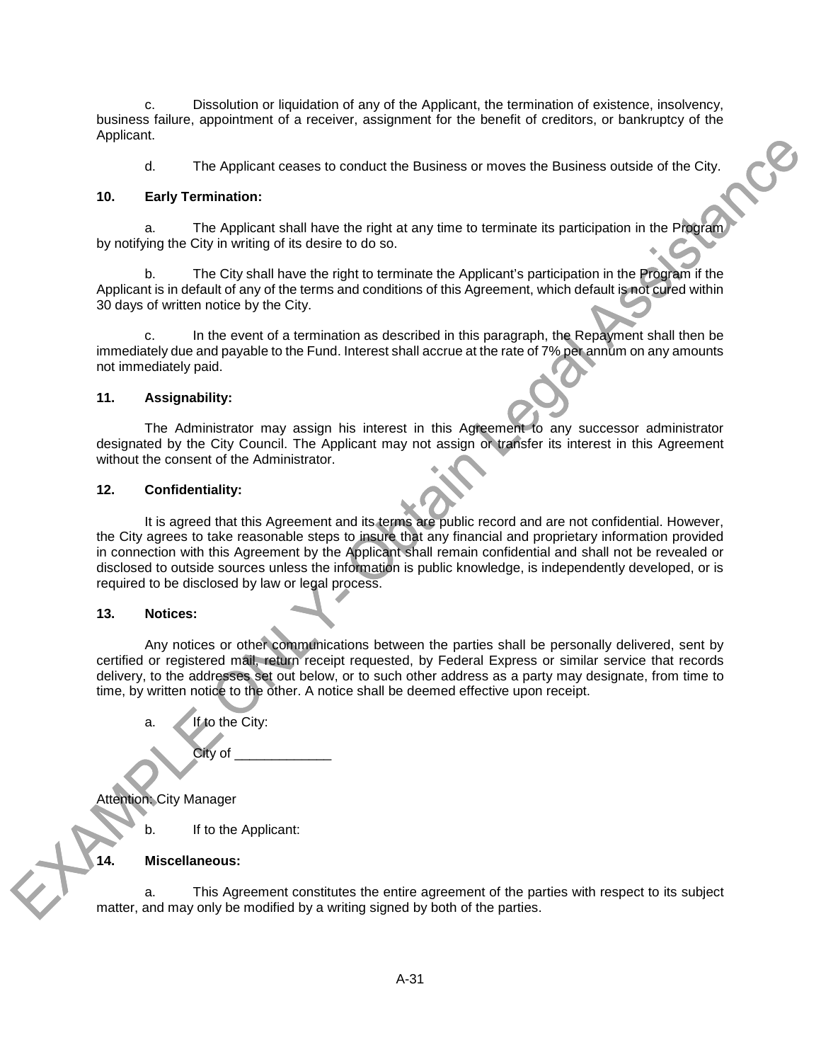c. Dissolution or liquidation of any of the Applicant, the termination of existence, insolvency, business failure, appointment of a receiver, assignment for the benefit of creditors, or bankruptcy of the Applicant.

d. The Applicant ceases to conduct the Business or moves the Business outside of the City.

**10. Early Termination:**

a. The Applicant shall have the right at any time to terminate its participation in the Program by notifying the City in writing of its desire to do so.

b. The City shall have the right to terminate the Applicant's participation in the Program if the Applicant is in default of any of the terms and conditions of this Agreement, which default is not cured within 30 days of written notice by the City.

c. In the event of a termination as described in this paragraph, the Repayment shall then be immediately due and payable to the Fund. Interest shall accrue at the rate of 7% per annum on any amounts not immediately paid.

**11. Assignability:**

The Administrator may assign his interest in this Agreement to any successor administrator designated by the City Council. The Applicant may not assign or transfer its interest in this Agreement without the consent of the Administrator.

**12. Confidentiality:**

It is agreed that this Agreement and its terms are public record and are not confidential. However, the City agrees to take reasonable steps to insure that any financial and proprietary information provided in connection with this Agreement by the Applicant shall remain confidential and shall not be revealed or disclosed to outside sources unless the information is public knowledge, is independently developed, or is required to be disclosed by law or legal process.

**13. Notices:**

Any notices or other communications between the parties shall be personally delivered, sent by certified or registered mail, return receipt requested, by Federal Express or similar service that records delivery, to the addresses set out below, or to such other address as a party may designate, from time to time, by written notice to the other. A notice shall be deemed effective upon receipt.

a. If to the City:

City of _____________

Attention: City Manager

b. If to the Applicant:

**14. Miscellaneous:**

a. This Agreement constitutes the entire agreement of the parties with respect to its subject matter, and may only be modified by a writing signed by both of the parties.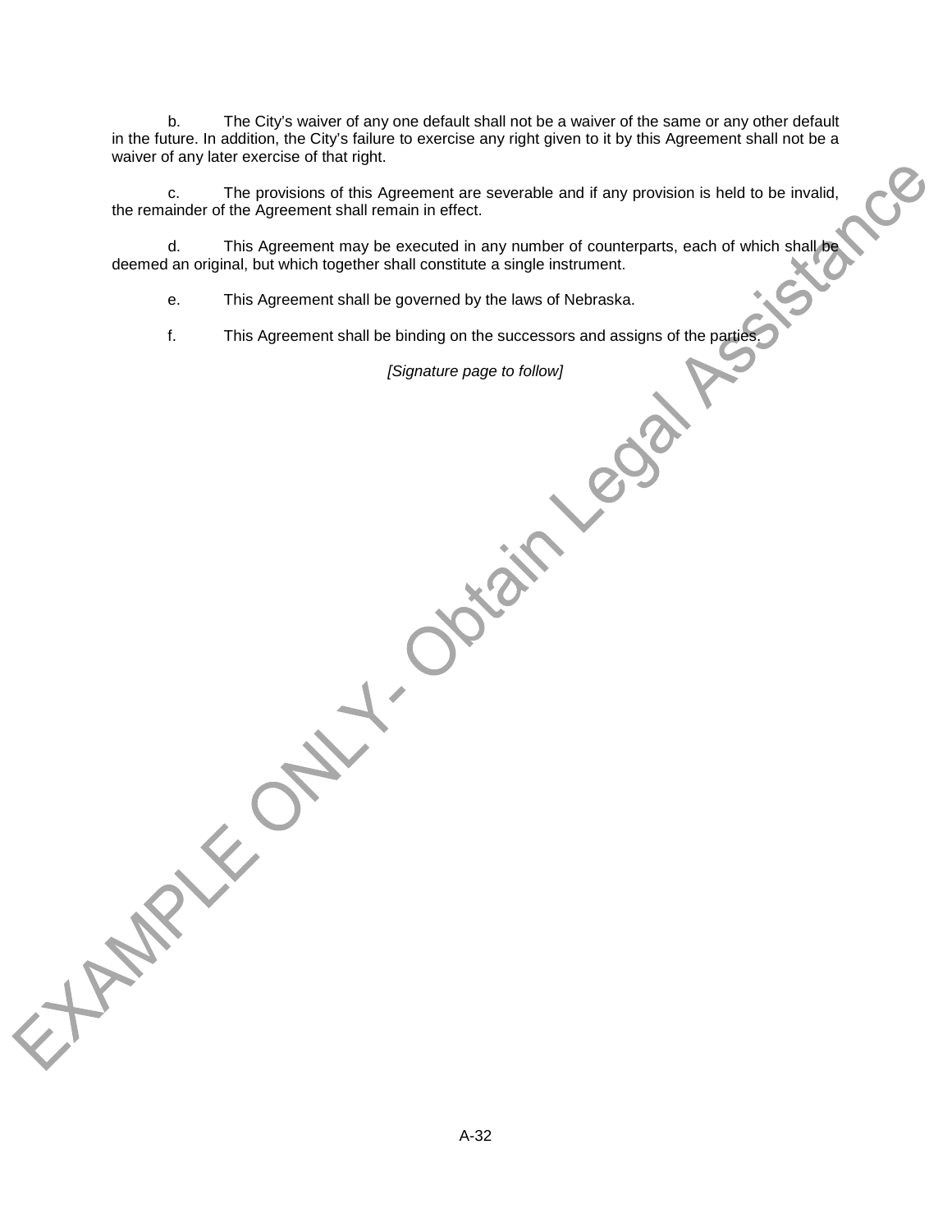b. The City's waiver of any one default shall not be a waiver of the same or any other default in the future. In addition, the City's failure to exercise any right given to it by this Agreement shall not be a waiver of any later exercise of that right.

c. The provisions of this Agreement are severable and if any provision is held to be invalid, the remainder of the Agreement shall remain in effect.

d. This Agreement may be executed in any number of counterparts, each of which shall be deemed an original, but which together shall constitute a single instrument.

e. This Agreement shall be governed by the laws of Nebraska.

f. This Agreement shall be binding on the successors and assigns of the parties.

*[Signature page to follow]*

EXAMPLE ONLY - Obtain Legal Assistance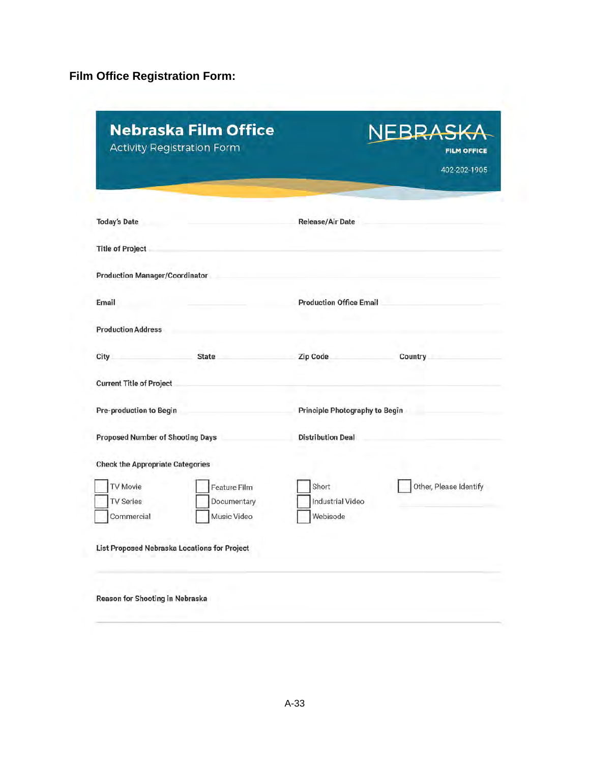**Film Office Registration Form:**

## Nebraska Film Office

Activity Registration Form

NEBRASKA
FILM OFFICE
402-202-1905

Today's Date ______________________ Release/Air Date ______________________

Title of Project ______________________

Production Manager/Coordinator ______________________

Email ______________________ Production Office Email ______________________

Production Address ______________________

City ____________ State ____________ Zip Code ____________ Country ____________

Current Title of Project ______________________

Pre-production to Begin ______________________ Principle Photography to Begin ______________________

Proposed Number of Shooting Days ______________________ Distribution Deal ______________________

Check the Appropriate Categories

- ☐ TV Movie
- ☐ TV Series
- ☐ Commercial
- ☐ Feature Film
- ☐ Documentary
- ☐ Music Video
- ☐ Short
- ☐ Industrial Video
- ☐ Webisode
- ☐ Other, Please Identify ______________________

List Proposed Nebraska Locations for Project

______________________

Reason for Shooting in Nebraska

______________________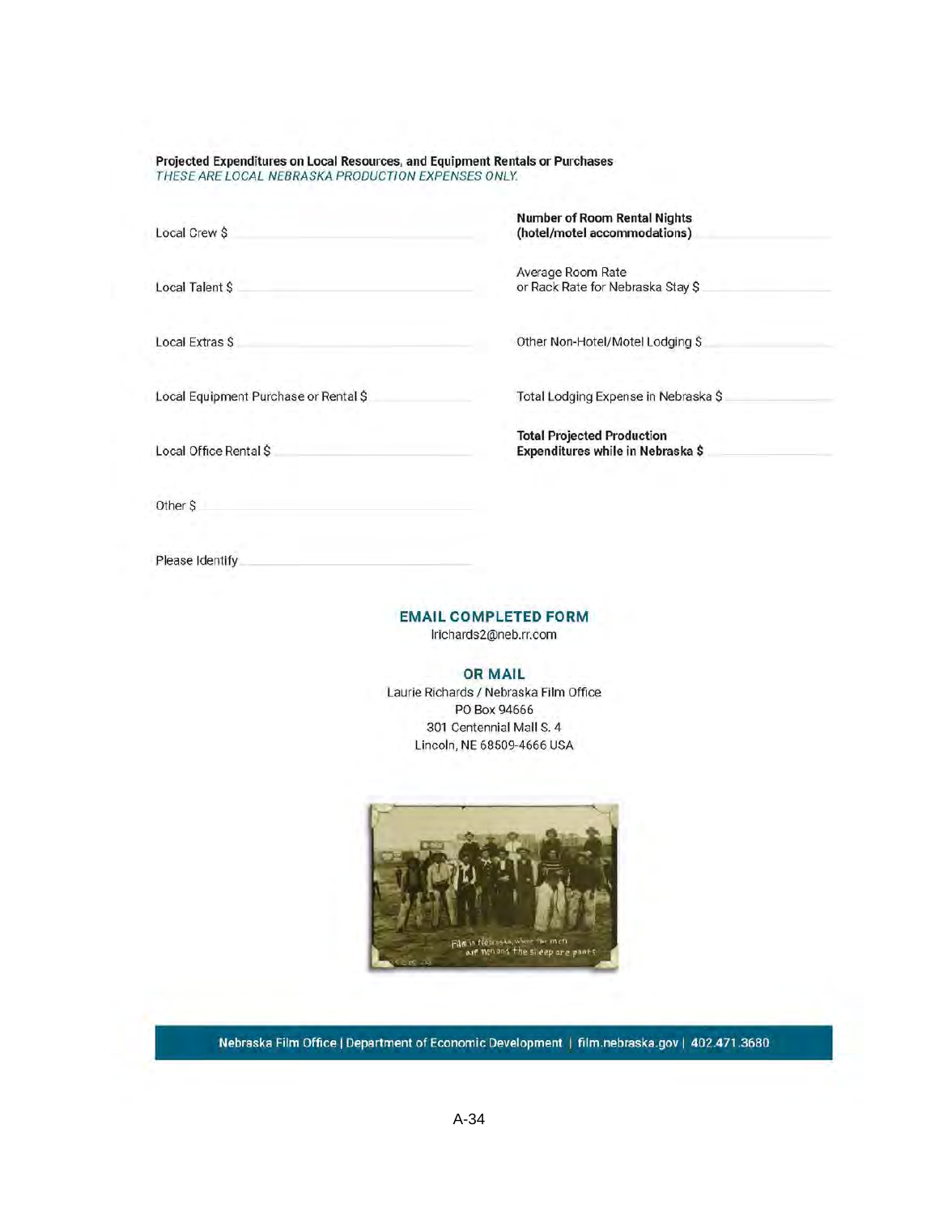**Projected Expenditures on Local Resources, and Equipment Rentals or Purchases**
*THESE ARE LOCAL NEBRASKA PRODUCTION EXPENSES ONLY.*

Local Crew $ ____________________

Local Talent $ ____________________

Local Extras $ ____________________

Local Equipment Purchase or Rental $ ____________________

Local Office Rental $ ____________________

Other $ ____________________

Please Identify ____________________

**Number of Room Rental Nights (hotel/motel accommodations)** ____________________

Average Room Rate or Rack Rate for Nebraska Stay $ ____________________

Other Non-Hotel/Motel Lodging $ ____________________

Total Lodging Expense in Nebraska $ ____________________

**Total Projected Production Expenditures while in Nebraska $** ____________________

## EMAIL COMPLETED FORM

lrichards2@neb.rr.com

## OR MAIL

Laurie Richards / Nebraska Film Office
PO Box 94666
301 Centennial Mall S. 4
Lincoln, NE 68509-4666 USA

Nebraska Film Office | Department of Economic Development | film.nebraska.gov | 402.471.3680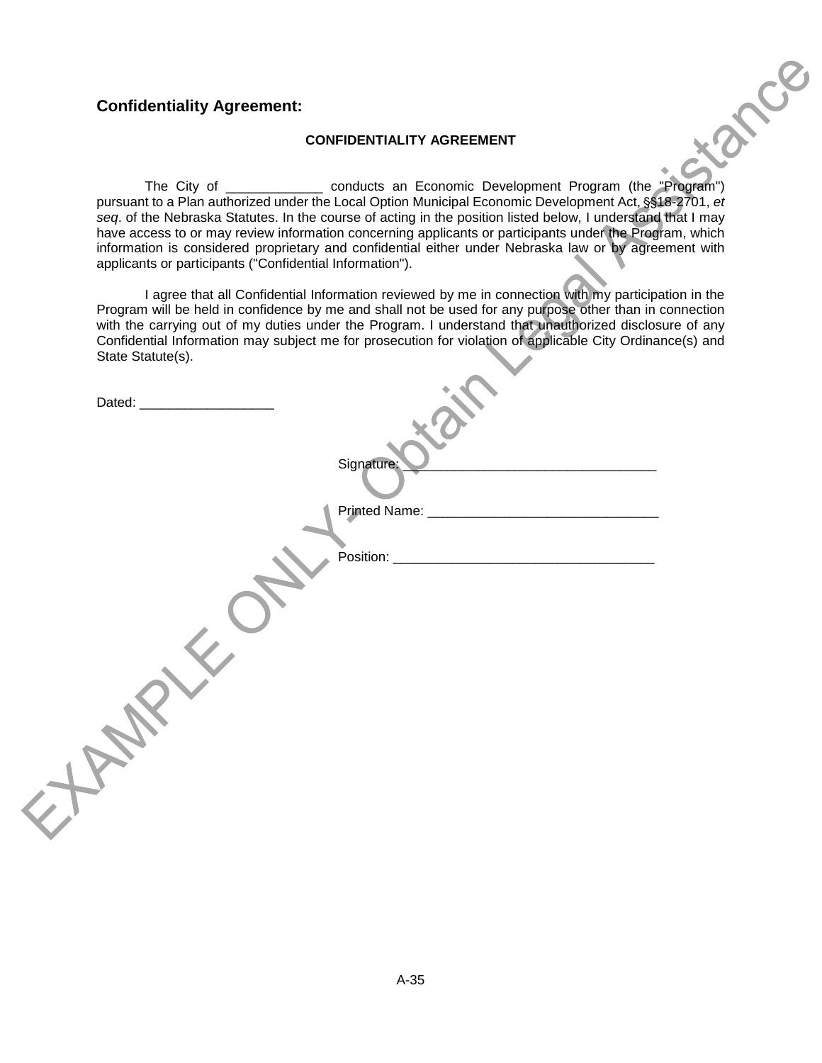## Confidentiality Agreement:

**CONFIDENTIALITY AGREEMENT**

The City of _____________ conducts an Economic Development Program (the "Program") pursuant to a Plan authorized under the Local Option Municipal Economic Development Act, §§18-2701, *et seq*. of the Nebraska Statutes. In the course of acting in the position listed below, I understand that I may have access to or may review information concerning applicants or participants under the Program, which information is considered proprietary and confidential either under Nebraska law or by agreement with applicants or participants ("Confidential Information").

I agree that all Confidential Information reviewed by me in connection with my participation in the Program will be held in confidence by me and shall not be used for any purpose other than in connection with the carrying out of my duties under the Program. I understand that unauthorized disclosure of any Confidential Information may subject me for prosecution for violation of applicable City Ordinance(s) and State Statute(s).

Dated: __________________

Signature: _________________________________

Printed Name: ______________________________

Position: __________________________________

EXAMPLE ONLY - Obtain Legal Assistance